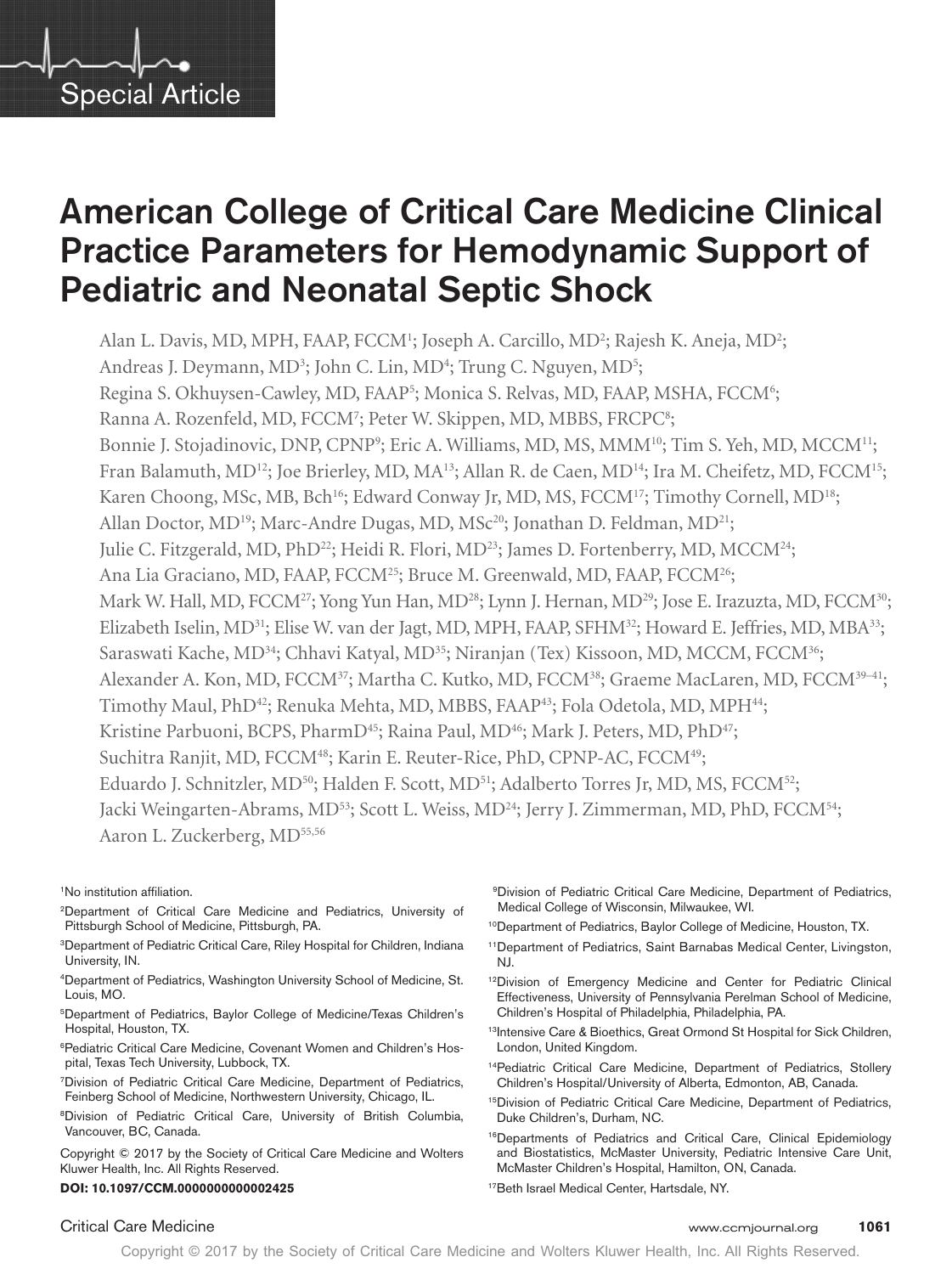Special Article

# American College of Critical Care Medicine Clinical Practice Parameters for Hemodynamic Support of Pediatric and Neonatal Septic Shock

Alan L. Davis, MD, MPH, FAAP, FCCM[1]; Joseph A. Carcillo, MD[2]; Rajesh K. Aneja, MD[2]; Andreas J. Deymann, MD[3]; John C. Lin, MD[4]; Trung C. Nguyen, MD[5]; Regina S. Okhuysen-Cawley, MD, FAAP[5]; Monica S. Relvas, MD, FAAP, MSHA, FCCM[6]; Ranna A. Rozenfeld, MD, FCCM[7]; Peter W. Skippen, MD, MBBS, FRCPC[8]; Bonnie J. Stojadinovic, DNP, CPNP[9]; Eric A. Williams, MD, MS, MMM[10]; Tim S. Yeh, MD, MCCM[11]; Fran Balamuth, MD[12]; Joe Brierley, MD, MA[13]; Allan R. de Caen, MD[14]; Ira M. Cheifetz, MD, FCCM[15]; Karen Choong, MSc, MB, Bch[16]; Edward Conway Jr, MD, MS, FCCM[17]; Timothy Cornell, MD[18]; Allan Doctor, MD[19]; Marc-Andre Dugas, MD, MSc[20]; Jonathan D. Feldman, MD[21]; Julie C. Fitzgerald, MD, PhD[22]; Heidi R. Flori, MD[23]; James D. Fortenberry, MD, MCCM[24]; Ana Lia Graciano, MD, FAAP, FCCM[25]; Bruce M. Greenwald, MD, FAAP, FCCM[26]; Mark W. Hall, MD, FCCM[27]; Yong Yun Han, MD[28]; Lynn J. Hernan, MD[29]; Jose E. Irazuzta, MD, FCCM[30]; Elizabeth Iselin, MD[31]; Elise W. van der Jagt, MD, MPH, FAAP, SFHM[32]; Howard E. Jeffries, MD, MBA[33]; Saraswati Kache, MD[34]; Chhavi Katyal, MD[35]; Niranjan (Tex) Kissoon, MD, MCCM, FCCM[36]; Alexander A. Kon, MD, FCCM[37]; Martha C. Kutko, MD, FCCM[38]; Graeme MacLaren, MD, FCCM[39–41]; Timothy Maul, PhD[42]; Renuka Mehta, MD, MBBS, FAAP[43]; Fola Odetola, MD, MPH[44]; Kristine Parbuoni, BCPS, PharmD[45]; Raina Paul, MD[46]; Mark J. Peters, MD, PhD[47]; Suchitra Ranjit, MD, FCCM[48]; Karin E. Reuter-Rice, PhD, CPNP-AC, FCCM[49]; Eduardo J. Schnitzler, MD[50]; Halden F. Scott, MD[51]; Adalberto Torres Jr, MD, MS, FCCM[52]; Jacki Weingarten-Abrams, MD[53]; Scott L. Weiss, MD[24]; Jerry J. Zimmerman, MD, PhD, FCCM[54]; Aaron L. Zuckerberg, MD[55,56]

[1]No institution affiliation.

[2]Department of Critical Care Medicine and Pediatrics, University of Pittsburgh School of Medicine, Pittsburgh, PA.

[3]Department of Pediatric Critical Care, Riley Hospital for Children, Indiana University, IN.

[4]Department of Pediatrics, Washington University School of Medicine, St. Louis, MO.

[5]Department of Pediatrics, Baylor College of Medicine/Texas Children's Hospital, Houston, TX.

[6]Pediatric Critical Care Medicine, Covenant Women and Children's Hospital, Texas Tech University, Lubbock, TX.

[7]Division of Pediatric Critical Care Medicine, Department of Pediatrics, Feinberg School of Medicine, Northwestern University, Chicago, IL.

[8]Division of Pediatric Critical Care, University of British Columbia, Vancouver, BC, Canada.

Copyright © 2017 by the Society of Critical Care Medicine and Wolters Kluwer Health, Inc. All Rights Reserved.

**DOI: 10.1097/CCM.0000000000002425**

[9]Division of Pediatric Critical Care Medicine, Department of Pediatrics, Medical College of Wisconsin, Milwaukee, WI.

[10]Department of Pediatrics, Baylor College of Medicine, Houston, TX.

[11]Department of Pediatrics, Saint Barnabas Medical Center, Livingston, NJ.

[12]Division of Emergency Medicine and Center for Pediatric Clinical Effectiveness, University of Pennsylvania Perelman School of Medicine, Children's Hospital of Philadelphia, Philadelphia, PA.

[13]Intensive Care & Bioethics, Great Ormond St Hospital for Sick Children, London, United Kingdom.

[14]Pediatric Critical Care Medicine, Department of Pediatrics, Stollery Children's Hospital/University of Alberta, Edmonton, AB, Canada.

[15]Division of Pediatric Critical Care Medicine, Department of Pediatrics, Duke Children's, Durham, NC.

[16]Departments of Pediatrics and Critical Care, Clinical Epidemiology and Biostatistics, McMaster University, Pediatric Intensive Care Unit, McMaster Children's Hospital, Hamilton, ON, Canada.

[17]Beth Israel Medical Center, Hartsdale, NY.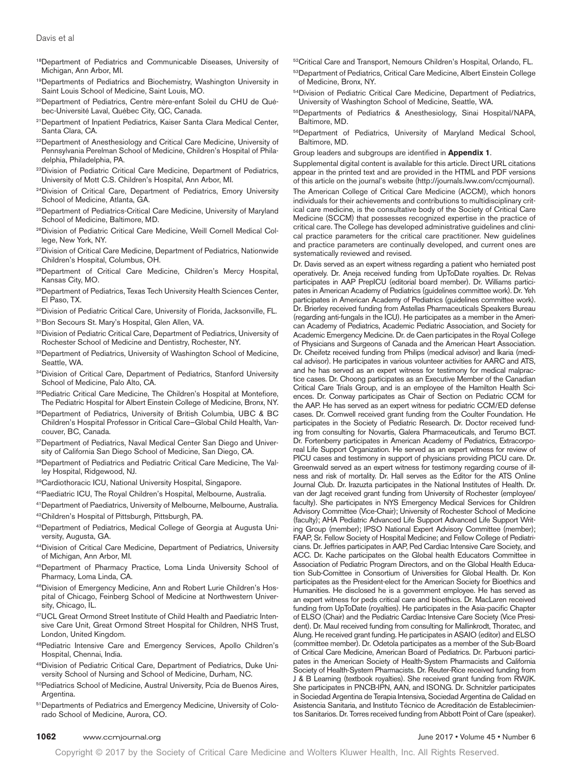[18]Department of Pediatrics and Communicable Diseases, University of Michigan, Ann Arbor, MI.

[19]Departments of Pediatrics and Biochemistry, Washington University in Saint Louis School of Medicine, Saint Louis, MO.

[20]Department of Pediatrics, Centre mère-enfant Soleil du CHU de Québec-Université Laval, Québec City, QC, Canada.

[21]Department of Inpatient Pediatrics, Kaiser Santa Clara Medical Center, Santa Clara, CA.

[22]Department of Anesthesiology and Critical Care Medicine, University of Pennsylvania Perelman School of Medicine, Children's Hospital of Philadelphia, Philadelphia, PA.

[23]Division of Pediatric Critical Care Medicine, Department of Pediatrics, University of Mott C.S. Children's Hospital, Ann Arbor, MI.

[24]Division of Critical Care, Department of Pediatrics, Emory University School of Medicine, Atlanta, GA.

[25]Department of Pediatrics-Critical Care Medicine, University of Maryland School of Medicine, Baltimore, MD.

[26]Division of Pediatric Critical Care Medicine, Weill Cornell Medical College, New York, NY.

[27]Division of Critical Care Medicine, Department of Pediatrics, Nationwide Children's Hospital, Columbus, OH.

[28]Department of Critical Care Medicine, Children's Mercy Hospital, Kansas City, MO.

[29]Department of Pediatrics, Texas Tech University Health Sciences Center, El Paso, TX.

[30]Division of Pediatric Critical Care, University of Florida, Jacksonville, FL.

[31]Bon Secours St. Mary's Hospital, Glen Allen, VA.

[32]Division of Pediatric Critical Care, Department of Pediatrics, University of Rochester School of Medicine and Dentistry, Rochester, NY.

[33]Department of Pediatrics, University of Washington School of Medicine, Seattle, WA.

[34]Division of Critical Care, Department of Pediatrics, Stanford University School of Medicine, Palo Alto, CA.

[35]Pediatric Critical Care Medicine, The Children's Hospital at Montefiore, The Pediatric Hospital for Albert Einstein College of Medicine, Bronx, NY.

[36]Department of Pediatrics, University of British Columbia, UBC & BC Children's Hospital Professor in Critical Care—Global Child Health, Vancouver, BC, Canada.

[37]Department of Pediatrics, Naval Medical Center San Diego and University of California San Diego School of Medicine, San Diego, CA.

[38]Department of Pediatrics and Pediatric Critical Care Medicine, The Valley Hospital, Ridgewood, NJ.

[39]Cardiothoracic ICU, National University Hospital, Singapore.

[40]Paediatric ICU, The Royal Children's Hospital, Melbourne, Australia.

[41]Department of Paediatrics, University of Melbourne, Melbourne, Australia.

[42]Children's Hospital of Pittsburgh, Pittsburgh, PA.

[43]Department of Pediatrics, Medical College of Georgia at Augusta University, Augusta, GA.

[44]Division of Critical Care Medicine, Department of Pediatrics, University of Michigan, Ann Arbor, MI.

[45]Department of Pharmacy Practice, Loma Linda University School of Pharmacy, Loma Linda, CA.

[46]Division of Emergency Medicine, Ann and Robert Lurie Children's Hospital of Chicago, Feinberg School of Medicine at Northwestern University, Chicago, IL.

[47]UCL Great Ormond Street Institute of Child Health and Paediatric Intensive Care Unit, Great Ormond Street Hospital for Children, NHS Trust, London, United Kingdom.

[48]Pediatric Intensive Care and Emergency Services, Apollo Children's Hospital, Chennai, India.

[49]Division of Pediatric Critical Care, Department of Pediatrics, Duke University School of Nursing and School of Medicine, Durham, NC.

[50]Pediatrics School of Medicine, Austral University, Pcia de Buenos Aires, Argentina.

[51]Departments of Pediatrics and Emergency Medicine, University of Colorado School of Medicine, Aurora, CO.

[52]Critical Care and Transport, Nemours Children's Hospital, Orlando, FL.

[53]Department of Pediatrics, Critical Care Medicine, Albert Einstein College of Medicine, Bronx, NY.

[54]Division of Pediatric Critical Care Medicine, Department of Pediatrics, University of Washington School of Medicine, Seattle, WA.

[55]Departments of Pediatrics & Anesthesiology, Sinai Hospital/NAPA, Baltimore, MD.

[56]Department of Pediatrics, University of Maryland Medical School, Baltimore, MD.

Group leaders and subgroups are identified in **Appendix 1**.

Supplemental digital content is available for this article. Direct URL citations appear in the printed text and are provided in the HTML and PDF versions of this article on the journal's website (http://journals.lww.com/ccmjournal).

The American College of Critical Care Medicine (ACCM), which honors individuals for their achievements and contributions to multidisciplinary critical care medicine, is the consultative body of the Society of Critical Care Medicine (SCCM) that possesses recognized expertise in the practice of critical care. The College has developed administrative guidelines and clinical practice parameters for the critical care practitioner. New guidelines and practice parameters are continually developed, and current ones are systematically reviewed and revised.

Dr. Davis served as an expert witness regarding a patient who herniated post operatively. Dr. Aneja received funding from UpToDate royalties. Dr. Relvas participates in AAP PrepICU (editorial board member). Dr. Williams participates in American Academy of Pediatrics (guidelines committee work). Dr. Yeh participates in American Academy of Pediatrics (guidelines committee work). Dr. Brierley received funding from Astellas Pharmaceuticals Speakers Bureau (regarding anti-fungals in the ICU). He participates as a member in the American Academy of Pediatrics, Academic Pediatric Association, and Society for Academic Emergency Medicine. Dr. de Caen participates in the Royal College of Physicians and Surgeons of Canada and the American Heart Association. Dr. Cheifetz received funding from Philips (medical advisor) and Ikaria (medical advisor). He participates in various volunteer activities for AARC and ATS, and he has served as an expert witness for testimony for medical malpractice cases. Dr. Choong participates as an Executive Member of the Canadian Critical Care Trials Group, and is an employee of the Hamilton Health Sciences. Dr. Conway participates as Chair of Section on Pediatric CCM for the AAP. He has served as an expert witness for pediatric CCM/ED defense cases. Dr. Cornwell received grant funding from the Coulter Foundation. He participates in the Society of Pediatric Research. Dr. Doctor received funding from consulting for Novartis, Galera Pharmaceuticals, and Terumo BCT. Dr. Fortenberry participates in American Academy of Pediatrics, Extracorporeal Life Support Organization. He served as an expert witness for review of PICU cases and testimony in support of physicians providing PICU care. Dr. Greenwald served as an expert witness for testimony regarding course of illness and risk of mortality. Dr. Hall serves as the Editor for the ATS Online Journal Club. Dr. Irazuzta participates in the National Institutes of Health. Dr. van der Jagt received grant funding from University of Rochester (employee/faculty). She participates in NYS Emergency Medical Services for Children Advisory Committee (Vice-Chair); University of Rochester School of Medicine (faculty); AHA Pediatric Advanced Life Support Advanced Life Support Writing Group (member); IPSO National Expert Advisory Committee (member); FAAP, Sr. Fellow Society of Hospital Medicine; and Fellow College of Pediatricians. Dr. Jeffries participates in AAP, Ped Cardiac Intensive Care Society, and ACC. Dr. Kache participates on the Global health Educators Committee in Association of Pediatric Program Directors, and on the Global Health Education Sub-Comittee in Consortium of Universities for Global Health. Dr. Kon participates as the President-elect for the American Society for Bioethics and Humanities. He disclosed he is a government employee. He has served as an expert witness for peds critical care and bioethics. Dr. MacLaren received funding from UpToDate (royalties). He participates in the Asia-pacific Chapter of ELSO (Chair) and the Pediatric Cardiac Intensive Care Society (Vice President). Dr. Maul received funding from consulting for Mallinkrodt, Thoratec, and Alung. He received grant funding. He participates in ASAIO (editor) and ELSO (committee member). Dr. Odetola participates as a member of the Sub-Board of Critical Care Medicine, American Board of Pediatrics. Dr. Parbuoni participates in the American Society of Health-System Pharmacists and California Society of Health-System Pharmacists. Dr. Reuter-Rice received funding from J & B Learning (textbook royalties). She received grant funding from RWJK. She participates in PNCB-IPN, AAN, and ISONG. Dr. Schnitzler participates in Sociedad Argentina de Terapia Intensiva, Sociedad Argentina de Calidad en Asistencia Sanitaria, and Instituto Técnico de Acreditación de Establecimientos Sanitarios. Dr. Torres received funding from Abbott Point of Care (speaker).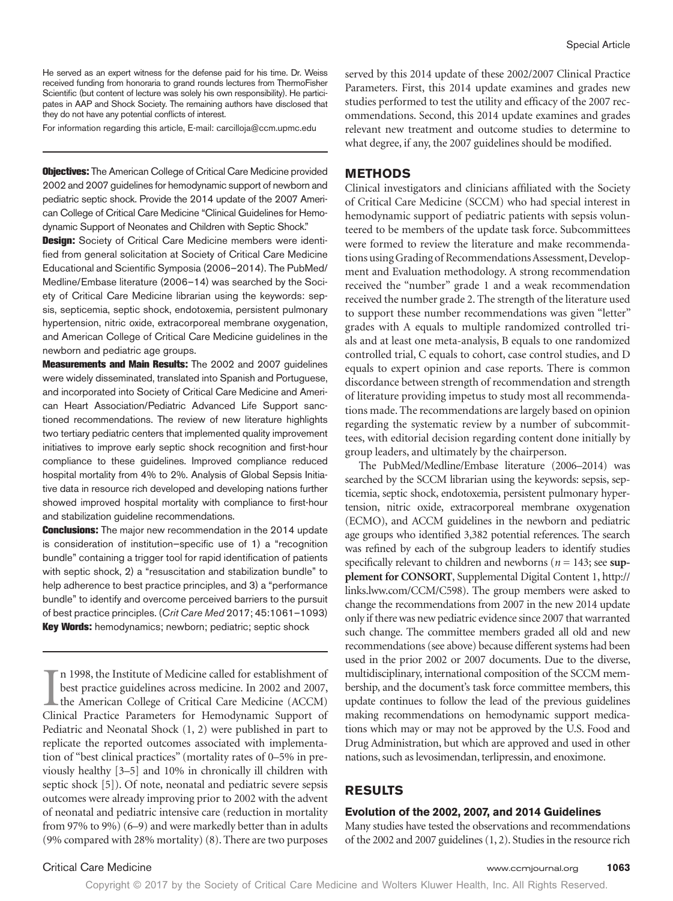He served as an expert witness for the defense paid for his time. Dr. Weiss received funding from honoraria to grand rounds lectures from ThermoFisher Scientific (but content of lecture was solely his own responsibility). He participates in AAP and Shock Society. The remaining authors have disclosed that they do not have any potential conflicts of interest.

For information regarding this article, E-mail: carcilloja@ccm.upmc.edu

**Objectives:** The American College of Critical Care Medicine provided 2002 and 2007 guidelines for hemodynamic support of newborn and pediatric septic shock. Provide the 2014 update of the 2007 American College of Critical Care Medicine "Clinical Guidelines for Hemodynamic Support of Neonates and Children with Septic Shock."

**Design:** Society of Critical Care Medicine members were identified from general solicitation at Society of Critical Care Medicine Educational and Scientific Symposia (2006–2014). The PubMed/Medline/Embase literature (2006–14) was searched by the Society of Critical Care Medicine librarian using the keywords: sepsis, septicemia, septic shock, endotoxemia, persistent pulmonary hypertension, nitric oxide, extracorporeal membrane oxygenation, and American College of Critical Care Medicine guidelines in the newborn and pediatric age groups.

**Measurements and Main Results:** The 2002 and 2007 guidelines were widely disseminated, translated into Spanish and Portuguese, and incorporated into Society of Critical Care Medicine and American Heart Association/Pediatric Advanced Life Support sanctioned recommendations. The review of new literature highlights two tertiary pediatric centers that implemented quality improvement initiatives to improve early septic shock recognition and first-hour compliance to these guidelines. Improved compliance reduced hospital mortality from 4% to 2%. Analysis of Global Sepsis Initiative data in resource rich developed and developing nations further showed improved hospital mortality with compliance to first-hour and stabilization guideline recommendations.

**Conclusions:** The major new recommendation in the 2014 update is consideration of institution–specific use of 1) a "recognition bundle" containing a trigger tool for rapid identification of patients with septic shock, 2) a "resuscitation and stabilization bundle" to help adherence to best practice principles, and 3) a "performance bundle" to identify and overcome perceived barriers to the pursuit of best practice principles. (*Crit Care Med* 2017; 45:1061–1093)

**Key Words:** hemodynamics; newborn; pediatric; septic shock

In 1998, the Institute of Medicine called for establishment of best practice guidelines across medicine. In 2002 and 2007, the American College of Critical Care Medicine (ACCM) Clinical Practice Parameters for Hemodynamic Support of Pediatric and Neonatal Shock (1, 2) were published in part to replicate the reported outcomes associated with implementation of "best clinical practices" (mortality rates of 0–5% in previously healthy [3–5] and 10% in chronically ill children with septic shock [5]). Of note, neonatal and pediatric severe sepsis outcomes were already improving prior to 2002 with the advent of neonatal and pediatric intensive care (reduction in mortality from 97% to 9%) (6–9) and were markedly better than in adults (9% compared with 28% mortality) (8). There are two purposes served by this 2014 update of these 2002/2007 Clinical Practice Parameters. First, this 2014 update examines and grades new studies performed to test the utility and efficacy of the 2007 recommendations. Second, this 2014 update examines and grades relevant new treatment and outcome studies to determine to what degree, if any, the 2007 guidelines should be modified.

## METHODS

Clinical investigators and clinicians affiliated with the Society of Critical Care Medicine (SCCM) who had special interest in hemodynamic support of pediatric patients with sepsis volunteered to be members of the update task force. Subcommittees were formed to review the literature and make recommendations using Grading of Recommendations Assessment, Development and Evaluation methodology. A strong recommendation received the "number" grade 1 and a weak recommendation received the number grade 2. The strength of the literature used to support these number recommendations was given "letter" grades with A equals to multiple randomized controlled trials and at least one meta-analysis, B equals to one randomized controlled trial, C equals to cohort, case control studies, and D equals to expert opinion and case reports. There is common discordance between strength of recommendation and strength of literature providing impetus to study most all recommendations made. The recommendations are largely based on opinion regarding the systematic review by a number of subcommittees, with editorial decision regarding content done initially by group leaders, and ultimately by the chairperson.

The PubMed/Medline/Embase literature (2006–2014) was searched by the SCCM librarian using the keywords: sepsis, septicemia, septic shock, endotoxemia, persistent pulmonary hypertension, nitric oxide, extracorporeal membrane oxygenation (ECMO), and ACCM guidelines in the newborn and pediatric age groups who identified 3,382 potential references. The search was refined by each of the subgroup leaders to identify studies specifically relevant to children and newborns (*n* = 143; see **supplement for CONSORT**, Supplemental Digital Content 1, http://links.lww.com/CCM/C598). The group members were asked to change the recommendations from 2007 in the new 2014 update only if there was new pediatric evidence since 2007 that warranted such change. The committee members graded all old and new recommendations (see above) because different systems had been used in the prior 2002 or 2007 documents. Due to the diverse, multidisciplinary, international composition of the SCCM membership, and the document's task force committee members, this update continues to follow the lead of the previous guidelines making recommendations on hemodynamic support medications which may or may not be approved by the U.S. Food and Drug Administration, but which are approved and used in other nations, such as levosimendan, terlipressin, and enoximone.

## RESULTS

### Evolution of the 2002, 2007, and 2014 Guidelines

Many studies have tested the observations and recommendations of the 2002 and 2007 guidelines (1, 2). Studies in the resource rich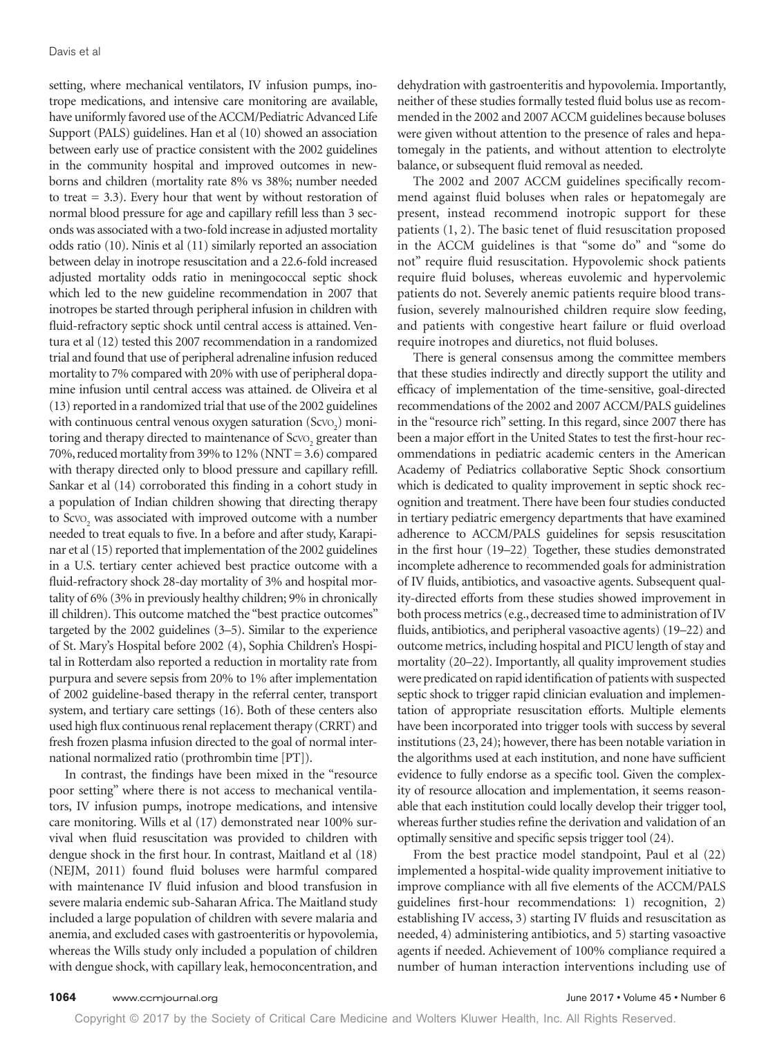setting, where mechanical ventilators, IV infusion pumps, inotrope medications, and intensive care monitoring are available, have uniformly favored use of the ACCM/Pediatric Advanced Life Support (PALS) guidelines. Han et al (10) showed an association between early use of practice consistent with the 2002 guidelines in the community hospital and improved outcomes in newborns and children (mortality rate 8% vs 38%; number needed to treat = 3.3). Every hour that went by without restoration of normal blood pressure for age and capillary refill less than 3 seconds was associated with a two-fold increase in adjusted mortality odds ratio (10). Ninis et al (11) similarly reported an association between delay in inotrope resuscitation and a 22.6-fold increased adjusted mortality odds ratio in meningococcal septic shock which led to the new guideline recommendation in 2007 that inotropes be started through peripheral infusion in children with fluid-refractory septic shock until central access is attained. Ventura et al (12) tested this 2007 recommendation in a randomized trial and found that use of peripheral adrenaline infusion reduced mortality to 7% compared with 20% with use of peripheral dopamine infusion until central access was attained. de Oliveira et al (13) reported in a randomized trial that use of the 2002 guidelines with continuous central venous oxygen saturation ($Scvo_2$) monitoring and therapy directed to maintenance of $Scvo_2$ greater than 70%, reduced mortality from 39% to 12% (NNT = 3.6) compared with therapy directed only to blood pressure and capillary refill. Sankar et al (14) corroborated this finding in a cohort study in a population of Indian children showing that directing therapy to $Scvo_2$ was associated with improved outcome with a number needed to treat equals to five. In a before and after study, Karapinar et al (15) reported that implementation of the 2002 guidelines in a U.S. tertiary center achieved best practice outcome with a fluid-refractory shock 28-day mortality of 3% and hospital mortality of 6% (3% in previously healthy children; 9% in chronically ill children). This outcome matched the "best practice outcomes" targeted by the 2002 guidelines (3–5). Similar to the experience of St. Mary's Hospital before 2002 (4), Sophia Children's Hospital in Rotterdam also reported a reduction in mortality rate from purpura and severe sepsis from 20% to 1% after implementation of 2002 guideline-based therapy in the referral center, transport system, and tertiary care settings (16). Both of these centers also used high flux continuous renal replacement therapy (CRRT) and fresh frozen plasma infusion directed to the goal of normal international normalized ratio (prothrombin time [PT]).

In contrast, the findings have been mixed in the "resource poor setting" where there is not access to mechanical ventilators, IV infusion pumps, inotrope medications, and intensive care monitoring. Wills et al (17) demonstrated near 100% survival when fluid resuscitation was provided to children with dengue shock in the first hour. In contrast, Maitland et al (18) (NEJM, 2011) found fluid boluses were harmful compared with maintenance IV fluid infusion and blood transfusion in severe malaria endemic sub-Saharan Africa. The Maitland study included a large population of children with severe malaria and anemia, and excluded cases with gastroenteritis or hypovolemia, whereas the Wills study only included a population of children with dengue shock, with capillary leak, hemoconcentration, and dehydration with gastroenteritis and hypovolemia. Importantly, neither of these studies formally tested fluid bolus use as recommended in the 2002 and 2007 ACCM guidelines because boluses were given without attention to the presence of rales and hepatomegaly in the patients, and without attention to electrolyte balance, or subsequent fluid removal as needed.

The 2002 and 2007 ACCM guidelines specifically recommend against fluid boluses when rales or hepatomegaly are present, instead recommend inotropic support for these patients (1, 2). The basic tenet of fluid resuscitation proposed in the ACCM guidelines is that "some do" and "some do not" require fluid resuscitation. Hypovolemic shock patients require fluid boluses, whereas euvolemic and hypervolemic patients do not. Severely anemic patients require blood transfusion, severely malnourished children require slow feeding, and patients with congestive heart failure or fluid overload require inotropes and diuretics, not fluid boluses.

There is general consensus among the committee members that these studies indirectly and directly support the utility and efficacy of implementation of the time-sensitive, goal-directed recommendations of the 2002 and 2007 ACCM/PALS guidelines in the "resource rich" setting. In this regard, since 2007 there has been a major effort in the United States to test the first-hour recommendations in pediatric academic centers in the American Academy of Pediatrics collaborative Septic Shock consortium which is dedicated to quality improvement in septic shock recognition and treatment. There have been four studies conducted in tertiary pediatric emergency departments that have examined adherence to ACCM/PALS guidelines for sepsis resuscitation in the first hour (19–22). Together, these studies demonstrated incomplete adherence to recommended goals for administration of IV fluids, antibiotics, and vasoactive agents. Subsequent quality-directed efforts from these studies showed improvement in both process metrics (e.g., decreased time to administration of IV fluids, antibiotics, and peripheral vasoactive agents) (19–22) and outcome metrics, including hospital and PICU length of stay and mortality (20–22). Importantly, all quality improvement studies were predicated on rapid identification of patients with suspected septic shock to trigger rapid clinician evaluation and implementation of appropriate resuscitation efforts. Multiple elements have been incorporated into trigger tools with success by several institutions (23, 24); however, there has been notable variation in the algorithms used at each institution, and none have sufficient evidence to fully endorse as a specific tool. Given the complexity of resource allocation and implementation, it seems reasonable that each institution could locally develop their trigger tool, whereas further studies refine the derivation and validation of an optimally sensitive and specific sepsis trigger tool (24).

From the best practice model standpoint, Paul et al (22) implemented a hospital-wide quality improvement initiative to improve compliance with all five elements of the ACCM/PALS guidelines first-hour recommendations: 1) recognition, 2) establishing IV access, 3) starting IV fluids and resuscitation as needed, 4) administering antibiotics, and 5) starting vasoactive agents if needed. Achievement of 100% compliance required a number of human interaction interventions including use of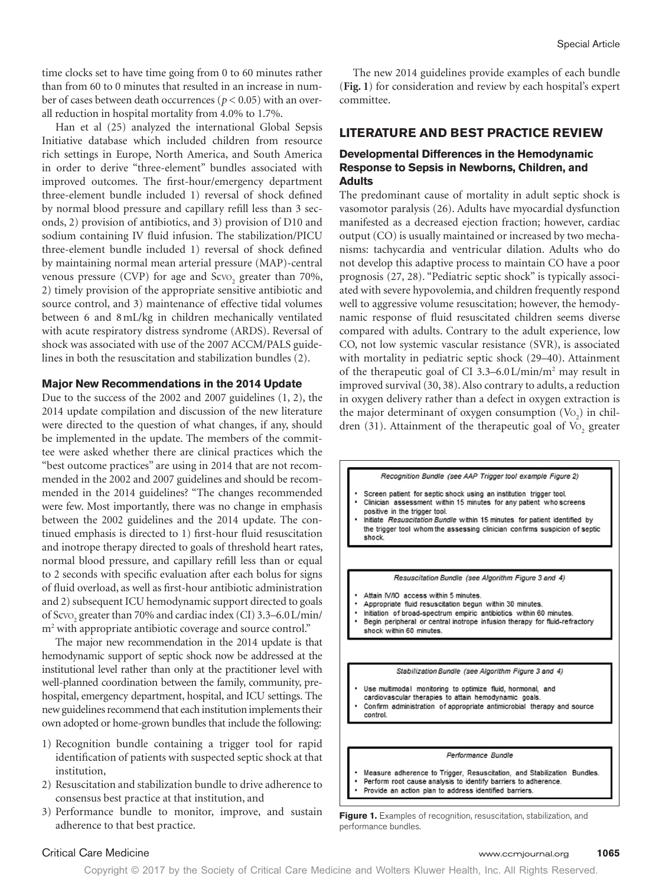time clocks set to have time going from 0 to 60 minutes rather than from 60 to 0 minutes that resulted in an increase in number of cases between death occurrences ($p < 0.05$) with an overall reduction in hospital mortality from 4.0% to 1.7%.

Han et al (25) analyzed the international Global Sepsis Initiative database which included children from resource rich settings in Europe, North America, and South America in order to derive "three-element" bundles associated with improved outcomes. The first-hour/emergency department three-element bundle included 1) reversal of shock defined by normal blood pressure and capillary refill less than 3 seconds, 2) provision of antibiotics, and 3) provision of D10 and sodium containing IV fluid infusion. The stabilization/PICU three-element bundle included 1) reversal of shock defined by maintaining normal mean arterial pressure (MAP)-central venous pressure (CVP) for age and $ScvO_2$ greater than 70%, 2) timely provision of the appropriate sensitive antibiotic and source control, and 3) maintenance of effective tidal volumes between 6 and 8 mL/kg in children mechanically ventilated with acute respiratory distress syndrome (ARDS). Reversal of shock was associated with use of the 2007 ACCM/PALS guidelines in both the resuscitation and stabilization bundles (2).

### Major New Recommendations in the 2014 Update

Due to the success of the 2002 and 2007 guidelines (1, 2), the 2014 update compilation and discussion of the new literature were directed to the question of what changes, if any, should be implemented in the update. The members of the committee were asked whether there are clinical practices which the "best outcome practices" are using in 2014 that are not recommended in the 2002 and 2007 guidelines and should be recommended in the 2014 guidelines? "The changes recommended were few. Most importantly, there was no change in emphasis between the 2002 guidelines and the 2014 update. The continued emphasis is directed to 1) first-hour fluid resuscitation and inotrope therapy directed to goals of threshold heart rates, normal blood pressure, and capillary refill less than or equal to 2 seconds with specific evaluation after each bolus for signs of fluid overload, as well as first-hour antibiotic administration and 2) subsequent ICU hemodynamic support directed to goals of $ScvO_2$ greater than 70% and cardiac index (CI) 3.3–6.0 L/min/m$^2$ with appropriate antibiotic coverage and source control."

The major new recommendation in the 2014 update is that hemodynamic support of septic shock now be addressed at the institutional level rather than only at the practitioner level with well-planned coordination between the family, community, prehospital, emergency department, hospital, and ICU settings. The new guidelines recommend that each institution implements their own adopted or home-grown bundles that include the following:

1) Recognition bundle containing a trigger tool for rapid identification of patients with suspected septic shock at that institution,
2) Resuscitation and stabilization bundle to drive adherence to consensus best practice at that institution, and
3) Performance bundle to monitor, improve, and sustain adherence to that best practice.

The new 2014 guidelines provide examples of each bundle (**Fig. 1**) for consideration and review by each hospital's expert committee.

## LITERATURE AND BEST PRACTICE REVIEW

### Developmental Differences in the Hemodynamic Response to Sepsis in Newborns, Children, and Adults

The predominant cause of mortality in adult septic shock is vasomotor paralysis (26). Adults have myocardial dysfunction manifested as a decreased ejection fraction; however, cardiac output (CO) is usually maintained or increased by two mechanisms: tachycardia and ventricular dilation. Adults who do not develop this adaptive process to maintain CO have a poor prognosis (27, 28). "Pediatric septic shock" is typically associated with severe hypovolemia, and children frequently respond well to aggressive volume resuscitation; however, the hemodynamic response of fluid resuscitated children seems diverse compared with adults. Contrary to the adult experience, low CO, not low systemic vascular resistance (SVR), is associated with mortality in pediatric septic shock (29–40). Attainment of the therapeutic goal of CI 3.3–6.0 L/min/m$^2$ may result in improved survival (30, 38). Also contrary to adults, a reduction in oxygen delivery rather than a defect in oxygen extraction is the major determinant of oxygen consumption ($VO_2$) in children (31). Attainment of the therapeutic goal of $VO_2$ greater

*Recognition Bundle (see AAP Trigger tool example Figure 2)*

- Screen patient for septic shock using an institution trigger tool.
- Clinician assessment within 15 minutes for any patient who screens positive in the trigger tool.
- Initiate *Resuscitation Bundle* within 15 minutes for patient identified by the trigger tool whom the assessing clinician confirms suspicion of septic shock.

*Resuscitation Bundle (see Algorithm Figure 3 and 4)*

- Attain IV/IO access within 5 minutes.
- Appropriate fluid resuscitation begun within 30 minutes.
- Initiation of broad-spectrum empiric antibiotics within 60 minutes.
- Begin peripheral or central inotrope infusion therapy for fluid-refractory shock within 60 minutes.

*Stabilization Bundle (see Algorithm Figure 3 and 4)*

- Use multimodal monitoring to optimize fluid, hormonal, and cardiovascular therapies to attain hemodynamic goals.
- Confirm administration of appropriate antimicrobial therapy and source control.

*Performance Bundle*

- Measure adherence to Trigger, Resuscitation, and Stabilization Bundles.
- Perform root cause analysis to identify barriers to adherence.
- Provide an action plan to address identified barriers.

**Figure 1.** Examples of recognition, resuscitation, stabilization, and performance bundles.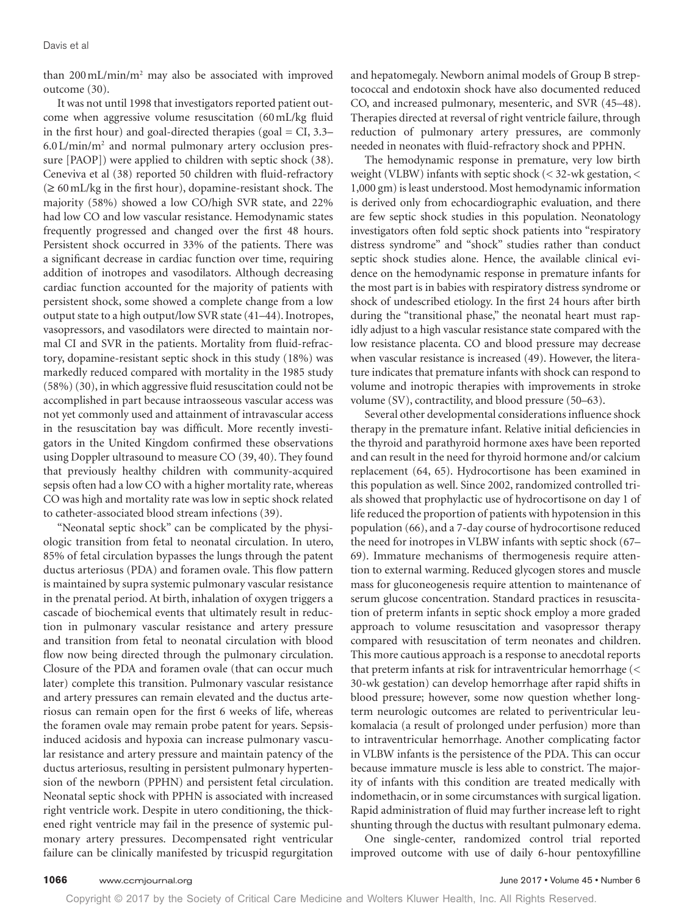than 200 mL/min/m$^2$ may also be associated with improved outcome (30).

It was not until 1998 that investigators reported patient outcome when aggressive volume resuscitation (60 mL/kg fluid in the first hour) and goal-directed therapies (goal = CI, 3.3–6.0 L/min/m$^2$ and normal pulmonary artery occlusion pressure [PAOP]) were applied to children with septic shock (38). Ceneviva et al (38) reported 50 children with fluid-refractory (≥ 60 mL/kg in the first hour), dopamine-resistant shock. The majority (58%) showed a low CO/high SVR state, and 22% had low CO and low vascular resistance. Hemodynamic states frequently progressed and changed over the first 48 hours. Persistent shock occurred in 33% of the patients. There was a significant decrease in cardiac function over time, requiring addition of inotropes and vasodilators. Although decreasing cardiac function accounted for the majority of patients with persistent shock, some showed a complete change from a low output state to a high output/low SVR state (41–44). Inotropes, vasopressors, and vasodilators were directed to maintain normal CI and SVR in the patients. Mortality from fluid-refractory, dopamine-resistant septic shock in this study (18%) was markedly reduced compared with mortality in the 1985 study (58%) (30), in which aggressive fluid resuscitation could not be accomplished in part because intraosseous vascular access was not yet commonly used and attainment of intravascular access in the resuscitation bay was difficult. More recently investigators in the United Kingdom confirmed these observations using Doppler ultrasound to measure CO (39, 40). They found that previously healthy children with community-acquired sepsis often had a low CO with a higher mortality rate, whereas CO was high and mortality rate was low in septic shock related to catheter-associated blood stream infections (39).

"Neonatal septic shock" can be complicated by the physiologic transition from fetal to neonatal circulation. In utero, 85% of fetal circulation bypasses the lungs through the patent ductus arteriosus (PDA) and foramen ovale. This flow pattern is maintained by supra systemic pulmonary vascular resistance in the prenatal period. At birth, inhalation of oxygen triggers a cascade of biochemical events that ultimately result in reduction in pulmonary vascular resistance and artery pressure and transition from fetal to neonatal circulation with blood flow now being directed through the pulmonary circulation. Closure of the PDA and foramen ovale (that can occur much later) complete this transition. Pulmonary vascular resistance and artery pressures can remain elevated and the ductus arteriosus can remain open for the first 6 weeks of life, whereas the foramen ovale may remain probe patent for years. Sepsis-induced acidosis and hypoxia can increase pulmonary vascular resistance and artery pressure and maintain patency of the ductus arteriosus, resulting in persistent pulmonary hypertension of the newborn (PPHN) and persistent fetal circulation. Neonatal septic shock with PPHN is associated with increased right ventricle work. Despite in utero conditioning, the thickened right ventricle may fail in the presence of systemic pulmonary artery pressures. Decompensated right ventricular failure can be clinically manifested by tricuspid regurgitation and hepatomegaly. Newborn animal models of Group B streptococcal and endotoxin shock have also documented reduced CO, and increased pulmonary, mesenteric, and SVR (45–48). Therapies directed at reversal of right ventricle failure, through reduction of pulmonary artery pressures, are commonly needed in neonates with fluid-refractory shock and PPHN.

The hemodynamic response in premature, very low birth weight (VLBW) infants with septic shock (< 32-wk gestation, < 1,000 gm) is least understood. Most hemodynamic information is derived only from echocardiographic evaluation, and there are few septic shock studies in this population. Neonatology investigators often fold septic shock patients into "respiratory distress syndrome" and "shock" studies rather than conduct septic shock studies alone. Hence, the available clinical evidence on the hemodynamic response in premature infants for the most part is in babies with respiratory distress syndrome or shock of undescribed etiology. In the first 24 hours after birth during the "transitional phase," the neonatal heart must rapidly adjust to a high vascular resistance state compared with the low resistance placenta. CO and blood pressure may decrease when vascular resistance is increased (49). However, the literature indicates that premature infants with shock can respond to volume and inotropic therapies with improvements in stroke volume (SV), contractility, and blood pressure (50–63).

Several other developmental considerations influence shock therapy in the premature infant. Relative initial deficiencies in the thyroid and parathyroid hormone axes have been reported and can result in the need for thyroid hormone and/or calcium replacement (64, 65). Hydrocortisone has been examined in this population as well. Since 2002, randomized controlled trials showed that prophylactic use of hydrocortisone on day 1 of life reduced the proportion of patients with hypotension in this population (66), and a 7-day course of hydrocortisone reduced the need for inotropes in VLBW infants with septic shock (67–69). Immature mechanisms of thermogenesis require attention to external warming. Reduced glycogen stores and muscle mass for gluconeogenesis require attention to maintenance of serum glucose concentration. Standard practices in resuscitation of preterm infants in septic shock employ a more graded approach to volume resuscitation and vasopressor therapy compared with resuscitation of term neonates and children. This more cautious approach is a response to anecdotal reports that preterm infants at risk for intraventricular hemorrhage (< 30-wk gestation) can develop hemorrhage after rapid shifts in blood pressure; however, some now question whether long-term neurologic outcomes are related to periventricular leukomalacia (a result of prolonged under perfusion) more than to intraventricular hemorrhage. Another complicating factor in VLBW infants is the persistence of the PDA. This can occur because immature muscle is less able to constrict. The majority of infants with this condition are treated medically with indomethacin, or in some circumstances with surgical ligation. Rapid administration of fluid may further increase left to right shunting through the ductus with resultant pulmonary edema.

One single-center, randomized control trial reported improved outcome with use of daily 6-hour pentoxyfilline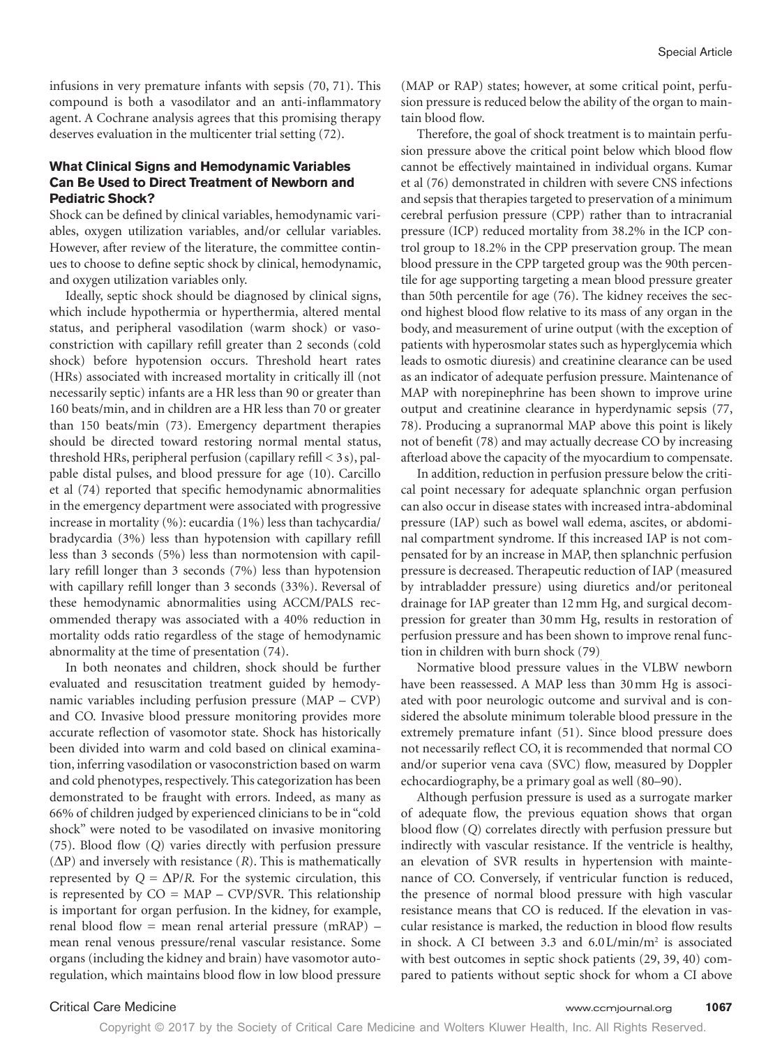infusions in very premature infants with sepsis (70, 71). This compound is both a vasodilator and an anti-inflammatory agent. A Cochrane analysis agrees that this promising therapy deserves evaluation in the multicenter trial setting (72).

### What Clinical Signs and Hemodynamic Variables Can Be Used to Direct Treatment of Newborn and Pediatric Shock?

Shock can be defined by clinical variables, hemodynamic variables, oxygen utilization variables, and/or cellular variables. However, after review of the literature, the committee continues to choose to define septic shock by clinical, hemodynamic, and oxygen utilization variables only.

Ideally, septic shock should be diagnosed by clinical signs, which include hypothermia or hyperthermia, altered mental status, and peripheral vasodilation (warm shock) or vasoconstriction with capillary refill greater than 2 seconds (cold shock) before hypotension occurs. Threshold heart rates (HRs) associated with increased mortality in critically ill (not necessarily septic) infants are a HR less than 90 or greater than 160 beats/min, and in children are a HR less than 70 or greater than 150 beats/min (73). Emergency department therapies should be directed toward restoring normal mental status, threshold HRs, peripheral perfusion (capillary refill < 3 s), palpable distal pulses, and blood pressure for age (10). Carcillo et al (74) reported that specific hemodynamic abnormalities in the emergency department were associated with progressive increase in mortality (%): eucardia (1%) less than tachycardia/bradycardia (3%) less than hypotension with capillary refill less than 3 seconds (5%) less than normotension with capillary refill longer than 3 seconds (7%) less than hypotension with capillary refill longer than 3 seconds (33%). Reversal of these hemodynamic abnormalities using ACCM/PALS recommended therapy was associated with a 40% reduction in mortality odds ratio regardless of the stage of hemodynamic abnormality at the time of presentation (74).

In both neonates and children, shock should be further evaluated and resuscitation treatment guided by hemodynamic variables including perfusion pressure (MAP – CVP) and CO. Invasive blood pressure monitoring provides more accurate reflection of vasomotor state. Shock has historically been divided into warm and cold based on clinical examination, inferring vasodilation or vasoconstriction based on warm and cold phenotypes, respectively. This categorization has been demonstrated to be fraught with errors. Indeed, as many as 66% of children judged by experienced clinicians to be in "cold shock" were noted to be vasodilated on invasive monitoring (75). Blood flow ($Q$) varies directly with perfusion pressure ($\Delta P$) and inversely with resistance ($R$). This is mathematically represented by $Q = \Delta P/R$. For the systemic circulation, this is represented by CO = MAP – CVP/SVR. This relationship is important for organ perfusion. In the kidney, for example, renal blood flow = mean renal arterial pressure (mRAP) – mean renal venous pressure/renal vascular resistance. Some organs (including the kidney and brain) have vasomotor autoregulation, which maintains blood flow in low blood pressure (MAP or RAP) states; however, at some critical point, perfusion pressure is reduced below the ability of the organ to maintain blood flow.

Therefore, the goal of shock treatment is to maintain perfusion pressure above the critical point below which blood flow cannot be effectively maintained in individual organs. Kumar et al (76) demonstrated in children with severe CNS infections and sepsis that therapies targeted to preservation of a minimum cerebral perfusion pressure (CPP) rather than to intracranial pressure (ICP) reduced mortality from 38.2% in the ICP control group to 18.2% in the CPP preservation group. The mean blood pressure in the CPP targeted group was the 90th percentile for age supporting targeting a mean blood pressure greater than 50th percentile for age (76). The kidney receives the second highest blood flow relative to its mass of any organ in the body, and measurement of urine output (with the exception of patients with hyperosmolar states such as hyperglycemia which leads to osmotic diuresis) and creatinine clearance can be used as an indicator of adequate perfusion pressure. Maintenance of MAP with norepinephrine has been shown to improve urine output and creatinine clearance in hyperdynamic sepsis (77, 78). Producing a supranormal MAP above this point is likely not of benefit (78) and may actually decrease CO by increasing afterload above the capacity of the myocardium to compensate.

In addition, reduction in perfusion pressure below the critical point necessary for adequate splanchnic organ perfusion can also occur in disease states with increased intra-abdominal pressure (IAP) such as bowel wall edema, ascites, or abdominal compartment syndrome. If this increased IAP is not compensated for by an increase in MAP, then splanchnic perfusion pressure is decreased. Therapeutic reduction of IAP (measured by intrabladder pressure) using diuretics and/or peritoneal drainage for IAP greater than 12 mm Hg, and surgical decompression for greater than 30 mm Hg, results in restoration of perfusion pressure and has been shown to improve renal function in children with burn shock (79).

Normative blood pressure values in the VLBW newborn have been reassessed. A MAP less than 30 mm Hg is associated with poor neurologic outcome and survival and is considered the absolute minimum tolerable blood pressure in the extremely premature infant (51). Since blood pressure does not necessarily reflect CO, it is recommended that normal CO and/or superior vena cava (SVC) flow, measured by Doppler echocardiography, be a primary goal as well (80–90).

Although perfusion pressure is used as a surrogate marker of adequate flow, the previous equation shows that organ blood flow ($Q$) correlates directly with perfusion pressure but indirectly with vascular resistance. If the ventricle is healthy, an elevation of SVR results in hypertension with maintenance of CO. Conversely, if ventricular function is reduced, the presence of normal blood pressure with high vascular resistance means that CO is reduced. If the elevation in vascular resistance is marked, the reduction in blood flow results in shock. A CI between 3.3 and 6.0 L/min/m$^2$ is associated with best outcomes in septic shock patients (29, 39, 40) compared to patients without septic shock for whom a CI above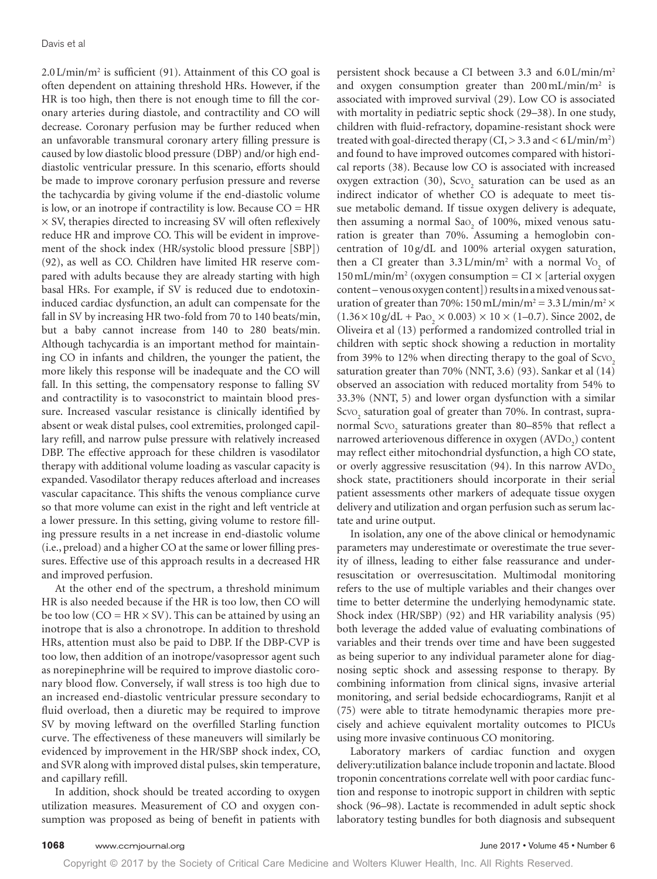$2.0\,L/min/m^2$ is sufficient (91). Attainment of this CO goal is often dependent on attaining threshold HRs. However, if the HR is too high, then there is not enough time to fill the coronary arteries during diastole, and contractility and CO will decrease. Coronary perfusion may be further reduced when an unfavorable transmural coronary artery filling pressure is caused by low diastolic blood pressure (DBP) and/or high end-diastolic ventricular pressure. In this scenario, efforts should be made to improve coronary perfusion pressure and reverse the tachycardia by giving volume if the end-diastolic volume is low, or an inotrope if contractility is low. Because CO = HR × SV, therapies directed to increasing SV will often reflexively reduce HR and improve CO. This will be evident in improvement of the shock index (HR/systolic blood pressure [SBP]) (92), as well as CO. Children have limited HR reserve compared with adults because they are already starting with high basal HRs. For example, if SV is reduced due to endotoxin-induced cardiac dysfunction, an adult can compensate for the fall in SV by increasing HR two-fold from 70 to 140 beats/min, but a baby cannot increase from 140 to 280 beats/min. Although tachycardia is an important method for maintaining CO in infants and children, the younger the patient, the more likely this response will be inadequate and the CO will fall. In this setting, the compensatory response to falling SV and contractility is to vasoconstrict to maintain blood pressure. Increased vascular resistance is clinically identified by absent or weak distal pulses, cool extremities, prolonged capillary refill, and narrow pulse pressure with relatively increased DBP. The effective approach for these children is vasodilator therapy with additional volume loading as vascular capacity is expanded. Vasodilator therapy reduces afterload and increases vascular capacitance. This shifts the venous compliance curve so that more volume can exist in the right and left ventricle at a lower pressure. In this setting, giving volume to restore filling pressure results in a net increase in end-diastolic volume (i.e., preload) and a higher CO at the same or lower filling pressures. Effective use of this approach results in a decreased HR and improved perfusion.

At the other end of the spectrum, a threshold minimum HR is also needed because if the HR is too low, then CO will be too low (CO = HR × SV). This can be attained by using an inotrope that is also a chronotrope. In addition to threshold HRs, attention must also be paid to DBP. If the DBP-CVP is too low, then addition of an inotrope/vasopressor agent such as norepinephrine will be required to improve diastolic coronary blood flow. Conversely, if wall stress is too high due to an increased end-diastolic ventricular pressure secondary to fluid overload, then a diuretic may be required to improve SV by moving leftward on the overfilled Starling function curve. The effectiveness of these maneuvers will similarly be evidenced by improvement in the HR/SBP shock index, CO, and SVR along with improved distal pulses, skin temperature, and capillary refill.

In addition, shock should be treated according to oxygen utilization measures. Measurement of CO and oxygen consumption was proposed as being of benefit in patients with persistent shock because a CI between 3.3 and $6.0\,L/min/m^2$ and oxygen consumption greater than $200\,mL/min/m^2$ is associated with improved survival (29). Low CO is associated with mortality in pediatric septic shock (29–38). In one study, children with fluid-refractory, dopamine-resistant shock were treated with goal-directed therapy (CI, > 3.3 and < $6\,L/min/m^2$) and found to have improved outcomes compared with historical reports (38). Because low CO is associated with increased oxygen extraction (30), $Scv_{O_2}$ saturation can be used as an indirect indicator of whether CO is adequate to meet tissue metabolic demand. If tissue oxygen delivery is adequate, then assuming a normal $Sa_{O_2}$ of 100%, mixed venous saturation is greater than 70%. Assuming a hemoglobin concentration of 10 g/dL and 100% arterial oxygen saturation, then a CI greater than $3.3\,L/min/m^2$ with a normal $V_{O_2}$ of $150\,mL/min/m^2$ (oxygen consumption = CI × [arterial oxygen content – venous oxygen content]) results in a mixed venous saturation of greater than 70%: $150\,mL/min/m^2 = 3.3\,L/min/m^2 \times (1.36 \times 10\,g/dL + Pa_{O_2} \times 0.003) \times 10 \times (1–0.7)$. Since 2002, de Oliveira et al (13) performed a randomized controlled trial in children with septic shock showing a reduction in mortality from 39% to 12% when directing therapy to the goal of $Scv_{O_2}$ saturation greater than 70% (NNT, 3.6) (93). Sankar et al (14) observed an association with reduced mortality from 54% to 33.3% (NNT, 5) and lower organ dysfunction with a similar $Scv_{O_2}$ saturation goal of greater than 70%. In contrast, supranormal $Scv_{O_2}$ saturations greater than 80–85% that reflect a narrowed arteriovenous difference in oxygen ($AVD_{O_2}$) content may reflect either mitochondrial dysfunction, a high CO state, or overly aggressive resuscitation (94). In this narrow $AVD_{O_2}$ shock state, practitioners should incorporate in their serial patient assessments other markers of adequate tissue oxygen delivery and utilization and organ perfusion such as serum lactate and urine output.

In isolation, any one of the above clinical or hemodynamic parameters may underestimate or overestimate the true severity of illness, leading to either false reassurance and under-resuscitation or overresuscitation. Multimodal monitoring refers to the use of multiple variables and their changes over time to better determine the underlying hemodynamic state. Shock index (HR/SBP) (92) and HR variability analysis (95) both leverage the added value of evaluating combinations of variables and their trends over time and have been suggested as being superior to any individual parameter alone for diagnosing septic shock and assessing response to therapy. By combining information from clinical signs, invasive arterial monitoring, and serial bedside echocardiograms, Ranjit et al (75) were able to titrate hemodynamic therapies more precisely and achieve equivalent mortality outcomes to PICUs using more invasive continuous CO monitoring.

Laboratory markers of cardiac function and oxygen delivery:utilization balance include troponin and lactate. Blood troponin concentrations correlate well with poor cardiac function and response to inotropic support in children with septic shock (96–98). Lactate is recommended in adult septic shock laboratory testing bundles for both diagnosis and subsequent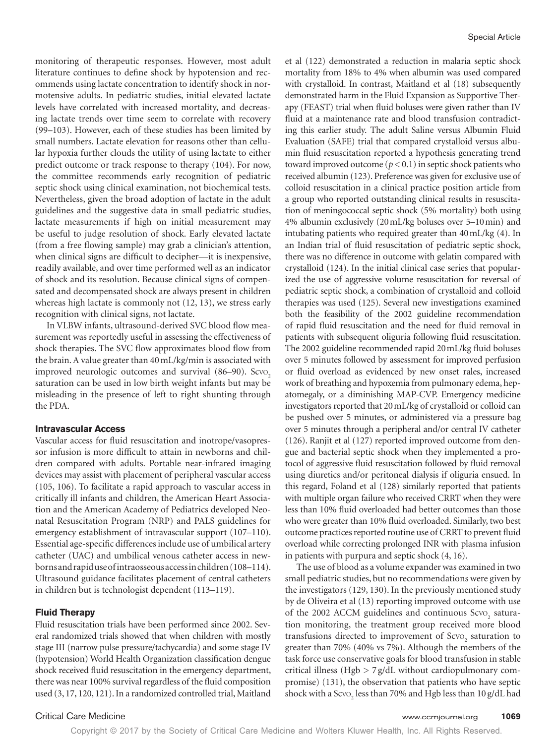monitoring of therapeutic responses. However, most adult literature continues to define shock by hypotension and recommends using lactate concentration to identify shock in normotensive adults. In pediatric studies, initial elevated lactate levels have correlated with increased mortality, and decreasing lactate trends over time seem to correlate with recovery (99–103). However, each of these studies has been limited by small numbers. Lactate elevation for reasons other than cellular hypoxia further clouds the utility of using lactate to either predict outcome or track response to therapy (104). For now, the committee recommends early recognition of pediatric septic shock using clinical examination, not biochemical tests. Nevertheless, given the broad adoption of lactate in the adult guidelines and the suggestive data in small pediatric studies, lactate measurements if high on initial measurement may be useful to judge resolution of shock. Early elevated lactate (from a free flowing sample) may grab a clinician's attention, when clinical signs are difficult to decipher—it is inexpensive, readily available, and over time performed well as an indicator of shock and its resolution. Because clinical signs of compensated and decompensated shock are always present in children whereas high lactate is commonly not (12, 13), we stress early recognition with clinical signs, not lactate.

In VLBW infants, ultrasound-derived SVC blood flow measurement was reportedly useful in assessing the effectiveness of shock therapies. The SVC flow approximates blood flow from the brain. A value greater than 40 mL/kg/min is associated with improved neurologic outcomes and survival (86–90). $Scvo_2$ saturation can be used in low birth weight infants but may be misleading in the presence of left to right shunting through the PDA.

### Intravascular Access

Vascular access for fluid resuscitation and inotrope/vasopressor infusion is more difficult to attain in newborns and children compared with adults. Portable near-infrared imaging devices may assist with placement of peripheral vascular access (105, 106). To facilitate a rapid approach to vascular access in critically ill infants and children, the American Heart Association and the American Academy of Pediatrics developed Neonatal Resuscitation Program (NRP) and PALS guidelines for emergency establishment of intravascular support (107–110). Essential age-specific differences include use of umbilical artery catheter (UAC) and umbilical venous catheter access in newborns and rapid use of intraosseous access in children (108–114). Ultrasound guidance facilitates placement of central catheters in children but is technologist dependent (113–119).

### Fluid Therapy

Fluid resuscitation trials have been performed since 2002. Several randomized trials showed that when children with mostly stage III (narrow pulse pressure/tachycardia) and some stage IV (hypotension) World Health Organization classification dengue shock received fluid resuscitation in the emergency department, there was near 100% survival regardless of the fluid composition used (3, 17, 120, 121). In a randomized controlled trial, Maitland et al (122) demonstrated a reduction in malaria septic shock mortality from 18% to 4% when albumin was used compared with crystalloid. In contrast, Maitland et al (18) subsequently demonstrated harm in the Fluid Expansion as Supportive Therapy (FEAST) trial when fluid boluses were given rather than IV fluid at a maintenance rate and blood transfusion contradicting this earlier study. The adult Saline versus Albumin Fluid Evaluation (SAFE) trial that compared crystalloid versus albumin fluid resuscitation reported a hypothesis generating trend toward improved outcome ($p < 0.1$) in septic shock patients who received albumin (123). Preference was given for exclusive use of colloid resuscitation in a clinical practice position article from a group who reported outstanding clinical results in resuscitation of meningococcal septic shock (5% mortality) both using 4% albumin exclusively (20 mL/kg boluses over 5–10 min) and intubating patients who required greater than 40 mL/kg (4). In an Indian trial of fluid resuscitation of pediatric septic shock, there was no difference in outcome with gelatin compared with crystalloid (124). In the initial clinical case series that popularized the use of aggressive volume resuscitation for reversal of pediatric septic shock, a combination of crystalloid and colloid therapies was used (125). Several new investigations examined both the feasibility of the 2002 guideline recommendation of rapid fluid resuscitation and the need for fluid removal in patients with subsequent oliguria following fluid resuscitation. The 2002 guideline recommended rapid 20 mL/kg fluid boluses over 5 minutes followed by assessment for improved perfusion or fluid overload as evidenced by new onset rales, increased work of breathing and hypoxemia from pulmonary edema, hepatomegaly, or a diminishing MAP-CVP. Emergency medicine investigators reported that 20 mL/kg of crystalloid or colloid can be pushed over 5 minutes, or administered via a pressure bag over 5 minutes through a peripheral and/or central IV catheter (126). Ranjit et al (127) reported improved outcome from dengue and bacterial septic shock when they implemented a protocol of aggressive fluid resuscitation followed by fluid removal using diuretics and/or peritoneal dialysis if oliguria ensued. In this regard, Foland et al (128) similarly reported that patients with multiple organ failure who received CRRT when they were less than 10% fluid overloaded had better outcomes than those who were greater than 10% fluid overloaded. Similarly, two best outcome practices reported routine use of CRRT to prevent fluid overload while correcting prolonged INR with plasma infusion in patients with purpura and septic shock (4, 16).

The use of blood as a volume expander was examined in two small pediatric studies, but no recommendations were given by the investigators (129, 130). In the previously mentioned study by de Oliveira et al (13) reporting improved outcome with use of the 2002 ACCM guidelines and continuous $Scvo_2$ saturation monitoring, the treatment group received more blood transfusions directed to improvement of $Scvo_2$ saturation to greater than 70% (40% vs 7%). Although the members of the task force use conservative goals for blood transfusion in stable critical illness (Hgb > 7 g/dL without cardiopulmonary compromise) (131), the observation that patients who have septic shock with a $Scvo_2$ less than 70% and Hgb less than 10 g/dL had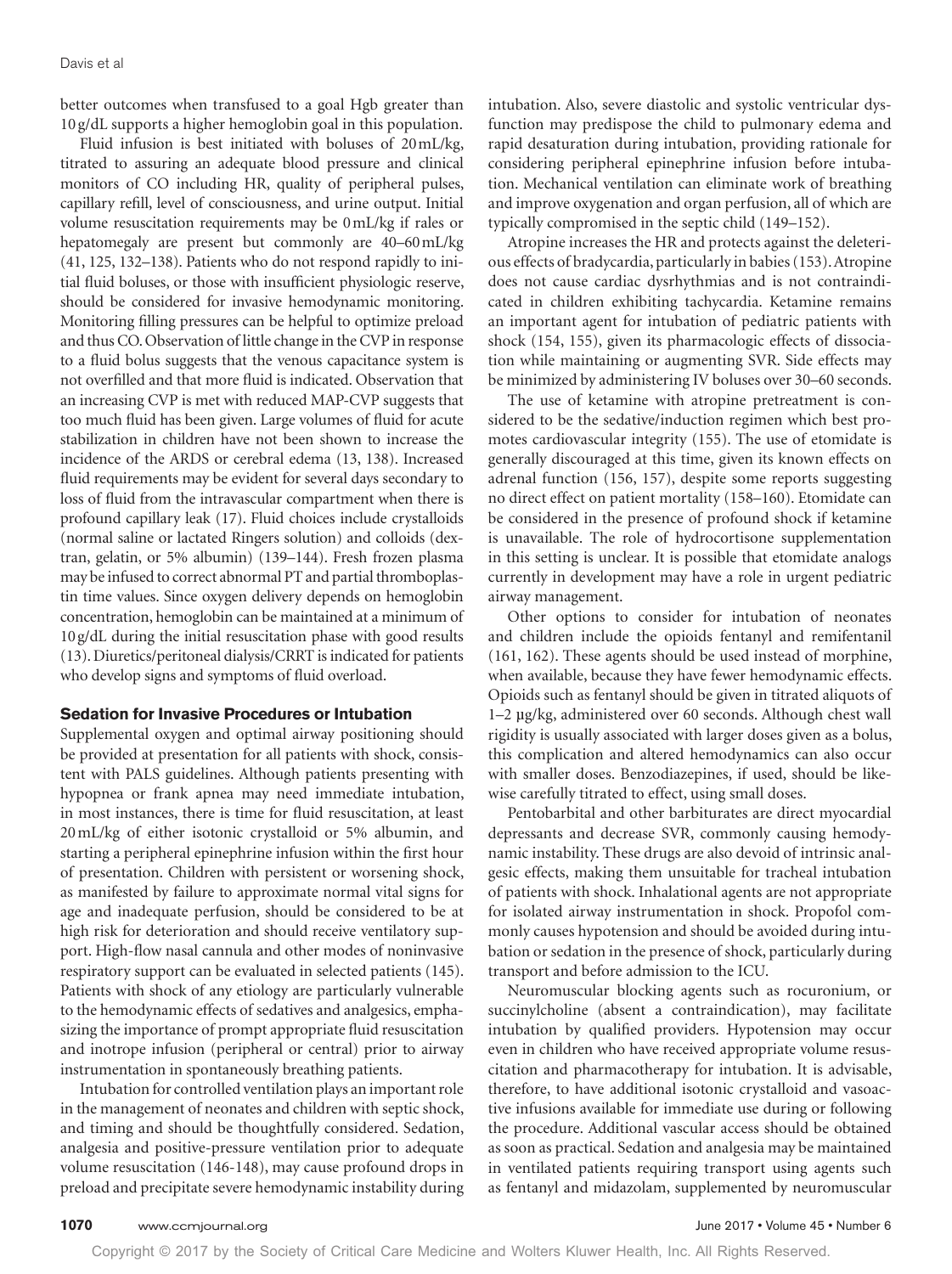better outcomes when transfused to a goal Hgb greater than 10 g/dL supports a higher hemoglobin goal in this population.

Fluid infusion is best initiated with boluses of 20 mL/kg, titrated to assuring an adequate blood pressure and clinical monitors of CO including HR, quality of peripheral pulses, capillary refill, level of consciousness, and urine output. Initial volume resuscitation requirements may be 0 mL/kg if rales or hepatomegaly are present but commonly are 40–60 mL/kg (41, 125, 132–138). Patients who do not respond rapidly to initial fluid boluses, or those with insufficient physiologic reserve, should be considered for invasive hemodynamic monitoring. Monitoring filling pressures can be helpful to optimize preload and thus CO. Observation of little change in the CVP in response to a fluid bolus suggests that the venous capacitance system is not overfilled and that more fluid is indicated. Observation that an increasing CVP is met with reduced MAP-CVP suggests that too much fluid has been given. Large volumes of fluid for acute stabilization in children have not been shown to increase the incidence of the ARDS or cerebral edema (13, 138). Increased fluid requirements may be evident for several days secondary to loss of fluid from the intravascular compartment when there is profound capillary leak (17). Fluid choices include crystalloids (normal saline or lactated Ringers solution) and colloids (dextran, gelatin, or 5% albumin) (139–144). Fresh frozen plasma may be infused to correct abnormal PT and partial thromboplastin time values. Since oxygen delivery depends on hemoglobin concentration, hemoglobin can be maintained at a minimum of 10 g/dL during the initial resuscitation phase with good results (13). Diuretics/peritoneal dialysis/CRRT is indicated for patients who develop signs and symptoms of fluid overload.

### Sedation for Invasive Procedures or Intubation

Supplemental oxygen and optimal airway positioning should be provided at presentation for all patients with shock, consistent with PALS guidelines. Although patients presenting with hypopnea or frank apnea may need immediate intubation, in most instances, there is time for fluid resuscitation, at least 20 mL/kg of either isotonic crystalloid or 5% albumin, and starting a peripheral epinephrine infusion within the first hour of presentation. Children with persistent or worsening shock, as manifested by failure to approximate normal vital signs for age and inadequate perfusion, should be considered to be at high risk for deterioration and should receive ventilatory support. High-flow nasal cannula and other modes of noninvasive respiratory support can be evaluated in selected patients (145). Patients with shock of any etiology are particularly vulnerable to the hemodynamic effects of sedatives and analgesics, emphasizing the importance of prompt appropriate fluid resuscitation and inotrope infusion (peripheral or central) prior to airway instrumentation in spontaneously breathing patients.

Intubation for controlled ventilation plays an important role in the management of neonates and children with septic shock, and timing and should be thoughtfully considered. Sedation, analgesia and positive-pressure ventilation prior to adequate volume resuscitation (146-148), may cause profound drops in preload and precipitate severe hemodynamic instability during intubation. Also, severe diastolic and systolic ventricular dysfunction may predispose the child to pulmonary edema and rapid desaturation during intubation, providing rationale for considering peripheral epinephrine infusion before intubation. Mechanical ventilation can eliminate work of breathing and improve oxygenation and organ perfusion, all of which are typically compromised in the septic child (149–152).

Atropine increases the HR and protects against the deleterious effects of bradycardia, particularly in babies (153). Atropine does not cause cardiac dysrhythmias and is not contraindicated in children exhibiting tachycardia. Ketamine remains an important agent for intubation of pediatric patients with shock (154, 155), given its pharmacologic effects of dissociation while maintaining or augmenting SVR. Side effects may be minimized by administering IV boluses over 30–60 seconds.

The use of ketamine with atropine pretreatment is considered to be the sedative/induction regimen which best promotes cardiovascular integrity (155). The use of etomidate is generally discouraged at this time, given its known effects on adrenal function (156, 157), despite some reports suggesting no direct effect on patient mortality (158–160). Etomidate can be considered in the presence of profound shock if ketamine is unavailable. The role of hydrocortisone supplementation in this setting is unclear. It is possible that etomidate analogs currently in development may have a role in urgent pediatric airway management.

Other options to consider for intubation of neonates and children include the opioids fentanyl and remifentanil (161, 162). These agents should be used instead of morphine, when available, because they have fewer hemodynamic effects. Opioids such as fentanyl should be given in titrated aliquots of 1–2 µg/kg, administered over 60 seconds. Although chest wall rigidity is usually associated with larger doses given as a bolus, this complication and altered hemodynamics can also occur with smaller doses. Benzodiazepines, if used, should be likewise carefully titrated to effect, using small doses.

Pentobarbital and other barbiturates are direct myocardial depressants and decrease SVR, commonly causing hemodynamic instability. These drugs are also devoid of intrinsic analgesic effects, making them unsuitable for tracheal intubation of patients with shock. Inhalational agents are not appropriate for isolated airway instrumentation in shock. Propofol commonly causes hypotension and should be avoided during intubation or sedation in the presence of shock, particularly during transport and before admission to the ICU.

Neuromuscular blocking agents such as rocuronium, or succinylcholine (absent a contraindication), may facilitate intubation by qualified providers. Hypotension may occur even in children who have received appropriate volume resuscitation and pharmacotherapy for intubation. It is advisable, therefore, to have additional isotonic crystalloid and vasoactive infusions available for immediate use during or following the procedure. Additional vascular access should be obtained as soon as practical. Sedation and analgesia may be maintained in ventilated patients requiring transport using agents such as fentanyl and midazolam, supplemented by neuromuscular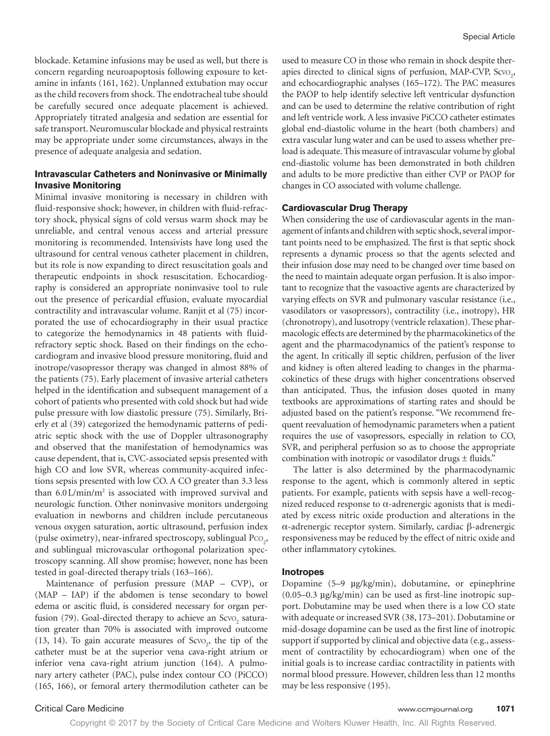blockade. Ketamine infusions may be used as well, but there is concern regarding neuroapoptosis following exposure to ketamine in infants (161, 162). Unplanned extubation may occur as the child recovers from shock. The endotracheal tube should be carefully secured once adequate placement is achieved. Appropriately titrated analgesia and sedation are essential for safe transport. Neuromuscular blockade and physical restraints may be appropriate under some circumstances, always in the presence of adequate analgesia and sedation.

### Intravascular Catheters and Noninvasive or Minimally Invasive Monitoring

Minimal invasive monitoring is necessary in children with fluid-responsive shock; however, in children with fluid-refractory shock, physical signs of cold versus warm shock may be unreliable, and central venous access and arterial pressure monitoring is recommended. Intensivists have long used the ultrasound for central venous catheter placement in children, but its role is now expanding to direct resuscitation goals and therapeutic endpoints in shock resuscitation. Echocardiography is considered an appropriate noninvasive tool to rule out the presence of pericardial effusion, evaluate myocardial contractility and intravascular volume. Ranjit et al (75) incorporated the use of echocardiography in their usual practice to categorize the hemodynamics in 48 patients with fluid-refractory septic shock. Based on their findings on the echocardiogram and invasive blood pressure monitoring, fluid and inotrope/vasopressor therapy was changed in almost 88% of the patients (75). Early placement of invasive arterial catheters helped in the identification and subsequent management of a cohort of patients who presented with cold shock but had wide pulse pressure with low diastolic pressure (75). Similarly, Brierly et al (39) categorized the hemodynamic patterns of pediatric septic shock with the use of Doppler ultrasonography and observed that the manifestation of hemodynamics was cause dependent, that is, CVC-associated sepsis presented with high CO and low SVR, whereas community-acquired infections sepsis presented with low CO. A CO greater than 3.3 less than 6.0 L/min/m$^2$ is associated with improved survival and neurologic function. Other noninvasive monitors undergoing evaluation in newborns and children include percutaneous venous oxygen saturation, aortic ultrasound, perfusion index (pulse oximetry), near-infrared spectroscopy, sublingual $P_{CO_2}$, and sublingual microvascular orthogonal polarization spectroscopy scanning. All show promise; however, none has been tested in goal-directed therapy trials (163–166).

Maintenance of perfusion pressure (MAP – CVP), or (MAP – IAP) if the abdomen is tense secondary to bowel edema or ascitic fluid, is considered necessary for organ perfusion (79). Goal-directed therapy to achieve an $Scv_{O_2}$ saturation greater than 70% is associated with improved outcome (13, 14). To gain accurate measures of $Scv_{O_2}$, the tip of the catheter must be at the superior vena cava-right atrium or inferior vena cava-right atrium junction (164). A pulmonary artery catheter (PAC), pulse index contour CO (PiCCO) (165, 166), or femoral artery thermodilution catheter can be used to measure CO in those who remain in shock despite therapies directed to clinical signs of perfusion, MAP-CVP, $Scv_{O_2}$, and echocardiographic analyses (165–172). The PAC measures the PAOP to help identify selective left ventricular dysfunction and can be used to determine the relative contribution of right and left ventricle work. A less invasive PiCCO catheter estimates global end-diastolic volume in the heart (both chambers) and extra vascular lung water and can be used to assess whether preload is adequate. This measure of intravascular volume by global end-diastolic volume has been demonstrated in both children and adults to be more predictive than either CVP or PAOP for changes in CO associated with volume challenge.

### Cardiovascular Drug Therapy

When considering the use of cardiovascular agents in the management of infants and children with septic shock, several important points need to be emphasized. The first is that septic shock represents a dynamic process so that the agents selected and their infusion dose may need to be changed over time based on the need to maintain adequate organ perfusion. It is also important to recognize that the vasoactive agents are characterized by varying effects on SVR and pulmonary vascular resistance (i.e., vasodilators or vasopressors), contractility (i.e., inotropy), HR (chronotropy), and lusotropy (ventricle relaxation). These pharmacologic effects are determined by the pharmacokinetics of the agent and the pharmacodynamics of the patient's response to the agent. In critically ill septic children, perfusion of the liver and kidney is often altered leading to changes in the pharmacokinetics of these drugs with higher concentrations observed than anticipated. Thus, the infusion doses quoted in many textbooks are approximations of starting rates and should be adjusted based on the patient's response. "We recommend frequent reevaluation of hemodynamic parameters when a patient requires the use of vasopressors, especially in relation to CO, SVR, and peripheral perfusion so as to choose the appropriate combination with inotropic or vasodilator drugs ± fluids."

The latter is also determined by the pharmacodynamic response to the agent, which is commonly altered in septic patients. For example, patients with sepsis have a well-recognized reduced response to α-adrenergic agonists that is mediated by excess nitric oxide production and alterations in the α-adrenergic receptor system. Similarly, cardiac β-adrenergic responsiveness may be reduced by the effect of nitric oxide and other inflammatory cytokines.

### Inotropes

Dopamine (5–9 µg/kg/min), dobutamine, or epinephrine (0.05–0.3 µg/kg/min) can be used as first-line inotropic support. Dobutamine may be used when there is a low CO state with adequate or increased SVR (38, 173–201). Dobutamine or mid-dosage dopamine can be used as the first line of inotropic support if supported by clinical and objective data (e.g., assessment of contractility by echocardiogram) when one of the initial goals is to increase cardiac contractility in patients with normal blood pressure. However, children less than 12 months may be less responsive (195).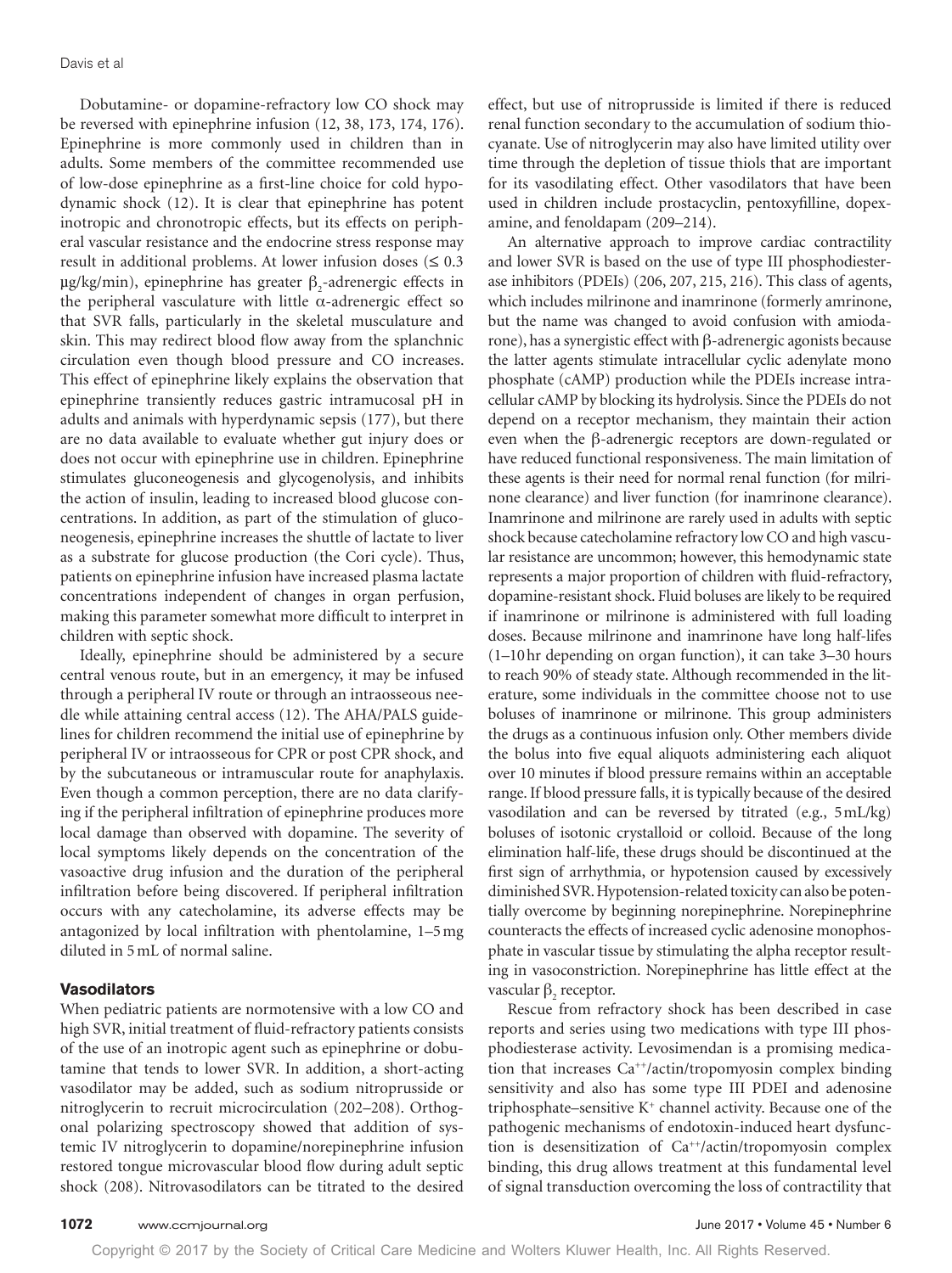Dobutamine- or dopamine-refractory low CO shock may be reversed with epinephrine infusion (12, 38, 173, 174, 176). Epinephrine is more commonly used in children than in adults. Some members of the committee recommended use of low-dose epinephrine as a first-line choice for cold hypodynamic shock (12). It is clear that epinephrine has potent inotropic and chronotropic effects, but its effects on peripheral vascular resistance and the endocrine stress response may result in additional problems. At lower infusion doses (≤ 0.3 μg/kg/min), epinephrine has greater $\beta_2$-adrenergic effects in the peripheral vasculature with little α-adrenergic effect so that SVR falls, particularly in the skeletal musculature and skin. This may redirect blood flow away from the splanchnic circulation even though blood pressure and CO increases. This effect of epinephrine likely explains the observation that epinephrine transiently reduces gastric intramucosal pH in adults and animals with hyperdynamic sepsis (177), but there are no data available to evaluate whether gut injury does or does not occur with epinephrine use in children. Epinephrine stimulates gluconeogenesis and glycogenolysis, and inhibits the action of insulin, leading to increased blood glucose concentrations. In addition, as part of the stimulation of gluconeogenesis, epinephrine increases the shuttle of lactate to liver as a substrate for glucose production (the Cori cycle). Thus, patients on epinephrine infusion have increased plasma lactate concentrations independent of changes in organ perfusion, making this parameter somewhat more difficult to interpret in children with septic shock.

Ideally, epinephrine should be administered by a secure central venous route, but in an emergency, it may be infused through a peripheral IV route or through an intraosseous needle while attaining central access (12). The AHA/PALS guidelines for children recommend the initial use of epinephrine by peripheral IV or intraosseous for CPR or post CPR shock, and by the subcutaneous or intramuscular route for anaphylaxis. Even though a common perception, there are no data clarifying if the peripheral infiltration of epinephrine produces more local damage than observed with dopamine. The severity of local symptoms likely depends on the concentration of the vasoactive drug infusion and the duration of the peripheral infiltration before being discovered. If peripheral infiltration occurs with any catecholamine, its adverse effects may be antagonized by local infiltration with phentolamine, 1–5 mg diluted in 5 mL of normal saline.

### Vasodilators

When pediatric patients are normotensive with a low CO and high SVR, initial treatment of fluid-refractory patients consists of the use of an inotropic agent such as epinephrine or dobutamine that tends to lower SVR. In addition, a short-acting vasodilator may be added, such as sodium nitroprusside or nitroglycerin to recruit microcirculation (202–208). Orthogonal polarizing spectroscopy showed that addition of systemic IV nitroglycerin to dopamine/norepinephrine infusion restored tongue microvascular blood flow during adult septic shock (208). Nitrovasodilators can be titrated to the desired effect, but use of nitroprusside is limited if there is reduced renal function secondary to the accumulation of sodium thiocyanate. Use of nitroglycerin may also have limited utility over time through the depletion of tissue thiols that are important for its vasodilating effect. Other vasodilators that have been used in children include prostacyclin, pentoxyfilline, dopexamine, and fenoldapam (209–214).

An alternative approach to improve cardiac contractility and lower SVR is based on the use of type III phosphodiesterase inhibitors (PDEIs) (206, 207, 215, 216). This class of agents, which includes milrinone and inamrinone (formerly amrinone, but the name was changed to avoid confusion with amiodarone), has a synergistic effect with β-adrenergic agonists because the latter agents stimulate intracellular cyclic adenylate mono phosphate (cAMP) production while the PDEIs increase intracellular cAMP by blocking its hydrolysis. Since the PDEIs do not depend on a receptor mechanism, they maintain their action even when the β-adrenergic receptors are down-regulated or have reduced functional responsiveness. The main limitation of these agents is their need for normal renal function (for milrinone clearance) and liver function (for inamrinone clearance). Inamrinone and milrinone are rarely used in adults with septic shock because catecholamine refractory low CO and high vascular resistance are uncommon; however, this hemodynamic state represents a major proportion of children with fluid-refractory, dopamine-resistant shock. Fluid boluses are likely to be required if inamrinone or milrinone is administered with full loading doses. Because milrinone and inamrinone have long half-lifes (1–10 hr depending on organ function), it can take 3–30 hours to reach 90% of steady state. Although recommended in the literature, some individuals in the committee choose not to use boluses of inamrinone or milrinone. This group administers the drugs as a continuous infusion only. Other members divide the bolus into five equal aliquots administering each aliquot over 10 minutes if blood pressure remains within an acceptable range. If blood pressure falls, it is typically because of the desired vasodilation and can be reversed by titrated (e.g., 5 mL/kg) boluses of isotonic crystalloid or colloid. Because of the long elimination half-life, these drugs should be discontinued at the first sign of arrhythmia, or hypotension caused by excessively diminished SVR. Hypotension-related toxicity can also be potentially overcome by beginning norepinephrine. Norepinephrine counteracts the effects of increased cyclic adenosine monophosphate in vascular tissue by stimulating the alpha receptor resulting in vasoconstriction. Norepinephrine has little effect at the vascular $\beta_2$ receptor.

Rescue from refractory shock has been described in case reports and series using two medications with type III phosphodiesterase activity. Levosimendan is a promising medication that increases $Ca^{++}$/actin/tropomyosin complex binding sensitivity and also has some type III PDEI and adenosine triphosphate–sensitive $K^+$ channel activity. Because one of the pathogenic mechanisms of endotoxin-induced heart dysfunction is desensitization of $Ca^{++}$/actin/tropomyosin complex binding, this drug allows treatment at this fundamental level of signal transduction overcoming the loss of contractility that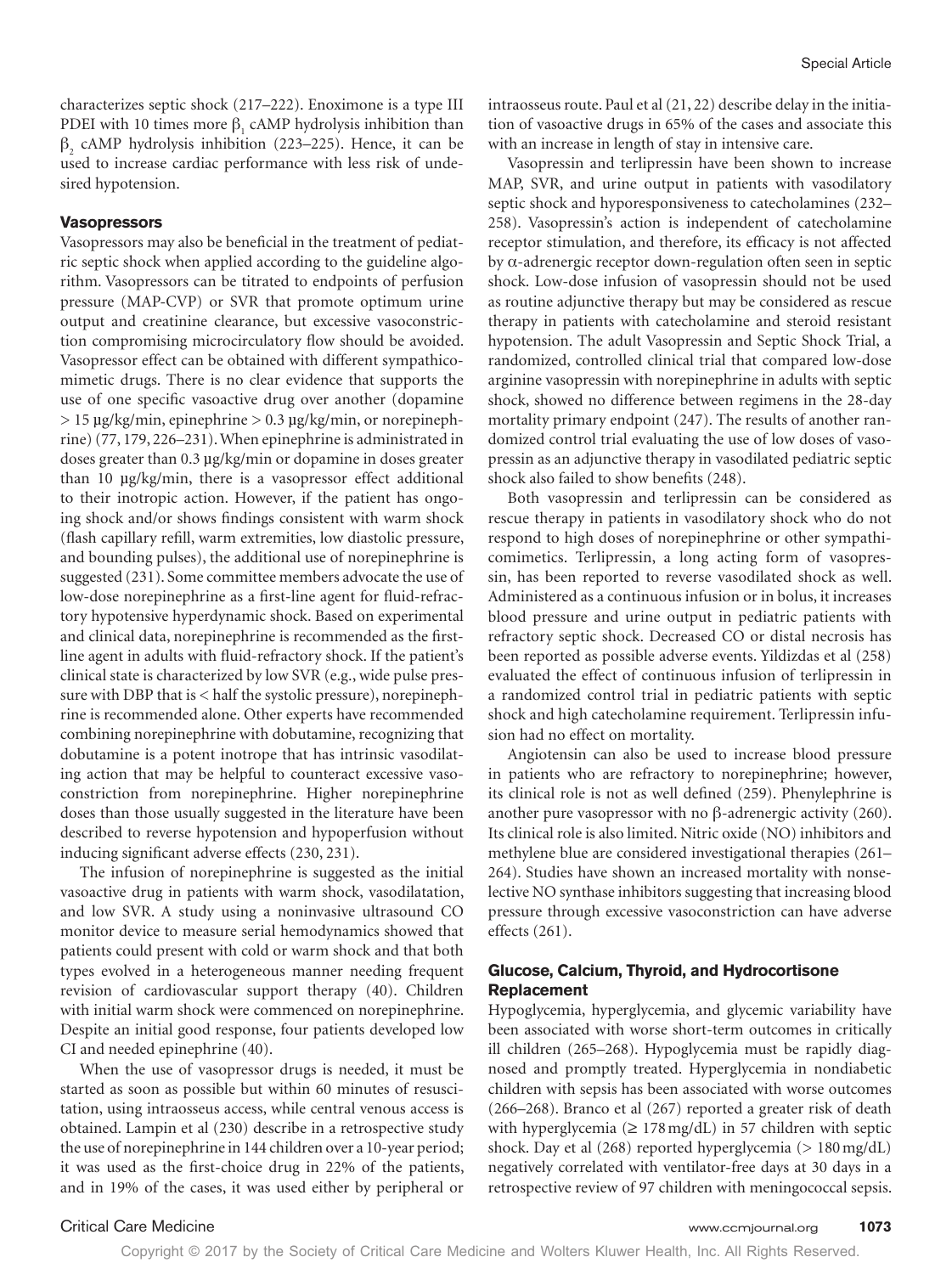characterizes septic shock (217–222). Enoximone is a type III PDEI with 10 times more $\beta_1$ cAMP hydrolysis inhibition than $\beta_2$ cAMP hydrolysis inhibition (223–225). Hence, it can be used to increase cardiac performance with less risk of undesired hypotension.

### Vasopressors

Vasopressors may also be beneficial in the treatment of pediatric septic shock when applied according to the guideline algorithm. Vasopressors can be titrated to endpoints of perfusion pressure (MAP-CVP) or SVR that promote optimum urine output and creatinine clearance, but excessive vasoconstriction compromising microcirculatory flow should be avoided. Vasopressor effect can be obtained with different sympathicomimetic drugs. There is no clear evidence that supports the use of one specific vasoactive drug over another (dopamine > 15 µg/kg/min, epinephrine > 0.3 µg/kg/min, or norepinephrine) (77, 179, 226–231). When epinephrine is administrated in doses greater than 0.3 µg/kg/min or dopamine in doses greater than 10 µg/kg/min, there is a vasopressor effect additional to their inotropic action. However, if the patient has ongoing shock and/or shows findings consistent with warm shock (flash capillary refill, warm extremities, low diastolic pressure, and bounding pulses), the additional use of norepinephrine is suggested (231). Some committee members advocate the use of low-dose norepinephrine as a first-line agent for fluid-refractory hypotensive hyperdynamic shock. Based on experimental and clinical data, norepinephrine is recommended as the first-line agent in adults with fluid-refractory shock. If the patient's clinical state is characterized by low SVR (e.g., wide pulse pressure with DBP that is < half the systolic pressure), norepinephrine is recommended alone. Other experts have recommended combining norepinephrine with dobutamine, recognizing that dobutamine is a potent inotrope that has intrinsic vasodilating action that may be helpful to counteract excessive vasoconstriction from norepinephrine. Higher norepinephrine doses than those usually suggested in the literature have been described to reverse hypotension and hypoperfusion without inducing significant adverse effects (230, 231).

The infusion of norepinephrine is suggested as the initial vasoactive drug in patients with warm shock, vasodilatation, and low SVR. A study using a noninvasive ultrasound CO monitor device to measure serial hemodynamics showed that patients could present with cold or warm shock and that both types evolved in a heterogeneous manner needing frequent revision of cardiovascular support therapy (40). Children with initial warm shock were commenced on norepinephrine. Despite an initial good response, four patients developed low CI and needed epinephrine (40).

When the use of vasopressor drugs is needed, it must be started as soon as possible but within 60 minutes of resuscitation, using intraosseus access, while central venous access is obtained. Lampin et al (230) describe in a retrospective study the use of norepinephrine in 144 children over a 10-year period; it was used as the first-choice drug in 22% of the patients, and in 19% of the cases, it was used either by peripheral or intraosseus route. Paul et al (21, 22) describe delay in the initiation of vasoactive drugs in 65% of the cases and associate this with an increase in length of stay in intensive care.

Vasopressin and terlipressin have been shown to increase MAP, SVR, and urine output in patients with vasodilatory septic shock and hyporesponsiveness to catecholamines (232–258). Vasopressin's action is independent of catecholamine receptor stimulation, and therefore, its efficacy is not affected by α-adrenergic receptor down-regulation often seen in septic shock. Low-dose infusion of vasopressin should not be used as routine adjunctive therapy but may be considered as rescue therapy in patients with catecholamine and steroid resistant hypotension. The adult Vasopressin and Septic Shock Trial, a randomized, controlled clinical trial that compared low-dose arginine vasopressin with norepinephrine in adults with septic shock, showed no difference between regimens in the 28-day mortality primary endpoint (247). The results of another randomized control trial evaluating the use of low doses of vasopressin as an adjunctive therapy in vasodilated pediatric septic shock also failed to show benefits (248).

Both vasopressin and terlipressin can be considered as rescue therapy in patients in vasodilatory shock who do not respond to high doses of norepinephrine or other sympathicomimetics. Terlipressin, a long acting form of vasopressin, has been reported to reverse vasodilated shock as well. Administered as a continuous infusion or in bolus, it increases blood pressure and urine output in pediatric patients with refractory septic shock. Decreased CO or distal necrosis has been reported as possible adverse events. Yildizdas et al (258) evaluated the effect of continuous infusion of terlipressin in a randomized control trial in pediatric patients with septic shock and high catecholamine requirement. Terlipressin infusion had no effect on mortality.

Angiotensin can also be used to increase blood pressure in patients who are refractory to norepinephrine; however, its clinical role is not as well defined (259). Phenylephrine is another pure vasopressor with no β-adrenergic activity (260). Its clinical role is also limited. Nitric oxide (NO) inhibitors and methylene blue are considered investigational therapies (261–264). Studies have shown an increased mortality with nonselective NO synthase inhibitors suggesting that increasing blood pressure through excessive vasoconstriction can have adverse effects (261).

### Glucose, Calcium, Thyroid, and Hydrocortisone Replacement

Hypoglycemia, hyperglycemia, and glycemic variability have been associated with worse short-term outcomes in critically ill children (265–268). Hypoglycemia must be rapidly diagnosed and promptly treated. Hyperglycemia in nondiabetic children with sepsis has been associated with worse outcomes (266–268). Branco et al (267) reported a greater risk of death with hyperglycemia (≥ 178 mg/dL) in 57 children with septic shock. Day et al (268) reported hyperglycemia (> 180 mg/dL) negatively correlated with ventilator-free days at 30 days in a retrospective review of 97 children with meningococcal sepsis.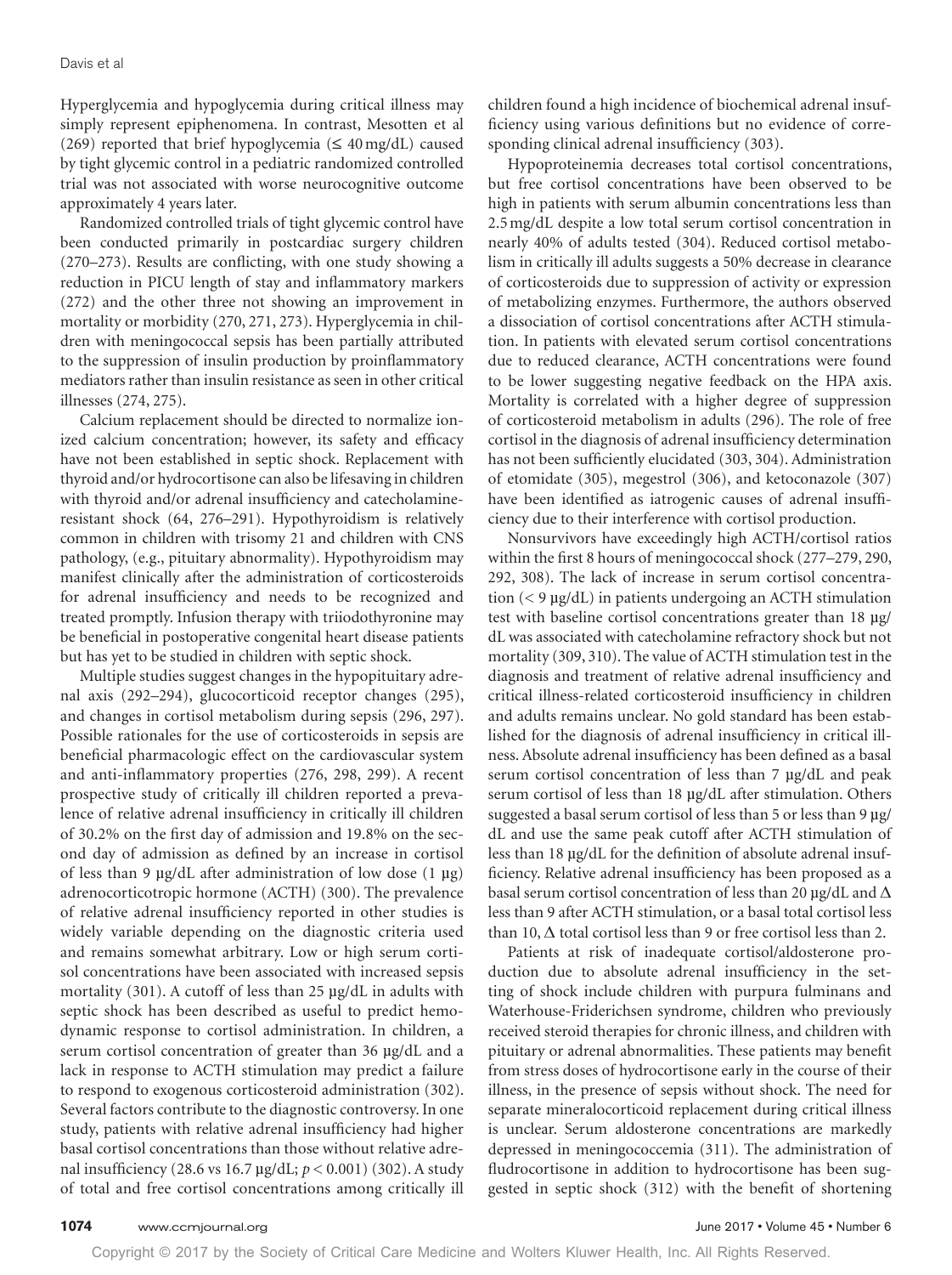Hyperglycemia and hypoglycemia during critical illness may simply represent epiphenomena. In contrast, Mesotten et al (269) reported that brief hypoglycemia (≤ 40 mg/dL) caused by tight glycemic control in a pediatric randomized controlled trial was not associated with worse neurocognitive outcome approximately 4 years later.

Randomized controlled trials of tight glycemic control have been conducted primarily in postcardiac surgery children (270–273). Results are conflicting, with one study showing a reduction in PICU length of stay and inflammatory markers (272) and the other three not showing an improvement in mortality or morbidity (270, 271, 273). Hyperglycemia in children with meningococcal sepsis has been partially attributed to the suppression of insulin production by proinflammatory mediators rather than insulin resistance as seen in other critical illnesses (274, 275).

Calcium replacement should be directed to normalize ionized calcium concentration; however, its safety and efficacy have not been established in septic shock. Replacement with thyroid and/or hydrocortisone can also be lifesaving in children with thyroid and/or adrenal insufficiency and catecholamine-resistant shock (64, 276–291). Hypothyroidism is relatively common in children with trisomy 21 and children with CNS pathology, (e.g., pituitary abnormality). Hypothyroidism may manifest clinically after the administration of corticosteroids for adrenal insufficiency and needs to be recognized and treated promptly. Infusion therapy with triiodothyronine may be beneficial in postoperative congenital heart disease patients but has yet to be studied in children with septic shock.

Multiple studies suggest changes in the hypopituitary adrenal axis (292–294), glucocorticoid receptor changes (295), and changes in cortisol metabolism during sepsis (296, 297). Possible rationales for the use of corticosteroids in sepsis are beneficial pharmacologic effect on the cardiovascular system and anti-inflammatory properties (276, 298, 299). A recent prospective study of critically ill children reported a prevalence of relative adrenal insufficiency in critically ill children of 30.2% on the first day of admission and 19.8% on the second day of admission as defined by an increase in cortisol of less than 9 µg/dL after administration of low dose (1 µg) adrenocorticotropic hormone (ACTH) (300). The prevalence of relative adrenal insufficiency reported in other studies is widely variable depending on the diagnostic criteria used and remains somewhat arbitrary. Low or high serum cortisol concentrations have been associated with increased sepsis mortality (301). A cutoff of less than 25 µg/dL in adults with septic shock has been described as useful to predict hemodynamic response to cortisol administration. In children, a serum cortisol concentration of greater than 36 µg/dL and a lack in response to ACTH stimulation may predict a failure to respond to exogenous corticosteroid administration (302). Several factors contribute to the diagnostic controversy. In one study, patients with relative adrenal insufficiency had higher basal cortisol concentrations than those without relative adrenal insufficiency (28.6 vs 16.7 µg/dL; $p < 0.001$) (302). A study of total and free cortisol concentrations among critically ill children found a high incidence of biochemical adrenal insufficiency using various definitions but no evidence of corresponding clinical adrenal insufficiency (303).

Hypoproteinemia decreases total cortisol concentrations, but free cortisol concentrations have been observed to be high in patients with serum albumin concentrations less than 2.5 mg/dL despite a low total serum cortisol concentration in nearly 40% of adults tested (304). Reduced cortisol metabolism in critically ill adults suggests a 50% decrease in clearance of corticosteroids due to suppression of activity or expression of metabolizing enzymes. Furthermore, the authors observed a dissociation of cortisol concentrations after ACTH stimulation. In patients with elevated serum cortisol concentrations due to reduced clearance, ACTH concentrations were found to be lower suggesting negative feedback on the HPA axis. Mortality is correlated with a higher degree of suppression of corticosteroid metabolism in adults (296). The role of free cortisol in the diagnosis of adrenal insufficiency determination has not been sufficiently elucidated (303, 304). Administration of etomidate (305), megestrol (306), and ketoconazole (307) have been identified as iatrogenic causes of adrenal insufficiency due to their interference with cortisol production.

Nonsurvivors have exceedingly high ACTH/cortisol ratios within the first 8 hours of meningococcal shock (277–279, 290, 292, 308). The lack of increase in serum cortisol concentration (< 9 µg/dL) in patients undergoing an ACTH stimulation test with baseline cortisol concentrations greater than 18 µg/dL was associated with catecholamine refractory shock but not mortality (309, 310). The value of ACTH stimulation test in the diagnosis and treatment of relative adrenal insufficiency and critical illness-related corticosteroid insufficiency in children and adults remains unclear. No gold standard has been established for the diagnosis of adrenal insufficiency in critical illness. Absolute adrenal insufficiency has been defined as a basal serum cortisol concentration of less than 7 µg/dL and peak serum cortisol of less than 18 µg/dL after stimulation. Others suggested a basal serum cortisol of less than 5 or less than 9 µg/dL and use the same peak cutoff after ACTH stimulation of less than 18 µg/dL for the definition of absolute adrenal insufficiency. Relative adrenal insufficiency has been proposed as a basal serum cortisol concentration of less than 20 µg/dL and $\Delta$ less than 9 after ACTH stimulation, or a basal total cortisol less than 10, $\Delta$ total cortisol less than 9 or free cortisol less than 2.

Patients at risk of inadequate cortisol/aldosterone production due to absolute adrenal insufficiency in the setting of shock include children with purpura fulminans and Waterhouse-Friderichsen syndrome, children who previously received steroid therapies for chronic illness, and children with pituitary or adrenal abnormalities. These patients may benefit from stress doses of hydrocortisone early in the course of their illness, in the presence of sepsis without shock. The need for separate mineralocorticoid replacement during critical illness is unclear. Serum aldosterone concentrations are markedly depressed in meningococcemia (311). The administration of fludrocortisone in addition to hydrocortisone has been suggested in septic shock (312) with the benefit of shortening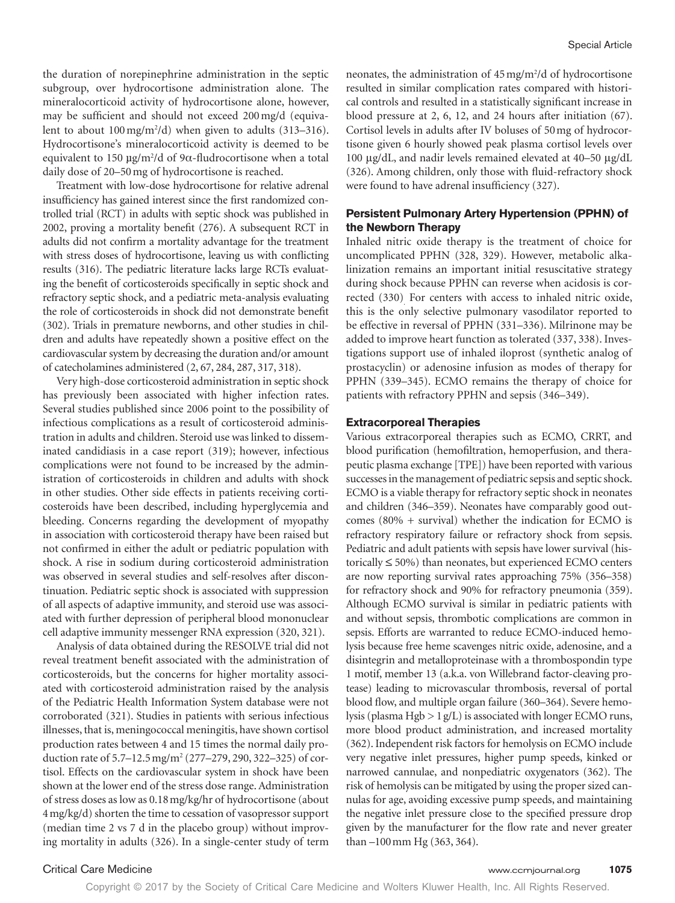the duration of norepinephrine administration in the septic subgroup, over hydrocortisone administration alone. The mineralocorticoid activity of hydrocortisone alone, however, may be sufficient and should not exceed 200 mg/d (equivalent to about 100 mg/m$^2$/d) when given to adults (313–316). Hydrocortisone's mineralocorticoid activity is deemed to be equivalent to 150 µg/m$^2$/d of 9α-fludrocortisone when a total daily dose of 20–50 mg of hydrocortisone is reached.

Treatment with low-dose hydrocortisone for relative adrenal insufficiency has gained interest since the first randomized controlled trial (RCT) in adults with septic shock was published in 2002, proving a mortality benefit (276). A subsequent RCT in adults did not confirm a mortality advantage for the treatment with stress doses of hydrocortisone, leaving us with conflicting results (316). The pediatric literature lacks large RCTs evaluating the benefit of corticosteroids specifically in septic shock and refractory septic shock, and a pediatric meta-analysis evaluating the role of corticosteroids in shock did not demonstrate benefit (302). Trials in premature newborns, and other studies in children and adults have repeatedly shown a positive effect on the cardiovascular system by decreasing the duration and/or amount of catecholamines administered (2, 67, 284, 287, 317, 318).

Very high-dose corticosteroid administration in septic shock has previously been associated with higher infection rates. Several studies published since 2006 point to the possibility of infectious complications as a result of corticosteroid administration in adults and children. Steroid use was linked to disseminated candidiasis in a case report (319); however, infectious complications were not found to be increased by the administration of corticosteroids in children and adults with shock in other studies. Other side effects in patients receiving corticosteroids have been described, including hyperglycemia and bleeding. Concerns regarding the development of myopathy in association with corticosteroid therapy have been raised but not confirmed in either the adult or pediatric population with shock. A rise in sodium during corticosteroid administration was observed in several studies and self-resolves after discontinuation. Pediatric septic shock is associated with suppression of all aspects of adaptive immunity, and steroid use was associated with further depression of peripheral blood mononuclear cell adaptive immunity messenger RNA expression (320, 321).

Analysis of data obtained during the RESOLVE trial did not reveal treatment benefit associated with the administration of corticosteroids, but the concerns for higher mortality associated with corticosteroid administration raised by the analysis of the Pediatric Health Information System database were not corroborated (321). Studies in patients with serious infectious illnesses, that is, meningococcal meningitis, have shown cortisol production rates between 4 and 15 times the normal daily production rate of 5.7–12.5 mg/m$^2$ (277–279, 290, 322–325) of cortisol. Effects on the cardiovascular system in shock have been shown at the lower end of the stress dose range. Administration of stress doses as low as 0.18 mg/kg/hr of hydrocortisone (about 4 mg/kg/d) shorten the time to cessation of vasopressor support (median time 2 vs 7 d in the placebo group) without improving mortality in adults (326). In a single-center study of term neonates, the administration of 45 mg/m$^2$/d of hydrocortisone resulted in similar complication rates compared with historical controls and resulted in a statistically significant increase in blood pressure at 2, 6, 12, and 24 hours after initiation (67). Cortisol levels in adults after IV boluses of 50 mg of hydrocortisone given 6 hourly showed peak plasma cortisol levels over 100 µg/dL, and nadir levels remained elevated at 40–50 µg/dL (326). Among children, only those with fluid-refractory shock were found to have adrenal insufficiency (327).

### Persistent Pulmonary Artery Hypertension (PPHN) of the Newborn Therapy

Inhaled nitric oxide therapy is the treatment of choice for uncomplicated PPHN (328, 329). However, metabolic alkalinization remains an important initial resuscitative strategy during shock because PPHN can reverse when acidosis is corrected (330) For centers with access to inhaled nitric oxide, this is the only selective pulmonary vasodilator reported to be effective in reversal of PPHN (331–336). Milrinone may be added to improve heart function as tolerated (337, 338). Investigations support use of inhaled iloprost (synthetic analog of prostacyclin) or adenosine infusion as modes of therapy for PPHN (339–345). ECMO remains the therapy of choice for patients with refractory PPHN and sepsis (346–349).

### Extracorporeal Therapies

Various extracorporeal therapies such as ECMO, CRRT, and blood purification (hemofiltration, hemoperfusion, and therapeutic plasma exchange [TPE]) have been reported with various successes in the management of pediatric sepsis and septic shock. ECMO is a viable therapy for refractory septic shock in neonates and children (346–359). Neonates have comparably good outcomes (80% + survival) whether the indication for ECMO is refractory respiratory failure or refractory shock from sepsis. Pediatric and adult patients with sepsis have lower survival (historically ≤ 50%) than neonates, but experienced ECMO centers are now reporting survival rates approaching 75% (356–358) for refractory shock and 90% for refractory pneumonia (359). Although ECMO survival is similar in pediatric patients with and without sepsis, thrombotic complications are common in sepsis. Efforts are warranted to reduce ECMO-induced hemolysis because free heme scavenges nitric oxide, adenosine, and a disintegrin and metalloproteinase with a thrombospondin type 1 motif, member 13 (a.k.a. von Willebrand factor-cleaving protease) leading to microvascular thrombosis, reversal of portal blood flow, and multiple organ failure (360–364). Severe hemolysis (plasma Hgb > 1 g/L) is associated with longer ECMO runs, more blood product administration, and increased mortality (362). Independent risk factors for hemolysis on ECMO include very negative inlet pressures, higher pump speeds, kinked or narrowed cannulae, and nonpediatric oxygenators (362). The risk of hemolysis can be mitigated by using the proper sized cannulas for age, avoiding excessive pump speeds, and maintaining the negative inlet pressure close to the specified pressure drop given by the manufacturer for the flow rate and never greater than –100 mm Hg (363, 364).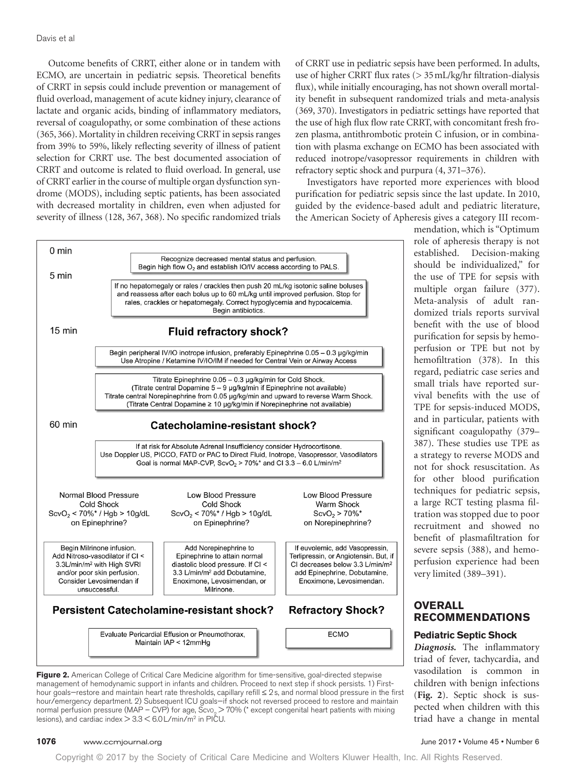Outcome benefits of CRRT, either alone or in tandem with ECMO, are uncertain in pediatric sepsis. Theoretical benefits of CRRT in sepsis could include prevention or management of fluid overload, management of acute kidney injury, clearance of lactate and organic acids, binding of inflammatory mediators, reversal of coagulopathy, or some combination of these actions (365, 366). Mortality in children receiving CRRT in sepsis ranges from 39% to 59%, likely reflecting severity of illness of patient selection for CRRT use. The best documented association of CRRT and outcome is related to fluid overload. In general, use of CRRT earlier in the course of multiple organ dysfunction syndrome (MODS), including septic patients, has been associated with decreased mortality in children, even when adjusted for severity of illness (128, 367, 368). No specific randomized trials of CRRT use in pediatric sepsis have been performed. In adults, use of higher CRRT flux rates (> 35 mL/kg/hr filtration-dialysis flux), while initially encouraging, has not shown overall mortality benefit in subsequent randomized trials and meta-analysis (369, 370). Investigators in pediatric settings have reported that the use of high flux flow rate CRRT, with concomitant fresh frozen plasma, antithrombotic protein C infusion, or in combination with plasma exchange on ECMO has been associated with reduced inotrope/vasopressor requirements in children with refractory septic shock and purpura (4, 371–376).

Investigators have reported more experiences with blood purification for pediatric sepsis since the last update. In 2010, guided by the evidence-based adult and pediatric literature, the American Society of Apheresis gives a category III recommendation, which is "Optimum role of apheresis therapy is not established. Decision-making should be individualized," for the use of TPE for sepsis with multiple organ failure (377). Meta-analysis of adult randomized trials reports survival benefit with the use of blood purification for sepsis by hemoperfusion or TPE but not by hemofiltration (378). In this regard, pediatric case series and small trials have reported survival benefits with the use of TPE for sepsis-induced MODS, and in particular, patients with significant coagulopathy (379–387). These studies use TPE as a strategy to reverse MODS and not for shock resuscitation. As for other blood purification techniques for pediatric sepsis, a large RCT testing plasma filtration was stopped due to poor recruitment and showed no benefit of plasmafiltration for severe sepsis (388), and hemoperfusion experience had been very limited (389–391).

0 min

Recognize decreased mental status and perfusion.
Begin high flow $O_2$ and establish IO/IV access according to PALS.

5 min

If no hepatomegaly or rales / crackles then push 20 mL/kg isotonic saline boluses and reassess after each bolus up to 60 mL/kg until improved perfusion. Stop for rales, crackles or hepatomegaly. Correct hypoglycemia and hypocalcemia. Begin antibiotics.

15 min

**Fluid refractory shock?**

Begin peripheral IV/IO inotrope infusion, preferably Epinephrine 0.05 – 0.3 μg/kg/min
Use Atropine / Ketamine IV/IO/IM if needed for Central Vein or Airway Access

Titrate Epinephrine 0.05 – 0.3 μg/kg/min for Cold Shock.
(Titrate central Dopamine 5 – 9 μg/kg/min if Epinephrine not available)
Titrate central Norepinephrine from 0.05 μg/kg/min and upward to reverse Warm Shock.
(Titrate Central Dopamine ≥ 10 μg/kg/min if Norepinephrine not available)

60 min

**Catecholamine-resistant shock?**

If at risk for Absolute Adrenal Insufficiency consider Hydrocortisone.
Use Doppler US, PICCO, FATD or PAC to Direct Fluid, Inotrope, Vasopressor, Vasodilators
Goal is normal MAP-CVP, $ScvO_2$ > 70%* and CI 3.3 – 6.0 L/min/m²

| Normal Blood Pressure<br>Cold Shock<br>$ScvO_2$ < 70%* / Hgb > 10g/dL<br>on Epinephrine? | Low Blood Pressure<br>Cold Shock<br>$ScvO_2$ < 70%* / Hgb > 10g/dL<br>on Epinephrine? | Low Blood Pressure<br>Warm Shock<br>$ScvO_2$ > 70%*<br>on Norepinephrine? |
|---|---|---|
| Begin Milrinone infusion. Add Nitroso-vasodilator if CI < 3.3L/min/m² with High SVRI and/or poor skin perfusion. Consider Levosimendan if unsuccessful. | Add Norepinephrine to Epinephrine to attain normal diastolic blood pressure. If CI < 3.3 L/min/m² add Dobutamine, Enoximone, Levosimendan, or Milrinone. | If euvolemic, add Vasopressin, Terlipressin, or Angiotensin. But, if CI decreases below 3.3 L/min/m² add Epinephrine, Dobutamine, Enoximone, Levosimendan. |

**Persistent Catecholamine-resistant shock?** — Evaluate Pericardial Effusion or Pneumothorax, Maintain IAP < 12mmHg

**Refractory Shock?** — ECMO

**Figure 2.** American College of Critical Care Medicine algorithm for time-sensitive, goal-directed stepwise management of hemodynamic support in infants and children. Proceed to next step if shock persists. 1) First-hour goals—restore and maintain heart rate thresholds, capillary refill ≤ 2 s, and normal blood pressure in the first hour/emergency department. 2) Subsequent ICU goals—if shock not reversed proceed to restore and maintain normal perfusion pressure (MAP – CVP) for age, $Scvo_2$ > 70% (* except congenital heart patients with mixing lesions), and cardiac index > 3.3 < 6.0 L/min/m² in PICU.

## OVERALL RECOMMENDATIONS

### Pediatric Septic Shock

***Diagnosis.*** The inflammatory triad of fever, tachycardia, and vasodilation is common in children with benign infections (**Fig. 2**). Septic shock is suspected when children with this triad have a change in mental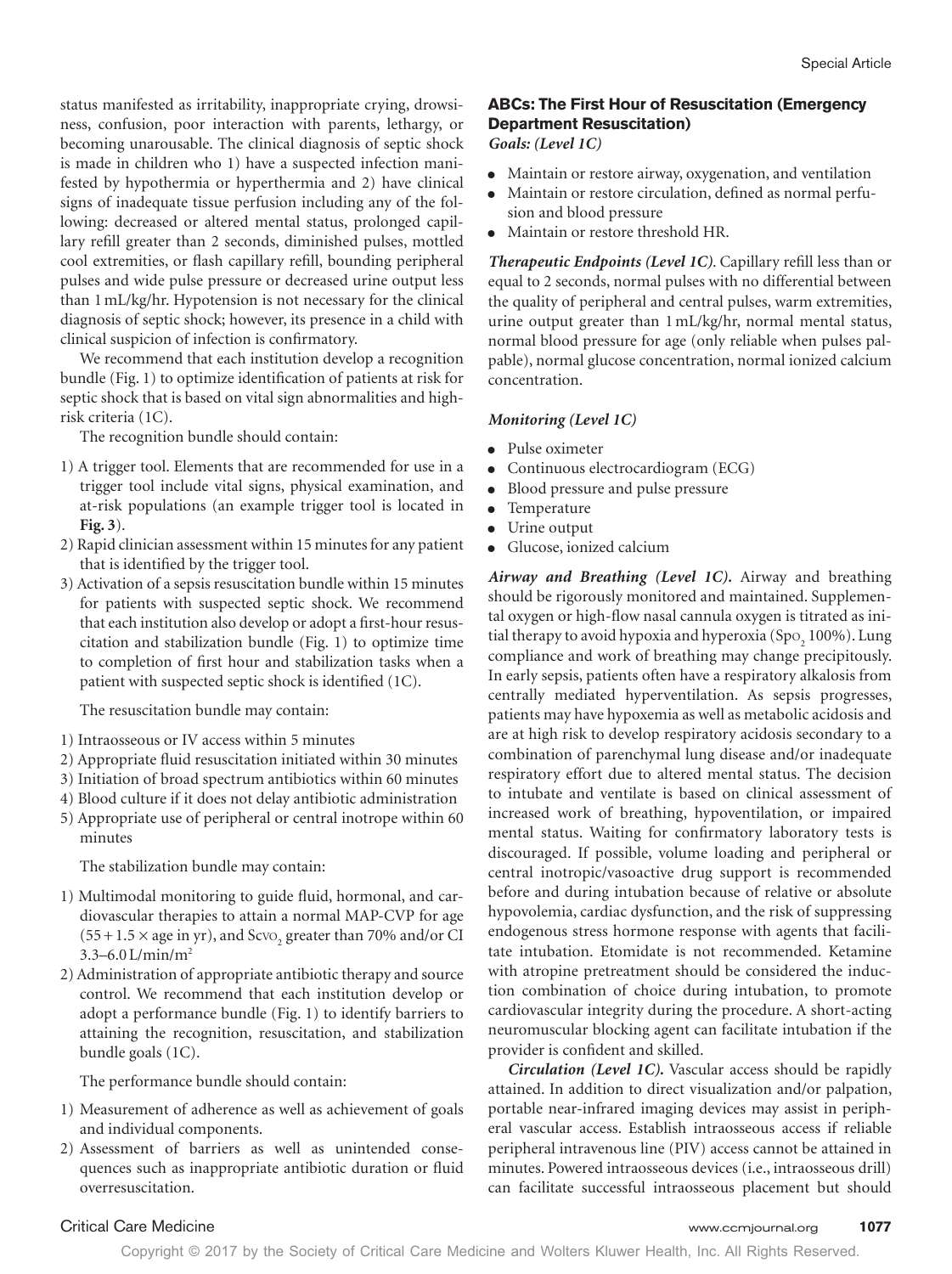status manifested as irritability, inappropriate crying, drowsiness, confusion, poor interaction with parents, lethargy, or becoming unarousable. The clinical diagnosis of septic shock is made in children who 1) have a suspected infection manifested by hypothermia or hyperthermia and 2) have clinical signs of inadequate tissue perfusion including any of the following: decreased or altered mental status, prolonged capillary refill greater than 2 seconds, diminished pulses, mottled cool extremities, or flash capillary refill, bounding peripheral pulses and wide pulse pressure or decreased urine output less than 1 mL/kg/hr. Hypotension is not necessary for the clinical diagnosis of septic shock; however, its presence in a child with clinical suspicion of infection is confirmatory.

We recommend that each institution develop a recognition bundle (Fig. 1) to optimize identification of patients at risk for septic shock that is based on vital sign abnormalities and high-risk criteria (1C).

The recognition bundle should contain:

1) A trigger tool. Elements that are recommended for use in a trigger tool include vital signs, physical examination, and at-risk populations (an example trigger tool is located in **Fig. 3**).
2) Rapid clinician assessment within 15 minutes for any patient that is identified by the trigger tool.
3) Activation of a sepsis resuscitation bundle within 15 minutes for patients with suspected septic shock. We recommend that each institution also develop or adopt a first-hour resuscitation and stabilization bundle (Fig. 1) to optimize time to completion of first hour and stabilization tasks when a patient with suspected septic shock is identified (1C).

The resuscitation bundle may contain:

1) Intraosseous or IV access within 5 minutes
2) Appropriate fluid resuscitation initiated within 30 minutes
3) Initiation of broad spectrum antibiotics within 60 minutes
4) Blood culture if it does not delay antibiotic administration
5) Appropriate use of peripheral or central inotrope within 60 minutes

The stabilization bundle may contain:

1) Multimodal monitoring to guide fluid, hormonal, and cardiovascular therapies to attain a normal MAP-CVP for age ($55 + 1.5 \times$ age in yr), and $ScvO_2$ greater than 70% and/or CI 3.3–6.0 L/min/m$^2$
2) Administration of appropriate antibiotic therapy and source control. We recommend that each institution develop or adopt a performance bundle (Fig. 1) to identify barriers to attaining the recognition, resuscitation, and stabilization bundle goals (1C).

The performance bundle should contain:

1) Measurement of adherence as well as achievement of goals and individual components.
2) Assessment of barriers as well as unintended consequences such as inappropriate antibiotic duration or fluid overresuscitation.

## ABCs: The First Hour of Resuscitation (Emergency Department Resuscitation)

***Goals: (Level 1C)***

- Maintain or restore airway, oxygenation, and ventilation
- Maintain or restore circulation, defined as normal perfusion and blood pressure
- Maintain or restore threshold HR.

***Therapeutic Endpoints (Level 1C).*** Capillary refill less than or equal to 2 seconds, normal pulses with no differential between the quality of peripheral and central pulses, warm extremities, urine output greater than 1 mL/kg/hr, normal mental status, normal blood pressure for age (only reliable when pulses palpable), normal glucose concentration, normal ionized calcium concentration.

***Monitoring (Level 1C)***

- Pulse oximeter
- Continuous electrocardiogram (ECG)
- Blood pressure and pulse pressure
- Temperature
- Urine output
- Glucose, ionized calcium

***Airway and Breathing (Level 1C).*** Airway and breathing should be rigorously monitored and maintained. Supplemental oxygen or high-flow nasal cannula oxygen is titrated as initial therapy to avoid hypoxia and hyperoxia ($SpO_2$ 100%). Lung compliance and work of breathing may change precipitously. In early sepsis, patients often have a respiratory alkalosis from centrally mediated hyperventilation. As sepsis progresses, patients may have hypoxemia as well as metabolic acidosis and are at high risk to develop respiratory acidosis secondary to a combination of parenchymal lung disease and/or inadequate respiratory effort due to altered mental status. The decision to intubate and ventilate is based on clinical assessment of increased work of breathing, hypoventilation, or impaired mental status. Waiting for confirmatory laboratory tests is discouraged. If possible, volume loading and peripheral or central inotropic/vasoactive drug support is recommended before and during intubation because of relative or absolute hypovolemia, cardiac dysfunction, and the risk of suppressing endogenous stress hormone response with agents that facilitate intubation. Etomidate is not recommended. Ketamine with atropine pretreatment should be considered the induction combination of choice during intubation, to promote cardiovascular integrity during the procedure. A short-acting neuromuscular blocking agent can facilitate intubation if the provider is confident and skilled.

***Circulation (Level 1C).*** Vascular access should be rapidly attained. In addition to direct visualization and/or palpation, portable near-infrared imaging devices may assist in peripheral vascular access. Establish intraosseous access if reliable peripheral intravenous line (PIV) access cannot be attained in minutes. Powered intraosseous devices (i.e., intraosseous drill) can facilitate successful intraosseous placement but should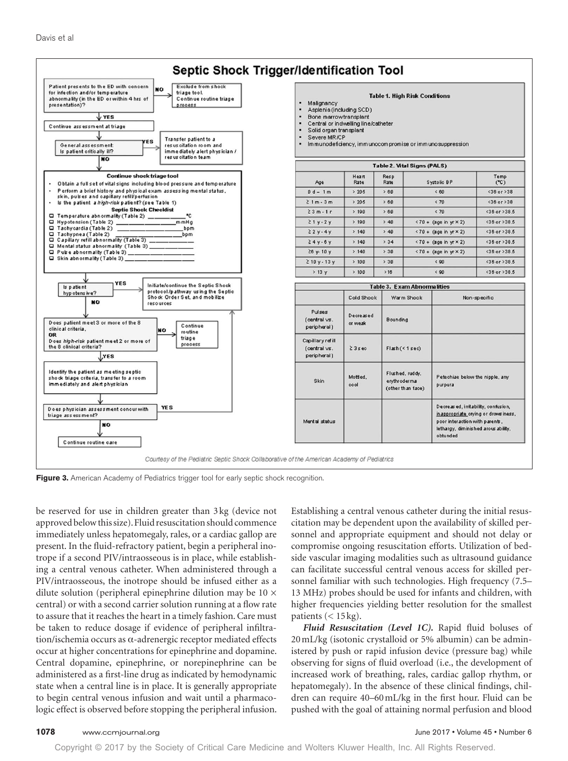# Septic Shock Trigger/Identification Tool

Patient presents to the ED with concern for infection and/or temperature abnormality (in the ED or within 4 hrs of presentation)?

- NO → Exclude from shock triage tool. Continue routine triage process
- YES → Continue assessment at triage

General assessment: Is patient critically ill?

- YES → Transfer patient to a resuscitation room and immediately alert physician / resuscitation team
- NO →

**Continue shock triage tool**

- Obtain a full set of vital signs including blood pressure and temperature
- Perform a brief history and physical exam assessing mental status, skin, pulses and capillary refill/perfusion
- Is the patient a *high-risk* patient? (see Table 1)

**Septic Shock Checklist**

- ☐ Temperature abnormality (Table 2) ______________°C
- ☐ Hypotension (Table 2) ______________mmHg
- ☐ Tachycardia (Table 2) ______________bpm
- ☐ Tachypnea (Table 2) ______________bpm
- ☐ Capillary refill abnormality (Table 3) ______________
- ☐ Mental status abnormality (Table 3) ______________
- ☐ Pulse abnormality (Table 3) ______________
- ☐ Skin abnormality (Table 3) ______________

Is patient hypotensive?

- YES → Initiate/continue the Septic Shock protocol/pathway using the Septic Shock Order Set, and mobilize resources
- NO →

Does patient meet 3 or more of the 8 clinical criteria, OR Does *high-risk* patient meet 2 or more of the 8 clinical criteria?

- NO → Continue routine triage process
- YES → Identify the patient as meeting septic shock triage criteria, transfer to a room immediately and alert physician

Does physician assessment concur with triage assessment?

- YES → Initiate/continue the Septic Shock protocol/pathway
- NO → Continue routine care

**Table 1. High Risk Conditions**

- Malignancy
- Asplenia (including SCD)
- Bone marrow transplant
- Central or indwelling line/catheter
- Solid organ transplant
- Severe MR/CP
- Immunodeficiency, immunocompromise or immunosuppression

**Table 2. Vital Signs (PALS)**

| Age | Heart Rate | Resp Rate | Systolic BP | Temp (°C) |
|---|---|---|---|---|
| 0 d – 1 m | > 205 | > 60 | < 60 | <36 or >38 |
| ≥ 1 m - 3 m | > 205 | > 60 | < 70 | <36 or >38 |
| ≥ 3 m - 1 r | > 190 | > 60 | < 70 | <36 or >38.5 |
| ≥ 1 y - 2 y | > 190 | > 40 | < 70 + (age in yr × 2) | <36 or >38.5 |
| ≥ 2 y - 4 y | > 140 | > 40 | < 70 + (age in yr × 2) | <36 or >38.5 |
| ≥ 4 y - 6 y | > 140 | > 34 | < 70 + (age in yr × 2) | <36 or >38.5 |
| ≥6 y- 10 y | > 140 | > 30 | < 70 + (age in yr × 2) | <36 or >38.5 |
| ≥ 10 y - 13 y | > 100 | > 30 | < 90 | <36 or >38.5 |
| > 13 y | > 100 | > 16 | < 90 | <36 or >38.5 |

**Table 3. Exam Abnormalities**

| | Cold Shock | Warm Shock | Non-specific |
|---|---|---|---|
| Pulses (central vs. peripheral) | Decreased or weak | Bounding | |
| Capillary refill (central vs. peripheral) | ≥ 3 sec | Flash (< 1 sec) | |
| Skin | Mottled, cool | Flushed, ruddy, erythroderma (other than face) | Petechiae below the nipple, any purpura |
| Mental status | | | Decreased, irritability, confusion, inappropriate crying or drowsiness, poor interaction with parents, lethargy, diminished arousability, obtunded |

*Courtesy of the Pediatric Septic Shock Collaborative of the American Academy of Pediatrics*

**Figure 3.** American Academy of Pediatrics trigger tool for early septic shock recognition.

be reserved for use in children greater than 3 kg (device not approved below this size). Fluid resuscitation should commence immediately unless hepatomegaly, rales, or a cardiac gallop are present. In the fluid-refractory patient, begin a peripheral inotrope if a second PIV/intraosseous is in place, while establishing a central venous catheter. When administered through a PIV/intraosseous, the inotrope should be infused either as a dilute solution (peripheral epinephrine dilution may be 10 × central) or with a second carrier solution running at a flow rate to assure that it reaches the heart in a timely fashion. Care must be taken to reduce dosage if evidence of peripheral infiltration/ischemia occurs as α-adrenergic receptor mediated effects occur at higher concentrations for epinephrine and dopamine. Central dopamine, epinephrine, or norepinephrine can be administered as a first-line drug as indicated by hemodynamic state when a central line is in place. It is generally appropriate to begin central venous infusion and wait until a pharmacologic effect is observed before stopping the peripheral infusion. Establishing a central venous catheter during the initial resuscitation may be dependent upon the availability of skilled personnel and appropriate equipment and should not delay or compromise ongoing resuscitation efforts. Utilization of bedside vascular imaging modalities such as ultrasound guidance can facilitate successful central venous access for skilled personnel familiar with such technologies. High frequency (7.5–13 MHz) probes should be used for infants and children, with higher frequencies yielding better resolution for the smallest patients (< 15 kg).

***Fluid Resuscitation (Level 1C).*** Rapid fluid boluses of 20 mL/kg (isotonic crystalloid or 5% albumin) can be administered by push or rapid infusion device (pressure bag) while observing for signs of fluid overload (i.e., the development of increased work of breathing, rales, cardiac gallop rhythm, or hepatomegaly). In the absence of these clinical findings, children can require 40–60 mL/kg in the first hour. Fluid can be pushed with the goal of attaining normal perfusion and blood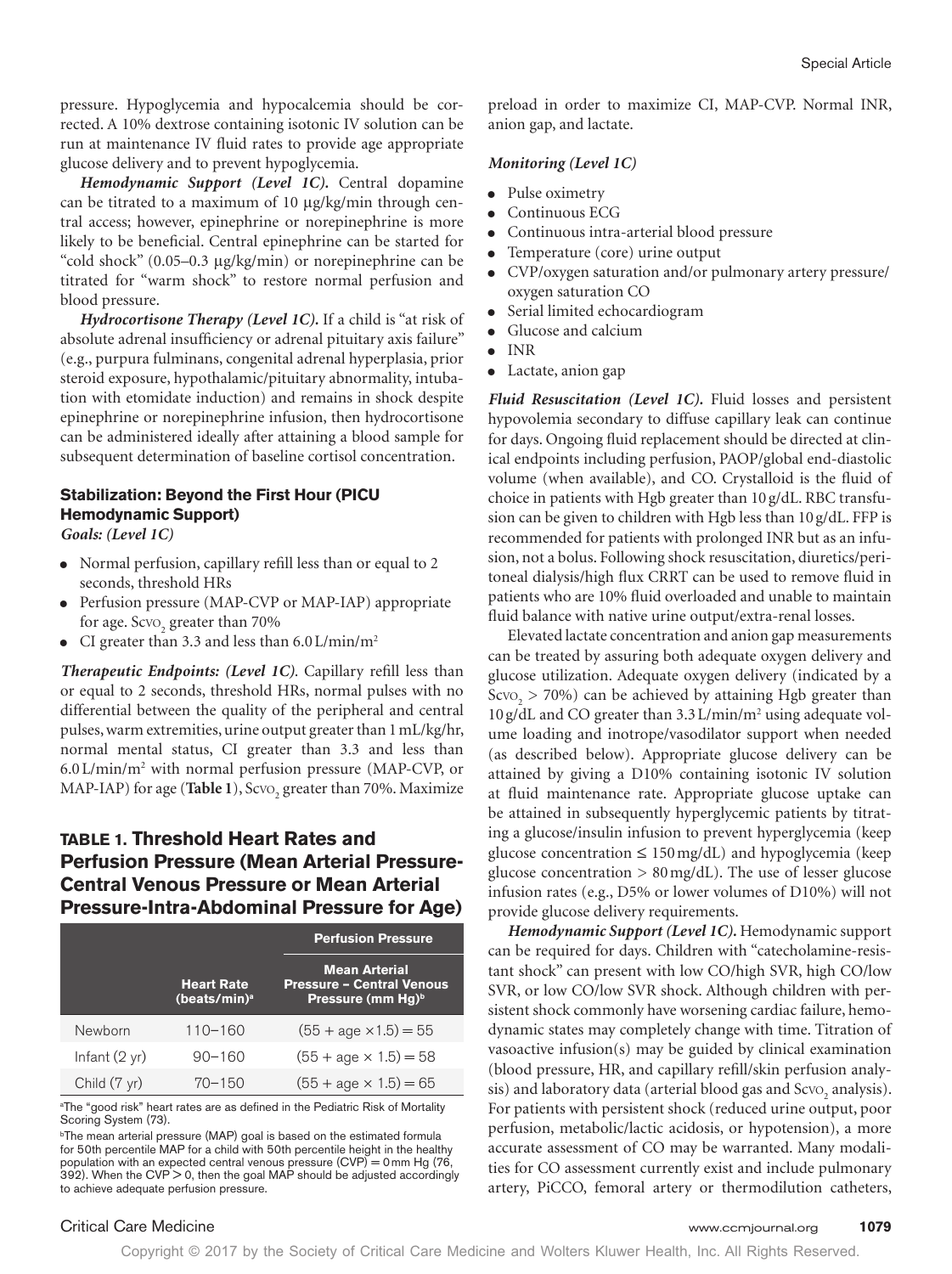pressure. Hypoglycemia and hypocalcemia should be corrected. A 10% dextrose containing isotonic IV solution can be run at maintenance IV fluid rates to provide age appropriate glucose delivery and to prevent hypoglycemia.

***Hemodynamic Support (Level 1C).*** Central dopamine can be titrated to a maximum of 10 μg/kg/min through central access; however, epinephrine or norepinephrine is more likely to be beneficial. Central epinephrine can be started for "cold shock" (0.05–0.3 μg/kg/min) or norepinephrine can be titrated for "warm shock" to restore normal perfusion and blood pressure.

***Hydrocortisone Therapy (Level 1C).*** If a child is "at risk of absolute adrenal insufficiency or adrenal pituitary axis failure" (e.g., purpura fulminans, congenital adrenal hyperplasia, prior steroid exposure, hypothalamic/pituitary abnormality, intubation with etomidate induction) and remains in shock despite epinephrine or norepinephrine infusion, then hydrocortisone can be administered ideally after attaining a blood sample for subsequent determination of baseline cortisol concentration.

### Stabilization: Beyond the First Hour (PICU Hemodynamic Support)

***Goals: (Level 1C)***

- Normal perfusion, capillary refill less than or equal to 2 seconds, threshold HRs
- Perfusion pressure (MAP-CVP or MAP-IAP) appropriate for age. $Scvo_2$ greater than 70%
- CI greater than 3.3 and less than 6.0 L/min/m$^2$

***Therapeutic Endpoints: (Level 1C).*** Capillary refill less than or equal to 2 seconds, threshold HRs, normal pulses with no differential between the quality of the peripheral and central pulses, warm extremities, urine output greater than 1 mL/kg/hr, normal mental status, CI greater than 3.3 and less than 6.0 L/min/m$^2$ with normal perfusion pressure (MAP-CVP, or MAP-IAP) for age (**Table 1**), $Scvo_2$ greater than 70%. Maximize preload in order to maximize CI, MAP-CVP. Normal INR, anion gap, and lactate.

**TABLE 1. Threshold Heart Rates and Perfusion Pressure (Mean Arterial Pressure-Central Venous Pressure or Mean Arterial Pressure-Intra-Abdominal Pressure for Age)**

| | | Perfusion Pressure |
|---|---|---|
| | Heart Rate (beats/min)[a] | Mean Arterial Pressure – Central Venous Pressure (mm Hg)[b] |
| Newborn | 110–160 | (55 + age ×1.5) = 55 |
| Infant (2 yr) | 90–160 | (55 + age × 1.5) = 58 |
| Child (7 yr) | 70–150 | (55 + age × 1.5) = 65 |

[a]The "good risk" heart rates are as defined in the Pediatric Risk of Mortality Scoring System (73).

[b]The mean arterial pressure (MAP) goal is based on the estimated formula for 50th percentile MAP for a child with 50th percentile height in the healthy population with an expected central venous pressure (CVP) = 0 mm Hg (76, 392). When the CVP > 0, then the goal MAP should be adjusted accordingly to achieve adequate perfusion pressure.

***Monitoring (Level 1C)***

- Pulse oximetry
- Continuous ECG
- Continuous intra-arterial blood pressure
- Temperature (core) urine output
- CVP/oxygen saturation and/or pulmonary artery pressure/oxygen saturation CO
- Serial limited echocardiogram
- Glucose and calcium
- INR
- Lactate, anion gap

***Fluid Resuscitation (Level 1C).*** Fluid losses and persistent hypovolemia secondary to diffuse capillary leak can continue for days. Ongoing fluid replacement should be directed at clinical endpoints including perfusion, PAOP/global end-diastolic volume (when available), and CO. Crystalloid is the fluid of choice in patients with Hgb greater than 10 g/dL. RBC transfusion can be given to children with Hgb less than 10 g/dL. FFP is recommended for patients with prolonged INR but as an infusion, not a bolus. Following shock resuscitation, diuretics/peritoneal dialysis/high flux CRRT can be used to remove fluid in patients who are 10% fluid overloaded and unable to maintain fluid balance with native urine output/extra-renal losses.

Elevated lactate concentration and anion gap measurements can be treated by assuring both adequate oxygen delivery and glucose utilization. Adequate oxygen delivery (indicated by a $Scvo_2 > 70\%$) can be achieved by attaining Hgb greater than 10 g/dL and CO greater than 3.3 L/min/m$^2$ using adequate volume loading and inotrope/vasodilator support when needed (as described below). Appropriate glucose delivery can be attained by giving a D10% containing isotonic IV solution at fluid maintenance rate. Appropriate glucose uptake can be attained in subsequently hyperglycemic patients by titrating a glucose/insulin infusion to prevent hyperglycemia (keep glucose concentration ≤ 150 mg/dL) and hypoglycemia (keep glucose concentration > 80 mg/dL). The use of lesser glucose infusion rates (e.g., D5% or lower volumes of D10%) will not provide glucose delivery requirements.

***Hemodynamic Support (Level 1C).*** Hemodynamic support can be required for days. Children with "catecholamine-resistant shock" can present with low CO/high SVR, high CO/low SVR, or low CO/low SVR shock. Although children with persistent shock commonly have worsening cardiac failure, hemodynamic states may completely change with time. Titration of vasoactive infusion(s) may be guided by clinical examination (blood pressure, HR, and capillary refill/skin perfusion analysis) and laboratory data (arterial blood gas and $Scvo_2$ analysis). For patients with persistent shock (reduced urine output, poor perfusion, metabolic/lactic acidosis, or hypotension), a more accurate assessment of CO may be warranted. Many modalities for CO assessment currently exist and include pulmonary artery, PiCCO, femoral artery or thermodilution catheters,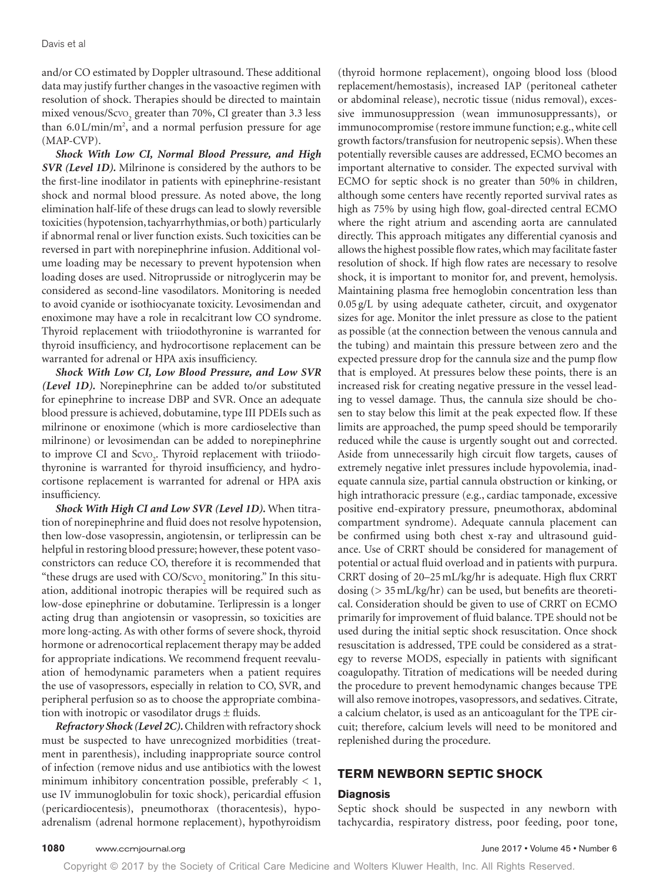and/or CO estimated by Doppler ultrasound. These additional data may justify further changes in the vasoactive regimen with resolution of shock. Therapies should be directed to maintain mixed venous/$Scv_{O_2}$ greater than 70%, CI greater than 3.3 less than 6.0 L/min/m$^2$, and a normal perfusion pressure for age (MAP-CVP).

***Shock With Low CI, Normal Blood Pressure, and High SVR (Level 1D).*** Milrinone is considered by the authors to be the first-line inodilator in patients with epinephrine-resistant shock and normal blood pressure. As noted above, the long elimination half-life of these drugs can lead to slowly reversible toxicities (hypotension, tachyarrhythmias, or both) particularly if abnormal renal or liver function exists. Such toxicities can be reversed in part with norepinephrine infusion. Additional volume loading may be necessary to prevent hypotension when loading doses are used. Nitroprusside or nitroglycerin may be considered as second-line vasodilators. Monitoring is needed to avoid cyanide or isothiocyanate toxicity. Levosimendan and enoximone may have a role in recalcitrant low CO syndrome. Thyroid replacement with triiodothyronine is warranted for thyroid insufficiency, and hydrocortisone replacement can be warranted for adrenal or HPA axis insufficiency.

***Shock With Low CI, Low Blood Pressure, and Low SVR (Level 1D).*** Norepinephrine can be added to/or substituted for epinephrine to increase DBP and SVR. Once an adequate blood pressure is achieved, dobutamine, type III PDEIs such as milrinone or enoximone (which is more cardioselective than milrinone) or levosimendan can be added to norepinephrine to improve CI and $Scv_{O_2}$. Thyroid replacement with triiodothyronine is warranted for thyroid insufficiency, and hydrocortisone replacement is warranted for adrenal or HPA axis insufficiency.

***Shock With High CI and Low SVR (Level 1D).*** When titration of norepinephrine and fluid does not resolve hypotension, then low-dose vasopressin, angiotensin, or terlipressin can be helpful in restoring blood pressure; however, these potent vasoconstrictors can reduce CO, therefore it is recommended that "these drugs are used with CO/$Scv_{O_2}$ monitoring." In this situation, additional inotropic therapies will be required such as low-dose epinephrine or dobutamine. Terlipressin is a longer acting drug than angiotensin or vasopressin, so toxicities are more long-acting. As with other forms of severe shock, thyroid hormone or adrenocortical replacement therapy may be added for appropriate indications. We recommend frequent reevaluation of hemodynamic parameters when a patient requires the use of vasopressors, especially in relation to CO, SVR, and peripheral perfusion so as to choose the appropriate combination with inotropic or vasodilator drugs ± fluids.

***Refractory Shock (Level 2C).*** Children with refractory shock must be suspected to have unrecognized morbidities (treatment in parenthesis), including inappropriate source control of infection (remove nidus and use antibiotics with the lowest minimum inhibitory concentration possible, preferably < 1, use IV immunoglobulin for toxic shock), pericardial effusion (pericardiocentesis), pneumothorax (thoracentesis), hypoadrenalism (adrenal hormone replacement), hypothyroidism (thyroid hormone replacement), ongoing blood loss (blood replacement/hemostasis), increased IAP (peritoneal catheter or abdominal release), necrotic tissue (nidus removal), excessive immunosuppression (wean immunosuppressants), or immunocompromise (restore immune function; e.g., white cell growth factors/transfusion for neutropenic sepsis). When these potentially reversible causes are addressed, ECMO becomes an important alternative to consider. The expected survival with ECMO for septic shock is no greater than 50% in children, although some centers have recently reported survival rates as high as 75% by using high flow, goal-directed central ECMO where the right atrium and ascending aorta are cannulated directly. This approach mitigates any differential cyanosis and allows the highest possible flow rates, which may facilitate faster resolution of shock. If high flow rates are necessary to resolve shock, it is important to monitor for, and prevent, hemolysis. Maintaining plasma free hemoglobin concentration less than 0.05 g/L by using adequate catheter, circuit, and oxygenator sizes for age. Monitor the inlet pressure as close to the patient as possible (at the connection between the venous cannula and the tubing) and maintain this pressure between zero and the expected pressure drop for the cannula size and the pump flow that is employed. At pressures below these points, there is an increased risk for creating negative pressure in the vessel leading to vessel damage. Thus, the cannula size should be chosen to stay below this limit at the peak expected flow. If these limits are approached, the pump speed should be temporarily reduced while the cause is urgently sought out and corrected. Aside from unnecessarily high circuit flow targets, causes of extremely negative inlet pressures include hypovolemia, inadequate cannula size, partial cannula obstruction or kinking, or high intrathoracic pressure (e.g., cardiac tamponade, excessive positive end-expiratory pressure, pneumothorax, abdominal compartment syndrome). Adequate cannula placement can be confirmed using both chest x-ray and ultrasound guidance. Use of CRRT should be considered for management of potential or actual fluid overload and in patients with purpura. CRRT dosing of 20–25 mL/kg/hr is adequate. High flux CRRT dosing (> 35 mL/kg/hr) can be used, but benefits are theoretical. Consideration should be given to use of CRRT on ECMO primarily for improvement of fluid balance. TPE should not be used during the initial septic shock resuscitation. Once shock resuscitation is addressed, TPE could be considered as a strategy to reverse MODS, especially in patients with significant coagulopathy. Titration of medications will be needed during the procedure to prevent hemodynamic changes because TPE will also remove inotropes, vasopressors, and sedatives. Citrate, a calcium chelator, is used as an anticoagulant for the TPE circuit; therefore, calcium levels will need to be monitored and replenished during the procedure.

## TERM NEWBORN SEPTIC SHOCK

### Diagnosis

Septic shock should be suspected in any newborn with tachycardia, respiratory distress, poor feeding, poor tone,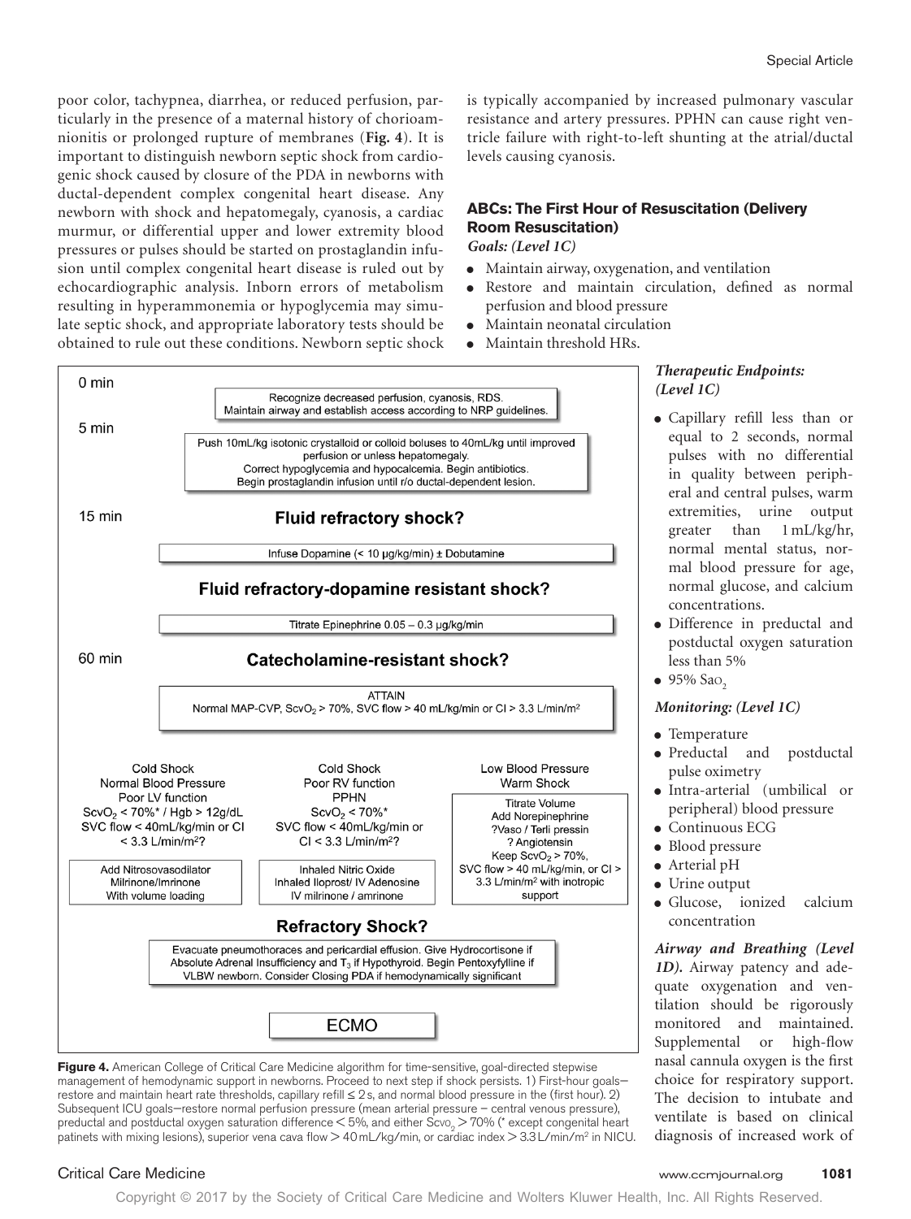poor color, tachypnea, diarrhea, or reduced perfusion, particularly in the presence of a maternal history of chorioamnionitis or prolonged rupture of membranes (**Fig. 4**). It is important to distinguish newborn septic shock from cardiogenic shock caused by closure of the PDA in newborns with ductal-dependent complex congenital heart disease. Any newborn with shock and hepatomegaly, cyanosis, a cardiac murmur, or differential upper and lower extremity blood pressures or pulses should be started on prostaglandin infusion until complex congenital heart disease is ruled out by echocardiographic analysis. Inborn errors of metabolism resulting in hyperammonemia or hypoglycemia may simulate septic shock, and appropriate laboratory tests should be obtained to rule out these conditions. Newborn septic shock is typically accompanied by increased pulmonary vascular resistance and artery pressures. PPHN can cause right ventricle failure with right-to-left shunting at the atrial/ductal levels causing cyanosis.

0 min

Recognize decreased perfusion, cyanosis, RDS.
Maintain airway and establish access according to NRP guidelines.

5 min

Push 10mL/kg isotonic crystalloid or colloid boluses to 40mL/kg until improved perfusion or unless hepatomegaly.
Correct hypoglycemia and hypocalcemia. Begin antibiotics.
Begin prostaglandin infusion until r/o ductal-dependent lesion.

15 min

**Fluid refractory shock?**

Infuse Dopamine (< 10 µg/kg/min) ± Dobutamine

**Fluid refractory-dopamine resistant shock?**

Titrate Epinephrine 0.05 – 0.3 µg/kg/min

60 min

**Catecholamine-resistant shock?**

ATTAIN
Normal MAP-CVP, $ScvO_2$ > 70%, SVC flow > 40 mL/kg/min or CI > 3.3 L/min/m²

| Cold Shock Normal Blood Pressure Poor LV function $ScvO_2$ < 70%* / Hgb > 12g/dL SVC flow < 40mL/kg/min or CI < 3.3 L/min/m²? | Cold Shock Poor RV function PPHN $ScvO_2$ < 70%* SVC flow < 40mL/kg/min or CI < 3.3 L/min/m²? | Low Blood Pressure Warm Shock |
|---|---|---|
| Add Nitrosovasodilator Milrinone/Imrinone With volume loading | Inhaled Nitric Oxide Inhaled Iloprost/ IV Adenosine IV milrinone / amrinone | Titrate Volume Add Norepinephrine ?Vaso / Terli pressin ? Angiotensin Keep $ScvO_2$ > 70%, SVC flow > 40 mL/kg/min, or CI > 3.3 L/min/m² with inotropic support |

**Refractory Shock?**

Evacuate pneumothoraces and pericardial effusion. Give Hydrocortisone if Absolute Adrenal Insufficiency and $T_3$ if Hypothyroid. Begin Pentoxyfylline if VLBW newborn. Consider Closing PDA if hemodynamically significant

ECMO

**Figure 4.** American College of Critical Care Medicine algorithm for time-sensitive, goal-directed stepwise management of hemodynamic support in newborns. Proceed to next step if shock persists. 1) First-hour goals—restore and maintain heart rate thresholds, capillary refill ≤ 2 s, and normal blood pressure in the (first hour). 2) Subsequent ICU goals—restore normal perfusion pressure (mean arterial pressure − central venous pressure), preductal and postductal oxygen saturation difference < 5%, and either $Scvo_2$ > 70% (* except congenital heart patinets with mixing lesions), superior vena cava flow > 40 mL/kg/min, or cardiac index > 3.3 L/min/m² in NICU.

### ABCs: The First Hour of Resuscitation (Delivery Room Resuscitation)

*Goals: (Level 1C)*

- Maintain airway, oxygenation, and ventilation
- Restore and maintain circulation, defined as normal perfusion and blood pressure
- Maintain neonatal circulation
- Maintain threshold HRs.

***Therapeutic Endpoints: (Level 1C)***

- Capillary refill less than or equal to 2 seconds, normal pulses with no differential in quality between peripheral and central pulses, warm extremities, urine output greater than 1 mL/kg/hr, normal mental status, normal blood pressure for age, normal glucose, and calcium concentrations.
- Difference in preductal and postductal oxygen saturation less than 5%
- 95% $Sao_2$

***Monitoring: (Level 1C)***

- Temperature
- Preductal and postductal pulse oximetry
- Intra-arterial (umbilical or peripheral) blood pressure
- Continuous ECG
- Blood pressure
- Arterial pH
- Urine output
- Glucose, ionized calcium concentration

***Airway and Breathing (Level 1D).*** Airway patency and adequate oxygenation and ventilation should be rigorously monitored and maintained. Supplemental or high-flow nasal cannula oxygen is the first choice for respiratory support. The decision to intubate and ventilate is based on clinical diagnosis of increased work of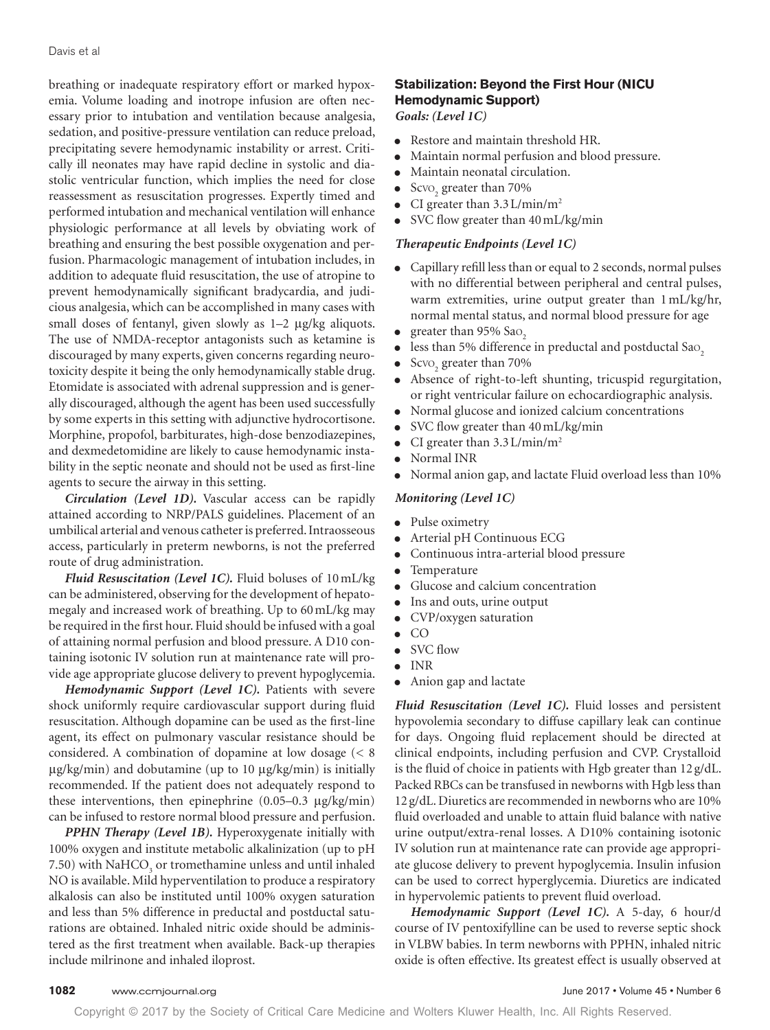breathing or inadequate respiratory effort or marked hypoxemia. Volume loading and inotrope infusion are often necessary prior to intubation and ventilation because analgesia, sedation, and positive-pressure ventilation can reduce preload, precipitating severe hemodynamic instability or arrest. Critically ill neonates may have rapid decline in systolic and diastolic ventricular function, which implies the need for close reassessment as resuscitation progresses. Expertly timed and performed intubation and mechanical ventilation will enhance physiologic performance at all levels by obviating work of breathing and ensuring the best possible oxygenation and perfusion. Pharmacologic management of intubation includes, in addition to adequate fluid resuscitation, the use of atropine to prevent hemodynamically significant bradycardia, and judicious analgesia, which can be accomplished in many cases with small doses of fentanyl, given slowly as 1–2 μg/kg aliquots. The use of NMDA-receptor antagonists such as ketamine is discouraged by many experts, given concerns regarding neurotoxicity despite it being the only hemodynamically stable drug. Etomidate is associated with adrenal suppression and is generally discouraged, although the agent has been used successfully by some experts in this setting with adjunctive hydrocortisone. Morphine, propofol, barbiturates, high-dose benzodiazepines, and dexmedetomidine are likely to cause hemodynamic instability in the septic neonate and should not be used as first-line agents to secure the airway in this setting.

***Circulation (Level 1D).*** Vascular access can be rapidly attained according to NRP/PALS guidelines. Placement of an umbilical arterial and venous catheter is preferred. Intraosseous access, particularly in preterm newborns, is not the preferred route of drug administration.

***Fluid Resuscitation (Level 1C).*** Fluid boluses of 10 mL/kg can be administered, observing for the development of hepatomegaly and increased work of breathing. Up to 60 mL/kg may be required in the first hour. Fluid should be infused with a goal of attaining normal perfusion and blood pressure. A D10 containing isotonic IV solution run at maintenance rate will provide age appropriate glucose delivery to prevent hypoglycemia.

***Hemodynamic Support (Level 1C).*** Patients with severe shock uniformly require cardiovascular support during fluid resuscitation. Although dopamine can be used as the first-line agent, its effect on pulmonary vascular resistance should be considered. A combination of dopamine at low dosage (< 8 μg/kg/min) and dobutamine (up to 10 μg/kg/min) is initially recommended. If the patient does not adequately respond to these interventions, then epinephrine (0.05–0.3 μg/kg/min) can be infused to restore normal blood pressure and perfusion.

***PPHN Therapy (Level 1B).*** Hyperoxygenate initially with 100% oxygen and institute metabolic alkalinization (up to pH 7.50) with $NaHCO_3$ or tromethamine unless and until inhaled NO is available. Mild hyperventilation to produce a respiratory alkalosis can also be instituted until 100% oxygen saturation and less than 5% difference in preductal and postductal saturations are obtained. Inhaled nitric oxide should be administered as the first treatment when available. Back-up therapies include milrinone and inhaled iloprost.

### Stabilization: Beyond the First Hour (NICU Hemodynamic Support)

***Goals: (Level 1C)***

- Restore and maintain threshold HR.
- Maintain normal perfusion and blood pressure.
- Maintain neonatal circulation.
- $Scvo_2$ greater than 70%
- CI greater than 3.3 L/min/m$^2$
- SVC flow greater than 40 mL/kg/min

***Therapeutic Endpoints (Level 1C)***

- Capillary refill less than or equal to 2 seconds, normal pulses with no differential between peripheral and central pulses, warm extremities, urine output greater than 1 mL/kg/hr, normal mental status, and normal blood pressure for age
- greater than 95% $Sao_2$
- less than 5% difference in preductal and postductal $Sao_2$
- $Scvo_2$ greater than 70%
- Absence of right-to-left shunting, tricuspid regurgitation, or right ventricular failure on echocardiographic analysis.
- Normal glucose and ionized calcium concentrations
- SVC flow greater than 40 mL/kg/min
- CI greater than 3.3 L/min/m$^2$
- Normal INR
- Normal anion gap, and lactate Fluid overload less than 10%

***Monitoring (Level 1C)***

- Pulse oximetry
- Arterial pH Continuous ECG
- Continuous intra-arterial blood pressure
- Temperature
- Glucose and calcium concentration
- Ins and outs, urine output
- CVP/oxygen saturation
- CO
- SVC flow
- INR
- Anion gap and lactate

***Fluid Resuscitation (Level 1C).*** Fluid losses and persistent hypovolemia secondary to diffuse capillary leak can continue for days. Ongoing fluid replacement should be directed at clinical endpoints, including perfusion and CVP. Crystalloid is the fluid of choice in patients with Hgb greater than 12 g/dL. Packed RBCs can be transfused in newborns with Hgb less than 12 g/dL. Diuretics are recommended in newborns who are 10% fluid overloaded and unable to attain fluid balance with native urine output/extra-renal losses. A D10% containing isotonic IV solution run at maintenance rate can provide age appropriate glucose delivery to prevent hypoglycemia. Insulin infusion can be used to correct hyperglycemia. Diuretics are indicated in hypervolemic patients to prevent fluid overload.

***Hemodynamic Support (Level 1C).*** A 5-day, 6 hour/d course of IV pentoxifylline can be used to reverse septic shock in VLBW babies. In term newborns with PPHN, inhaled nitric oxide is often effective. Its greatest effect is usually observed at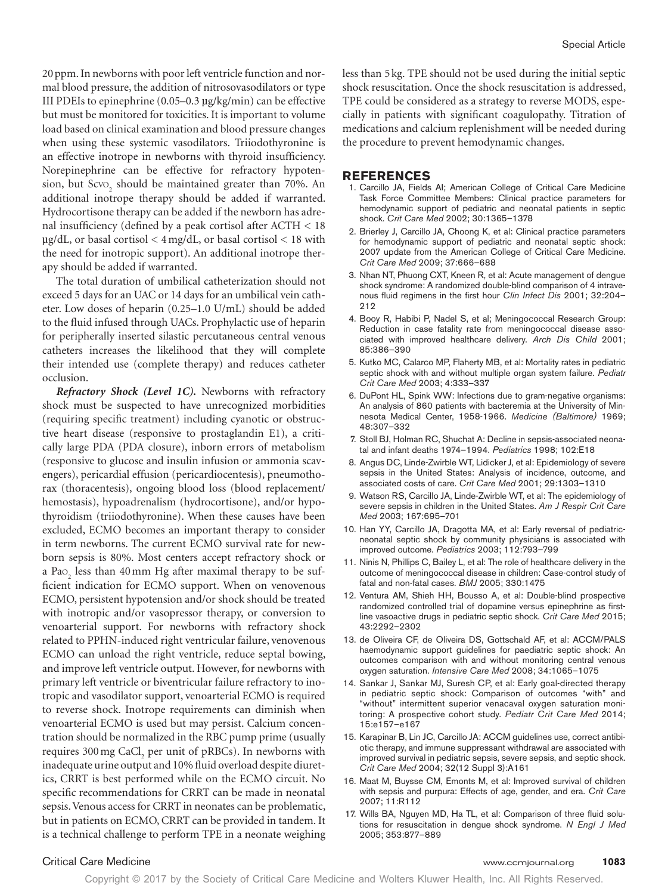20 ppm. In newborns with poor left ventricle function and normal blood pressure, the addition of nitrosovasodilators or type III PDEIs to epinephrine (0.05–0.3 µg/kg/min) can be effective but must be monitored for toxicities. It is important to volume load based on clinical examination and blood pressure changes when using these systemic vasodilators. Triiodothyronine is an effective inotrope in newborns with thyroid insufficiency. Norepinephrine can be effective for refractory hypotension, but $Scv_{O_2}$ should be maintained greater than 70%. An additional inotrope therapy should be added if warranted. Hydrocortisone therapy can be added if the newborn has adrenal insufficiency (defined by a peak cortisol after ACTH < 18 µg/dL, or basal cortisol < 4 mg/dL, or basal cortisol < 18 with the need for inotropic support). An additional inotrope therapy should be added if warranted.

The total duration of umbilical catheterization should not exceed 5 days for an UAC or 14 days for an umbilical vein catheter. Low doses of heparin (0.25–1.0 U/mL) should be added to the fluid infused through UACs. Prophylactic use of heparin for peripherally inserted silastic percutaneous central venous catheters increases the likelihood that they will complete their intended use (complete therapy) and reduces catheter occlusion.

***Refractory Shock (Level 1C).*** Newborns with refractory shock must be suspected to have unrecognized morbidities (requiring specific treatment) including cyanotic or obstructive heart disease (responsive to prostaglandin E1), a critically large PDA (PDA closure), inborn errors of metabolism (responsive to glucose and insulin infusion or ammonia scavengers), pericardial effusion (pericardiocentesis), pneumothorax (thoracentesis), ongoing blood loss (blood replacement/hemostasis), hypoadrenalism (hydrocortisone), and/or hypothyroidism (triiodothyronine). When these causes have been excluded, ECMO becomes an important therapy to consider in term newborns. The current ECMO survival rate for newborn sepsis is 80%. Most centers accept refractory shock or a $Pa_{O_2}$ less than 40 mm Hg after maximal therapy to be sufficient indication for ECMO support. When on venovenous ECMO, persistent hypotension and/or shock should be treated with inotropic and/or vasopressor therapy, or conversion to venoarterial support. For newborns with refractory shock related to PPHN-induced right ventricular failure, venovenous ECMO can unload the right ventricle, reduce septal bowing, and improve left ventricle output. However, for newborns with primary left ventricle or biventricular failure refractory to inotropic and vasodilator support, venoarterial ECMO is required to reverse shock. Inotrope requirements can diminish when venoarterial ECMO is used but may persist. Calcium concentration should be normalized in the RBC pump prime (usually requires 300 mg $CaCl_2$ per unit of pRBCs). In newborns with inadequate urine output and 10% fluid overload despite diuretics, CRRT is best performed while on the ECMO circuit. No specific recommendations for CRRT can be made in neonatal sepsis. Venous access for CRRT in neonates can be problematic, but in patients on ECMO, CRRT can be provided in tandem. It is a technical challenge to perform TPE in a neonate weighing less than 5 kg. TPE should not be used during the initial septic shock resuscitation. Once the shock resuscitation is addressed, TPE could be considered as a strategy to reverse MODS, especially in patients with significant coagulopathy. Titration of medications and calcium replenishment will be needed during the procedure to prevent hemodynamic changes.

## REFERENCES

1. Carcillo JA, Fields AI; American College of Critical Care Medicine Task Force Committee Members: Clinical practice parameters for hemodynamic support of pediatric and neonatal patients in septic shock. *Crit Care Med* 2002; 30:1365–1378
2. Brierley J, Carcillo JA, Choong K, et al: Clinical practice parameters for hemodynamic support of pediatric and neonatal septic shock: 2007 update from the American College of Critical Care Medicine. *Crit Care Med* 2009; 37:666–688
3. Nhan NT, Phuong CXT, Kneen R, et al: Acute management of dengue shock syndrome: A randomized double-blind comparison of 4 intravenous fluid regimens in the first hour *Clin Infect Dis* 2001; 32:204–212
4. Booy R, Habibi P, Nadel S, et al; Meningococcal Research Group: Reduction in case fatality rate from meningococcal disease associated with improved healthcare delivery. *Arch Dis Child* 2001; 85:386–390
5. Kutko MC, Calarco MP, Flaherty MB, et al: Mortality rates in pediatric septic shock with and without multiple organ system failure. *Pediatr Crit Care Med* 2003; 4:333–337
6. DuPont HL, Spink WW: Infections due to gram-negative organisms: An analysis of 860 patients with bacteremia at the University of Minnesota Medical Center, 1958-1966. *Medicine (Baltimore)* 1969; 48:307–332
7. Stoll BJ, Holman RC, Shuchat A: Decline in sepsis-associated neonatal and infant deaths 1974–1994. *Pediatrics* 1998; 102:E18
8. Angus DC, Linde-Zwirble WT, Lidicker J, et al: Epidemiology of severe sepsis in the United States: Analysis of incidence, outcome, and associated costs of care. *Crit Care Med* 2001; 29:1303–1310
9. Watson RS, Carcillo JA, Linde-Zwirble WT, et al: The epidemiology of severe sepsis in children in the United States. *Am J Respir Crit Care Med* 2003; 167:695–701
10. Han YY, Carcillo JA, Dragotta MA, et al: Early reversal of pediatric-neonatal septic shock by community physicians is associated with improved outcome. *Pediatrics* 2003; 112:793–799
11. Ninis N, Phillips C, Bailey L, et al: The role of healthcare delivery in the outcome of meningococcal disease in children: Case-control study of fatal and non-fatal cases. *BMJ* 2005; 330:1475
12. Ventura AM, Shieh HH, Bousso A, et al: Double-blind prospective randomized controlled trial of dopamine versus epinephrine as first-line vasoactive drugs in pediatric septic shock. *Crit Care Med* 2015; 43:2292–2302
13. de Oliveira CF, de Oliveira DS, Gottschald AF, et al: ACCM/PALS haemodynamic support guidelines for paediatric septic shock: An outcomes comparison with and without monitoring central venous oxygen saturation. *Intensive Care Med* 2008; 34:1065–1075
14. Sankar J, Sankar MJ, Suresh CP, et al: Early goal-directed therapy in pediatric septic shock: Comparison of outcomes "with" and "without" intermittent superior venacaval oxygen saturation monitoring: A prospective cohort study. *Pediatr Crit Care Med* 2014; 15:e157–e167
15. Karapinar B, Lin JC, Carcillo JA: ACCM guidelines use, correct antibiotic therapy, and immune suppressant withdrawal are associated with improved survival in pediatric sepsis, severe sepsis, and septic shock. *Crit Care Med* 2004; 32(12 Suppl 3):A161
16. Maat M, Buysse CM, Emonts M, et al: Improved survival of children with sepsis and purpura: Effects of age, gender, and era. *Crit Care* 2007; 11:R112
17. Wills BA, Nguyen MD, Ha TL, et al: Comparison of three fluid solutions for resuscitation in dengue shock syndrome. *N Engl J Med* 2005; 353:877–889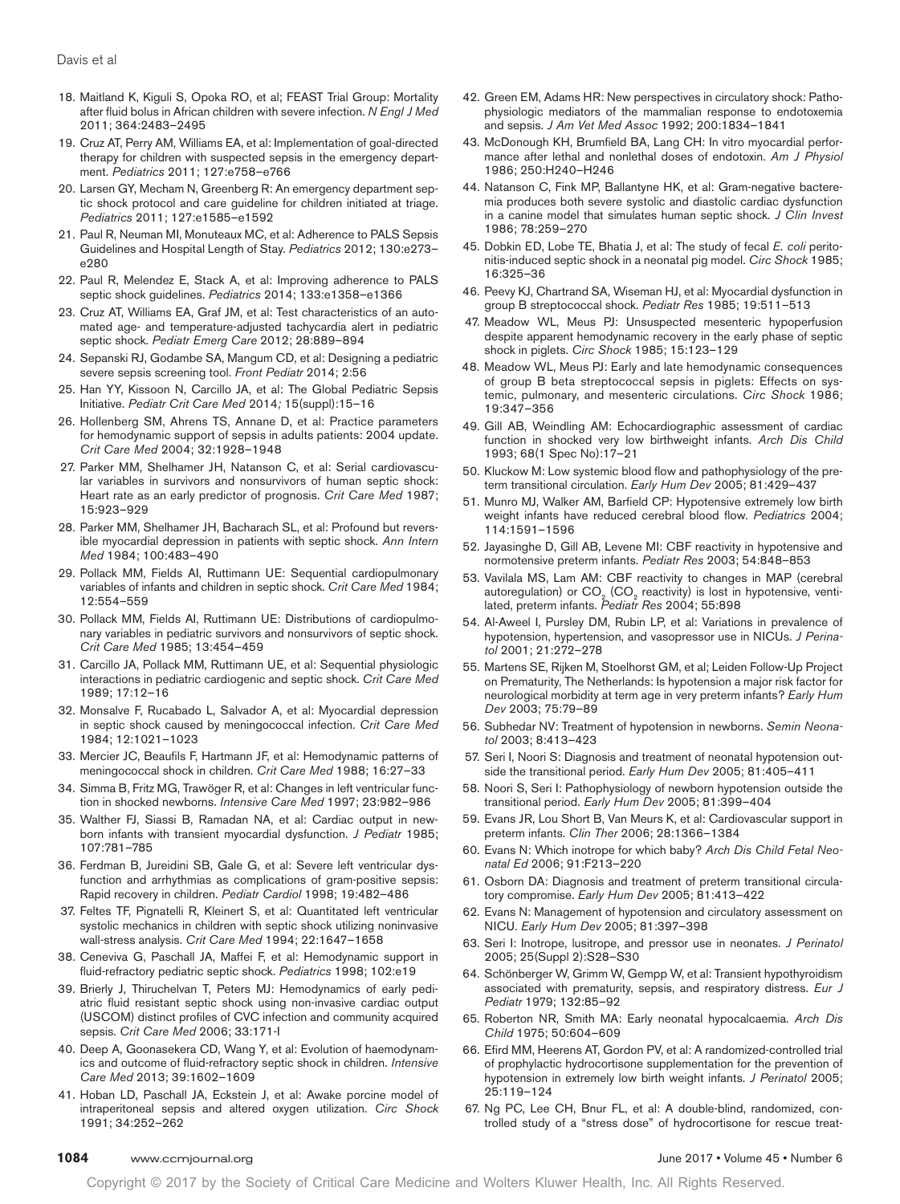18. Maitland K, Kiguli S, Opoka RO, et al; FEAST Trial Group: Mortality after fluid bolus in African children with severe infection. *N Engl J Med* 2011; 364:2483–2495
19. Cruz AT, Perry AM, Williams EA, et al: Implementation of goal-directed therapy for children with suspected sepsis in the emergency department. *Pediatrics* 2011; 127:e758–e766
20. Larsen GY, Mecham N, Greenberg R: An emergency department septic shock protocol and care guideline for children initiated at triage. *Pediatrics* 2011; 127:e1585–e1592
21. Paul R, Neuman MI, Monuteaux MC, et al: Adherence to PALS Sepsis Guidelines and Hospital Length of Stay. *Pediatrics* 2012; 130:e273–e280
22. Paul R, Melendez E, Stack A, et al: Improving adherence to PALS septic shock guidelines. *Pediatrics* 2014; 133:e1358–e1366
23. Cruz AT, Williams EA, Graf JM, et al: Test characteristics of an automated age- and temperature-adjusted tachycardia alert in pediatric septic shock. *Pediatr Emerg Care* 2012; 28:889–894
24. Sepanski RJ, Godambe SA, Mangum CD, et al: Designing a pediatric severe sepsis screening tool. *Front Pediatr* 2014; 2:56
25. Han YY, Kissoon N, Carcillo JA, et al: The Global Pediatric Sepsis Initiative. *Pediatr Crit Care Med* 2014; 15(suppl):15–16
26. Hollenberg SM, Ahrens TS, Annane D, et al: Practice parameters for hemodynamic support of sepsis in adults patients: 2004 update. *Crit Care Med* 2004; 32:1928–1948
27. Parker MM, Shelhamer JH, Natanson C, et al: Serial cardiovascular variables in survivors and nonsurvivors of human septic shock: Heart rate as an early predictor of prognosis. *Crit Care Med* 1987; 15:923–929
28. Parker MM, Shelhamer JH, Bacharach SL, et al: Profound but reversible myocardial depression in patients with septic shock. *Ann Intern Med* 1984; 100:483–490
29. Pollack MM, Fields AI, Ruttimann UE: Sequential cardiopulmonary variables of infants and children in septic shock. *Crit Care Med* 1984; 12:554–559
30. Pollack MM, Fields AI, Ruttimann UE: Distributions of cardiopulmonary variables in pediatric survivors and nonsurvivors of septic shock. *Crit Care Med* 1985; 13:454–459
31. Carcillo JA, Pollack MM, Ruttimann UE, et al: Sequential physiologic interactions in pediatric cardiogenic and septic shock. *Crit Care Med* 1989; 17:12–16
32. Monsalve F, Rucabado L, Salvador A, et al: Myocardial depression in septic shock caused by meningococcal infection. *Crit Care Med* 1984; 12:1021–1023
33. Mercier JC, Beaufils F, Hartmann JF, et al: Hemodynamic patterns of meningococcal shock in children. *Crit Care Med* 1988; 16:27–33
34. Simma B, Fritz MG, Trawöger R, et al: Changes in left ventricular function in shocked newborns. *Intensive Care Med* 1997; 23:982–986
35. Walther FJ, Siassi B, Ramadan NA, et al: Cardiac output in newborn infants with transient myocardial dysfunction. *J Pediatr* 1985; 107:781–785
36. Ferdman B, Jureidini SB, Gale G, et al: Severe left ventricular dysfunction and arrhythmias as complications of gram-positive sepsis: Rapid recovery in children. *Pediatr Cardiol* 1998; 19:482–486
37. Feltes TF, Pignatelli R, Kleinert S, et al: Quantitated left ventricular systolic mechanics in children with septic shock utilizing noninvasive wall-stress analysis. *Crit Care Med* 1994; 22:1647–1658
38. Ceneviva G, Paschall JA, Maffei F, et al: Hemodynamic support in fluid-refractory pediatric septic shock. *Pediatrics* 1998; 102:e19
39. Brierly J, Thiruchelvan T, Peters MJ: Hemodynamics of early pediatric fluid resistant septic shock using non-invasive cardiac output (USCOM) distinct profiles of CVC infection and community acquired sepsis. *Crit Care Med* 2006; 33:171-I
40. Deep A, Goonasekera CD, Wang Y, et al: Evolution of haemodynamics and outcome of fluid-refractory septic shock in children. *Intensive Care Med* 2013; 39:1602–1609
41. Hoban LD, Paschall JA, Eckstein J, et al: Awake porcine model of intraperitoneal sepsis and altered oxygen utilization. *Circ Shock* 1991; 34:252–262
42. Green EM, Adams HR: New perspectives in circulatory shock: Pathophysiologic mediators of the mammalian response to endotoxemia and sepsis. *J Am Vet Med Assoc* 1992; 200:1834–1841
43. McDonough KH, Brumfield BA, Lang CH: In vitro myocardial performance after lethal and nonlethal doses of endotoxin. *Am J Physiol* 1986; 250:H240–H246
44. Natanson C, Fink MP, Ballantyne HK, et al: Gram-negative bacteremia produces both severe systolic and diastolic cardiac dysfunction in a canine model that simulates human septic shock. *J Clin Invest* 1986; 78:259–270
45. Dobkin ED, Lobe TE, Bhatia J, et al: The study of fecal *E. coli* peritonitis-induced septic shock in a neonatal pig model. *Circ Shock* 1985; 16:325–36
46. Peevy KJ, Chartrand SA, Wiseman HJ, et al: Myocardial dysfunction in group B streptococcal shock. *Pediatr Res* 1985; 19:511–513
47. Meadow WL, Meus PJ: Unsuspected mesenteric hypoperfusion despite apparent hemodynamic recovery in the early phase of septic shock in piglets. *Circ Shock* 1985; 15:123–129
48. Meadow WL, Meus PJ: Early and late hemodynamic consequences of group B beta streptococcal sepsis in piglets: Effects on systemic, pulmonary, and mesenteric circulations. *Circ Shock* 1986; 19:347–356
49. Gill AB, Weindling AM: Echocardiographic assessment of cardiac function in shocked very low birthweight infants. *Arch Dis Child* 1993; 68(1 Spec No):17–21
50. Kluckow M: Low systemic blood flow and pathophysiology of the preterm transitional circulation. *Early Hum Dev* 2005; 81:429–437
51. Munro MJ, Walker AM, Barfield CP: Hypotensive extremely low birth weight infants have reduced cerebral blood flow. *Pediatrics* 2004; 114:1591–1596
52. Jayasinghe D, Gill AB, Levene MI: CBF reactivity in hypotensive and normotensive preterm infants. *Pediatr Res* 2003; 54:848–853
53. Vavilala MS, Lam AM: CBF reactivity to changes in MAP (cerebral autoregulation) or $CO_2$ ($CO_2$ reactivity) is lost in hypotensive, ventilated, preterm infants. *Pediatr Res* 2004; 55:898
54. Al-Aweel I, Pursley DM, Rubin LP, et al: Variations in prevalence of hypotension, hypertension, and vasopressor use in NICUs. *J Perinatol* 2001; 21:272–278
55. Martens SE, Rijken M, Stoelhorst GM, et al; Leiden Follow-Up Project on Prematurity, The Netherlands: Is hypotension a major risk factor for neurological morbidity at term age in very preterm infants? *Early Hum Dev* 2003; 75:79–89
56. Subhedar NV: Treatment of hypotension in newborns. *Semin Neonatol* 2003; 8:413–423
57. Seri I, Noori S: Diagnosis and treatment of neonatal hypotension outside the transitional period. *Early Hum Dev* 2005; 81:405–411
58. Noori S, Seri I: Pathophysiology of newborn hypotension outside the transitional period. *Early Hum Dev* 2005; 81:399–404
59. Evans JR, Lou Short B, Van Meurs K, et al: Cardiovascular support in preterm infants. *Clin Ther* 2006; 28:1366–1384
60. Evans N: Which inotrope for which baby? *Arch Dis Child Fetal Neonatal Ed* 2006; 91:F213–220
61. Osborn DA: Diagnosis and treatment of preterm transitional circulatory compromise. *Early Hum Dev* 2005; 81:413–422
62. Evans N: Management of hypotension and circulatory assessment on NICU. *Early Hum Dev* 2005; 81:397–398
63. Seri I: Inotrope, lusitrope, and pressor use in neonates. *J Perinatol* 2005; 25(Suppl 2):S28–S30
64. Schönberger W, Grimm W, Gempp W, et al: Transient hypothyroidism associated with prematurity, sepsis, and respiratory distress. *Eur J Pediatr* 1979; 132:85–92
65. Roberton NR, Smith MA: Early neonatal hypocalcaemia. *Arch Dis Child* 1975; 50:604–609
66. Efird MM, Heerens AT, Gordon PV, et al: A randomized-controlled trial of prophylactic hydrocortisone supplementation for the prevention of hypotension in extremely low birth weight infants. *J Perinatol* 2005; 25:119–124
67. Ng PC, Lee CH, Bnur FL, et al: A double-blind, randomized, controlled study of a "stress dose" of hydrocortisone for rescue treat-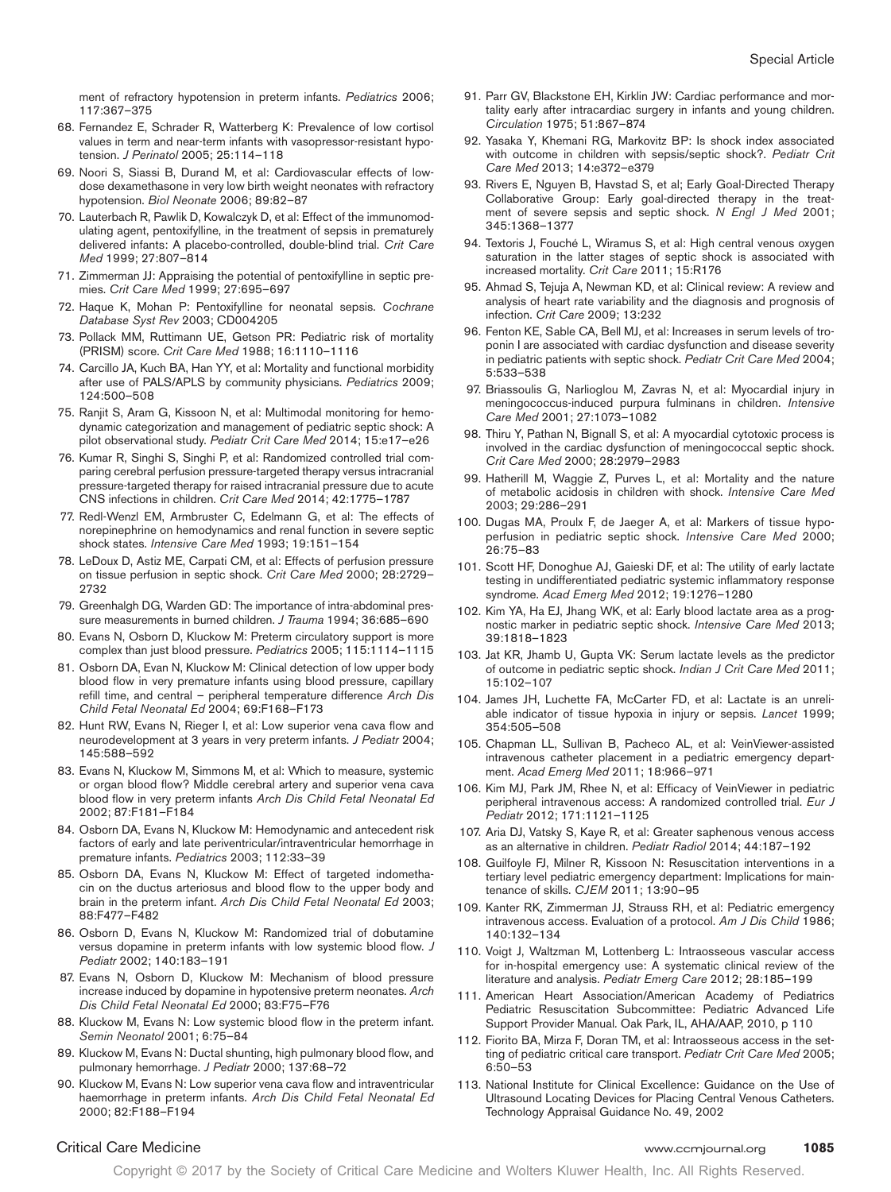ment of refractory hypotension in preterm infants. *Pediatrics* 2006; 117:367–375

68. Fernandez E, Schrader R, Watterberg K: Prevalence of low cortisol values in term and near-term infants with vasopressor-resistant hypotension. *J Perinatol* 2005; 25:114–118
69. Noori S, Siassi B, Durand M, et al: Cardiovascular effects of low-dose dexamethasone in very low birth weight neonates with refractory hypotension. *Biol Neonate* 2006; 89:82–87
70. Lauterbach R, Pawlik D, Kowalczyk D, et al: Effect of the immunomodulating agent, pentoxifylline, in the treatment of sepsis in prematurely delivered infants: A placebo-controlled, double-blind trial. *Crit Care Med* 1999; 27:807–814
71. Zimmerman JJ: Appraising the potential of pentoxifylline in septic premies. *Crit Care Med* 1999; 27:695–697
72. Haque K, Mohan P: Pentoxifylline for neonatal sepsis. *Cochrane Database Syst Rev* 2003; CD004205
73. Pollack MM, Ruttimann UE, Getson PR: Pediatric risk of mortality (PRISM) score. *Crit Care Med* 1988; 16:1110–1116
74. Carcillo JA, Kuch BA, Han YY, et al: Mortality and functional morbidity after use of PALS/APLS by community physicians. *Pediatrics* 2009; 124:500–508
75. Ranjit S, Aram G, Kissoon N, et al: Multimodal monitoring for hemodynamic categorization and management of pediatric septic shock: A pilot observational study. *Pediatr Crit Care Med* 2014; 15:e17–e26
76. Kumar R, Singhi S, Singhi P, et al: Randomized controlled trial comparing cerebral perfusion pressure-targeted therapy versus intracranial pressure-targeted therapy for raised intracranial pressure due to acute CNS infections in children. *Crit Care Med* 2014; 42:1775–1787
77. Redl-Wenzl EM, Armbruster C, Edelmann G, et al: The effects of norepinephrine on hemodynamics and renal function in severe septic shock states. *Intensive Care Med* 1993; 19:151–154
78. LeDoux D, Astiz ME, Carpati CM, et al: Effects of perfusion pressure on tissue perfusion in septic shock. *Crit Care Med* 2000; 28:2729–2732
79. Greenhalgh DG, Warden GD: The importance of intra-abdominal pressure measurements in burned children. *J Trauma* 1994; 36:685–690
80. Evans N, Osborn D, Kluckow M: Preterm circulatory support is more complex than just blood pressure. *Pediatrics* 2005; 115:1114–1115
81. Osborn DA, Evan N, Kluckow M: Clinical detection of low upper body blood flow in very premature infants using blood pressure, capillary refill time, and central – peripheral temperature difference *Arch Dis Child Fetal Neonatal Ed* 2004; 69:F168–F173
82. Hunt RW, Evans N, Rieger I, et al: Low superior vena cava flow and neurodevelopment at 3 years in very preterm infants. *J Pediatr* 2004; 145:588–592
83. Evans N, Kluckow M, Simmons M, et al: Which to measure, systemic or organ blood flow? Middle cerebral artery and superior vena cava blood flow in very preterm infants *Arch Dis Child Fetal Neonatal Ed* 2002; 87:F181–F184
84. Osborn DA, Evans N, Kluckow M: Hemodynamic and antecedent risk factors of early and late periventricular/intraventricular hemorrhage in premature infants. *Pediatrics* 2003; 112:33–39
85. Osborn DA, Evans N, Kluckow M: Effect of targeted indomethacin on the ductus arteriosus and blood flow to the upper body and brain in the preterm infant. *Arch Dis Child Fetal Neonatal Ed* 2003; 88:F477–F482
86. Osborn D, Evans N, Kluckow M: Randomized trial of dobutamine versus dopamine in preterm infants with low systemic blood flow. *J Pediatr* 2002; 140:183–191
87. Evans N, Osborn D, Kluckow M: Mechanism of blood pressure increase induced by dopamine in hypotensive preterm neonates. *Arch Dis Child Fetal Neonatal Ed* 2000; 83:F75–F76
88. Kluckow M, Evans N: Low systemic blood flow in the preterm infant. *Semin Neonatol* 2001; 6:75–84
89. Kluckow M, Evans N: Ductal shunting, high pulmonary blood flow, and pulmonary hemorrhage. *J Pediatr* 2000; 137:68–72
90. Kluckow M, Evans N: Low superior vena cava flow and intraventricular haemorrhage in preterm infants. *Arch Dis Child Fetal Neonatal Ed* 2000; 82:F188–F194
91. Parr GV, Blackstone EH, Kirklin JW: Cardiac performance and mortality early after intracardiac surgery in infants and young children. *Circulation* 1975; 51:867–874
92. Yasaka Y, Khemani RG, Markovitz BP: Is shock index associated with outcome in children with sepsis/septic shock?. *Pediatr Crit Care Med* 2013; 14:e372–e379
93. Rivers E, Nguyen B, Havstad S, et al; Early Goal-Directed Therapy Collaborative Group: Early goal-directed therapy in the treatment of severe sepsis and septic shock. *N Engl J Med* 2001; 345:1368–1377
94. Textoris J, Fouché L, Wiramus S, et al: High central venous oxygen saturation in the latter stages of septic shock is associated with increased mortality. *Crit Care* 2011; 15:R176
95. Ahmad S, Tejuja A, Newman KD, et al: Clinical review: A review and analysis of heart rate variability and the diagnosis and prognosis of infection. *Crit Care* 2009; 13:232
96. Fenton KE, Sable CA, Bell MJ, et al: Increases in serum levels of troponin I are associated with cardiac dysfunction and disease severity in pediatric patients with septic shock. *Pediatr Crit Care Med* 2004; 5:533–538
97. Briassoulis G, Narlioglou M, Zavras N, et al: Myocardial injury in meningococcus-induced purpura fulminans in children. *Intensive Care Med* 2001; 27:1073–1082
98. Thiru Y, Pathan N, Bignall S, et al: A myocardial cytotoxic process is involved in the cardiac dysfunction of meningococcal septic shock. *Crit Care Med* 2000; 28:2979–2983
99. Hatherill M, Waggie Z, Purves L, et al: Mortality and the nature of metabolic acidosis in children with shock. *Intensive Care Med* 2003; 29:286–291
100. Dugas MA, Proulx F, de Jaeger A, et al: Markers of tissue hypoperfusion in pediatric septic shock. *Intensive Care Med* 2000; 26:75–83
101. Scott HF, Donoghue AJ, Gaieski DF, et al: The utility of early lactate testing in undifferentiated pediatric systemic inflammatory response syndrome. *Acad Emerg Med* 2012; 19:1276–1280
102. Kim YA, Ha EJ, Jhang WK, et al: Early blood lactate area as a prognostic marker in pediatric septic shock. *Intensive Care Med* 2013; 39:1818–1823
103. Jat KR, Jhamb U, Gupta VK: Serum lactate levels as the predictor of outcome in pediatric septic shock. *Indian J Crit Care Med* 2011; 15:102–107
104. James JH, Luchette FA, McCarter FD, et al: Lactate is an unreliable indicator of tissue hypoxia in injury or sepsis. *Lancet* 1999; 354:505–508
105. Chapman LL, Sullivan B, Pacheco AL, et al: VeinViewer-assisted intravenous catheter placement in a pediatric emergency department. *Acad Emerg Med* 2011; 18:966–971
106. Kim MJ, Park JM, Rhee N, et al: Efficacy of VeinViewer in pediatric peripheral intravenous access: A randomized controlled trial. *Eur J Pediatr* 2012; 171:1121–1125
107. Aria DJ, Vatsky S, Kaye R, et al: Greater saphenous venous access as an alternative in children. *Pediatr Radiol* 2014; 44:187–192
108. Guilfoyle FJ, Milner R, Kissoon N: Resuscitation interventions in a tertiary level pediatric emergency department: Implications for maintenance of skills. *CJEM* 2011; 13:90–95
109. Kanter RK, Zimmerman JJ, Strauss RH, et al: Pediatric emergency intravenous access. Evaluation of a protocol. *Am J Dis Child* 1986; 140:132–134
110. Voigt J, Waltzman M, Lottenberg L: Intraosseous vascular access for in-hospital emergency use: A systematic clinical review of the literature and analysis. *Pediatr Emerg Care* 2012; 28:185–199
111. American Heart Association/American Academy of Pediatrics Pediatric Resuscitation Subcommittee: Pediatric Advanced Life Support Provider Manual. Oak Park, IL, AHA/AAP, 2010, p 110
112. Fiorito BA, Mirza F, Doran TM, et al: Intraosseous access in the setting of pediatric critical care transport. *Pediatr Crit Care Med* 2005; 6:50–53
113. National Institute for Clinical Excellence: Guidance on the Use of Ultrasound Locating Devices for Placing Central Venous Catheters. Technology Appraisal Guidance No. 49, 2002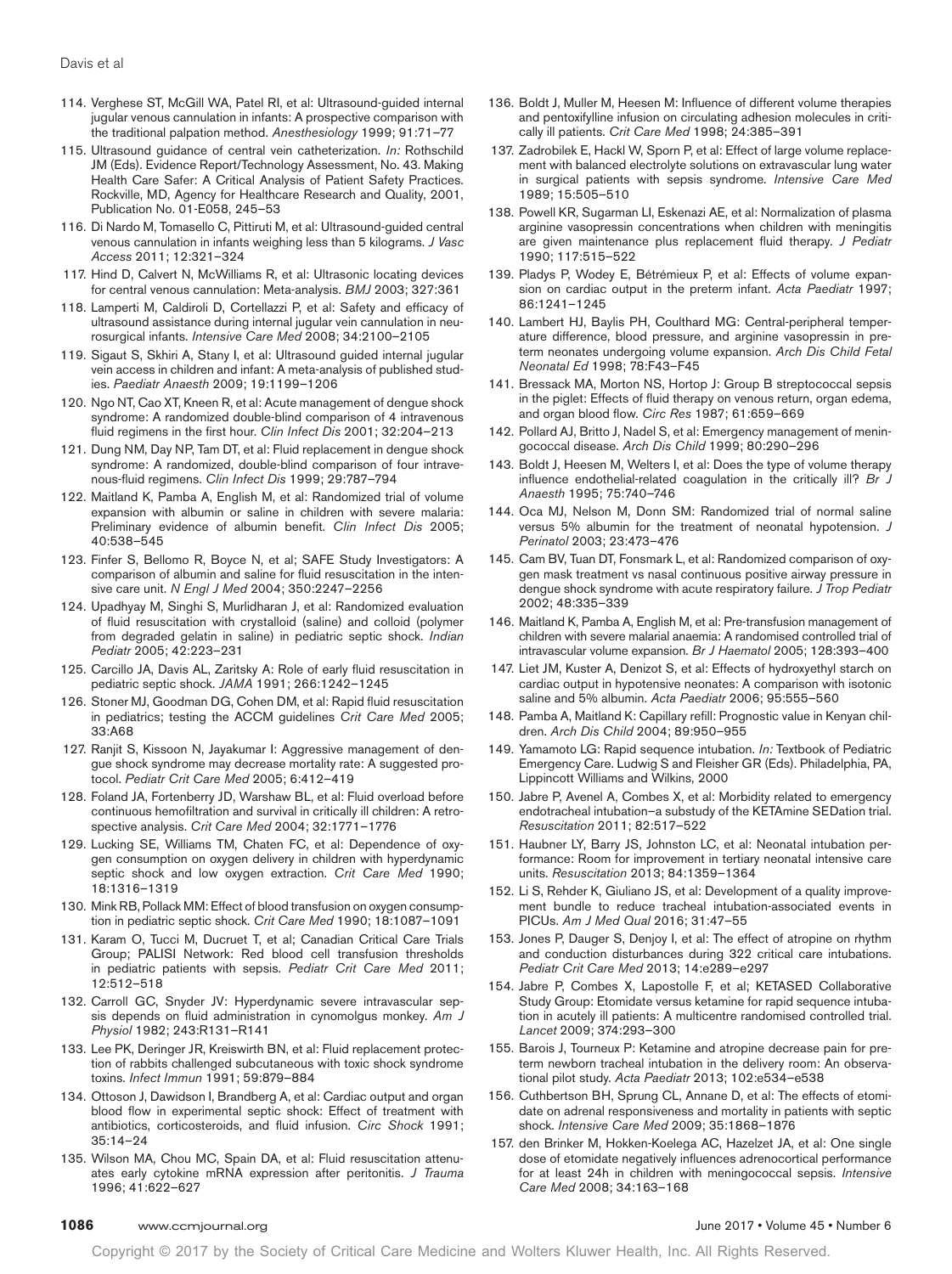114. Verghese ST, McGill WA, Patel RI, et al: Ultrasound-guided internal jugular venous cannulation in infants: A prospective comparison with the traditional palpation method. *Anesthesiology* 1999; 91:71–77
115. Ultrasound guidance of central vein catheterization. *In:* Rothschild JM (Eds). Evidence Report/Technology Assessment, No. 43. Making Health Care Safer: A Critical Analysis of Patient Safety Practices. Rockville, MD, Agency for Healthcare Research and Quality, 2001, Publication No. 01-E058, 245–53
116. Di Nardo M, Tomasello C, Pittiruti M, et al: Ultrasound-guided central venous cannulation in infants weighing less than 5 kilograms. *J Vasc Access* 2011; 12:321–324
117. Hind D, Calvert N, McWilliams R, et al: Ultrasonic locating devices for central venous cannulation: Meta-analysis. *BMJ* 2003; 327:361
118. Lamperti M, Caldiroli D, Cortellazzi P, et al: Safety and efficacy of ultrasound assistance during internal jugular vein cannulation in neurosurgical infants. *Intensive Care Med* 2008; 34:2100–2105
119. Sigaut S, Skhiri A, Stany I, et al: Ultrasound guided internal jugular vein access in children and infant: A meta-analysis of published studies. *Paediatr Anaesth* 2009; 19:1199–1206
120. Ngo NT, Cao XT, Kneen R, et al: Acute management of dengue shock syndrome: A randomized double-blind comparison of 4 intravenous fluid regimens in the first hour. *Clin Infect Dis* 2001; 32:204–213
121. Dung NM, Day NP, Tam DT, et al: Fluid replacement in dengue shock syndrome: A randomized, double-blind comparison of four intravenous-fluid regimens. *Clin Infect Dis* 1999; 29:787–794
122. Maitland K, Pamba A, English M, et al: Randomized trial of volume expansion with albumin or saline in children with severe malaria: Preliminary evidence of albumin benefit. *Clin Infect Dis* 2005; 40:538–545
123. Finfer S, Bellomo R, Boyce N, et al; SAFE Study Investigators: A comparison of albumin and saline for fluid resuscitation in the intensive care unit. *N Engl J Med* 2004; 350:2247–2256
124. Upadhyay M, Singhi S, Murlidharan J, et al: Randomized evaluation of fluid resuscitation with crystalloid (saline) and colloid (polymer from degraded gelatin in saline) in pediatric septic shock. *Indian Pediatr* 2005; 42:223–231
125. Carcillo JA, Davis AL, Zaritsky A: Role of early fluid resuscitation in pediatric septic shock. *JAMA* 1991; 266:1242–1245
126. Stoner MJ, Goodman DG, Cohen DM, et al: Rapid fluid resuscitation in pediatrics; testing the ACCM guidelines *Crit Care Med* 2005; 33:A68
127. Ranjit S, Kissoon N, Jayakumar I: Aggressive management of dengue shock syndrome may decrease mortality rate: A suggested protocol. *Pediatr Crit Care Med* 2005; 6:412–419
128. Foland JA, Fortenberry JD, Warshaw BL, et al: Fluid overload before continuous hemofiltration and survival in critically ill children: A retrospective analysis. *Crit Care Med* 2004; 32:1771–1776
129. Lucking SE, Williams TM, Chaten FC, et al: Dependence of oxygen consumption on oxygen delivery in children with hyperdynamic septic shock and low oxygen extraction. *Crit Care Med* 1990; 18:1316–1319
130. Mink RB, Pollack MM: Effect of blood transfusion on oxygen consumption in pediatric septic shock. *Crit Care Med* 1990; 18:1087–1091
131. Karam O, Tucci M, Ducruet T, et al; Canadian Critical Care Trials Group; PALISI Network: Red blood cell transfusion thresholds in pediatric patients with sepsis. *Pediatr Crit Care Med* 2011; 12:512–518
132. Carroll GC, Snyder JV: Hyperdynamic severe intravascular sepsis depends on fluid administration in cynomolgus monkey. *Am J Physiol* 1982; 243:R131–R141
133. Lee PK, Deringer JR, Kreiswirth BN, et al: Fluid replacement protection of rabbits challenged subcutaneous with toxic shock syndrome toxins. *Infect Immun* 1991; 59:879–884
134. Ottoson J, Dawidson I, Brandberg A, et al: Cardiac output and organ blood flow in experimental septic shock: Effect of treatment with antibiotics, corticosteroids, and fluid infusion. *Circ Shock* 1991; 35:14–24
135. Wilson MA, Chou MC, Spain DA, et al: Fluid resuscitation attenuates early cytokine mRNA expression after peritonitis. *J Trauma* 1996; 41:622–627
136. Boldt J, Muller M, Heesen M: Influence of different volume therapies and pentoxifylline infusion on circulating adhesion molecules in critically ill patients. *Crit Care Med* 1998; 24:385–391
137. Zadrobilek E, Hackl W, Sporn P, et al: Effect of large volume replacement with balanced electrolyte solutions on extravascular lung water in surgical patients with sepsis syndrome. *Intensive Care Med* 1989; 15:505–510
138. Powell KR, Sugarman LI, Eskenazi AE, et al: Normalization of plasma arginine vasopressin concentrations when children with meningitis are given maintenance plus replacement fluid therapy. *J Pediatr* 1990; 117:515–522
139. Pladys P, Wodey E, Bétrémieux P, et al: Effects of volume expansion on cardiac output in the preterm infant. *Acta Paediatr* 1997; 86:1241–1245
140. Lambert HJ, Baylis PH, Coulthard MG: Central-peripheral temperature difference, blood pressure, and arginine vasopressin in preterm neonates undergoing volume expansion. *Arch Dis Child Fetal Neonatal Ed* 1998; 78:F43–F45
141. Bressack MA, Morton NS, Hortop J: Group B streptococcal sepsis in the piglet: Effects of fluid therapy on venous return, organ edema, and organ blood flow. *Circ Res* 1987; 61:659–669
142. Pollard AJ, Britto J, Nadel S, et al: Emergency management of meningococcal disease. *Arch Dis Child* 1999; 80:290–296
143. Boldt J, Heesen M, Welters I, et al: Does the type of volume therapy influence endothelial-related coagulation in the critically ill? *Br J Anaesth* 1995; 75:740–746
144. Oca MJ, Nelson M, Donn SM: Randomized trial of normal saline versus 5% albumin for the treatment of neonatal hypotension. *J Perinatol* 2003; 23:473–476
145. Cam BV, Tuan DT, Fonsmark L, et al: Randomized comparison of oxygen mask treatment vs nasal continuous positive airway pressure in dengue shock syndrome with acute respiratory failure. *J Trop Pediatr* 2002; 48:335–339
146. Maitland K, Pamba A, English M, et al: Pre-transfusion management of children with severe malarial anaemia: A randomised controlled trial of intravascular volume expansion. *Br J Haematol* 2005; 128:393–400
147. Liet JM, Kuster A, Denizot S, et al: Effects of hydroxyethyl starch on cardiac output in hypotensive neonates: A comparison with isotonic saline and 5% albumin. *Acta Paediatr* 2006; 95:555–560
148. Pamba A, Maitland K: Capillary refill: Prognostic value in Kenyan children. *Arch Dis Child* 2004; 89:950–955
149. Yamamoto LG: Rapid sequence intubation. *In:* Textbook of Pediatric Emergency Care. Ludwig S and Fleisher GR (Eds). Philadelphia, PA, Lippincott Williams and Wilkins, 2000
150. Jabre P, Avenel A, Combes X, et al: Morbidity related to emergency endotracheal intubation–a substudy of the KETAmine SEDation trial. *Resuscitation* 2011; 82:517–522
151. Haubner LY, Barry JS, Johnston LC, et al: Neonatal intubation performance: Room for improvement in tertiary neonatal intensive care units. *Resuscitation* 2013; 84:1359–1364
152. Li S, Rehder K, Giuliano JS, et al: Development of a quality improvement bundle to reduce tracheal intubation-associated events in PICUs. *Am J Med Qual* 2016; 31:47–55
153. Jones P, Dauger S, Denjoy I, et al: The effect of atropine on rhythm and conduction disturbances during 322 critical care intubations. *Pediatr Crit Care Med* 2013; 14:e289–e297
154. Jabre P, Combes X, Lapostolle F, et al; KETASED Collaborative Study Group: Etomidate versus ketamine for rapid sequence intubation in acutely ill patients: A multicentre randomised controlled trial. *Lancet* 2009; 374:293–300
155. Barois J, Tourneux P: Ketamine and atropine decrease pain for preterm newborn tracheal intubation in the delivery room: An observational pilot study. *Acta Paediatr* 2013; 102:e534–e538
156. Cuthbertson BH, Sprung CL, Annane D, et al: The effects of etomidate on adrenal responsiveness and mortality in patients with septic shock. *Intensive Care Med* 2009; 35:1868–1876
157. den Brinker M, Hokken-Koelega AC, Hazelzet JA, et al: One single dose of etomidate negatively influences adrenocortical performance for at least 24h in children with meningococcal sepsis. *Intensive Care Med* 2008; 34:163–168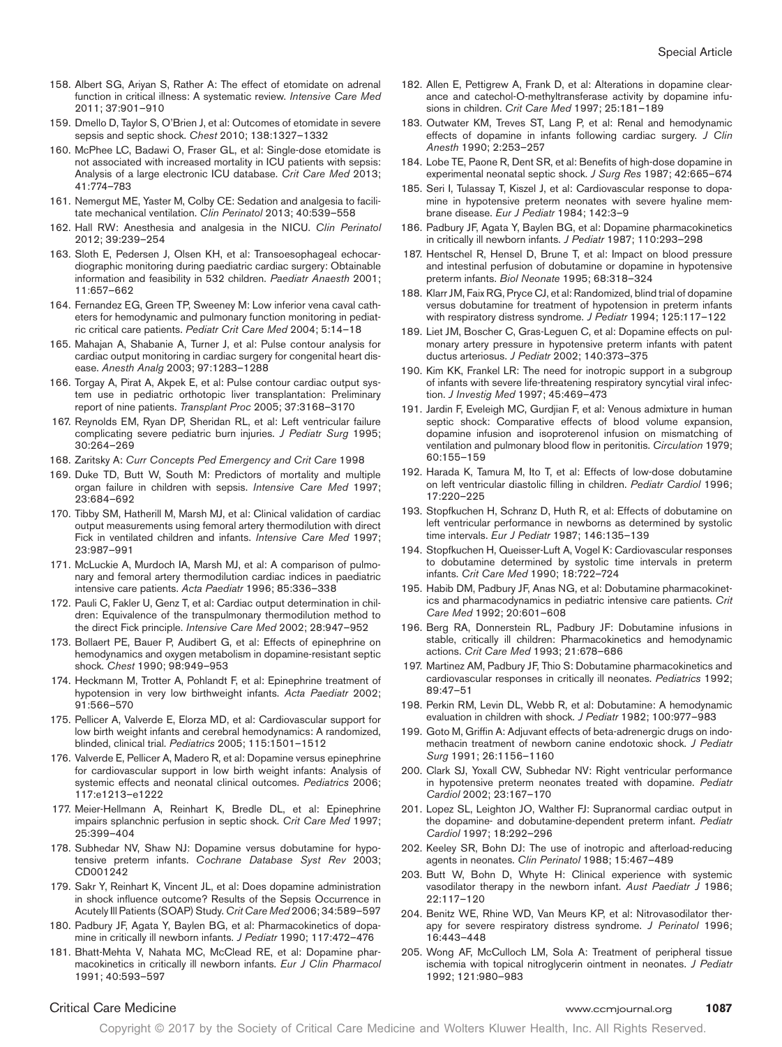158. Albert SG, Ariyan S, Rather A: The effect of etomidate on adrenal function in critical illness: A systematic review. *Intensive Care Med* 2011; 37:901–910
159. Dmello D, Taylor S, O'Brien J, et al: Outcomes of etomidate in severe sepsis and septic shock. *Chest* 2010; 138:1327–1332
160. McPhee LC, Badawi O, Fraser GL, et al: Single-dose etomidate is not associated with increased mortality in ICU patients with sepsis: Analysis of a large electronic ICU database. *Crit Care Med* 2013; 41:774–783
161. Nemergut ME, Yaster M, Colby CE: Sedation and analgesia to facilitate mechanical ventilation. *Clin Perinatol* 2013; 40:539–558
162. Hall RW: Anesthesia and analgesia in the NICU. *Clin Perinatol* 2012; 39:239–254
163. Sloth E, Pedersen J, Olsen KH, et al: Transoesophageal echocardiographic monitoring during paediatric cardiac surgery: Obtainable information and feasibility in 532 children. *Paediatr Anaesth* 2001; 11:657–662
164. Fernandez EG, Green TP, Sweeney M: Low inferior vena caval catheters for hemodynamic and pulmonary function monitoring in pediatric critical care patients. *Pediatr Crit Care Med* 2004; 5:14–18
165. Mahajan A, Shabanie A, Turner J, et al: Pulse contour analysis for cardiac output monitoring in cardiac surgery for congenital heart disease. *Anesth Analg* 2003; 97:1283–1288
166. Torgay A, Pirat A, Akpek E, et al: Pulse contour cardiac output system use in pediatric orthotopic liver transplantation: Preliminary report of nine patients. *Transplant Proc* 2005; 37:3168–3170
167. Reynolds EM, Ryan DP, Sheridan RL, et al: Left ventricular failure complicating severe pediatric burn injuries. *J Pediatr Surg* 1995; 30:264–269
168. Zaritsky A: *Curr Concepts Ped Emergency and Crit Care* 1998
169. Duke TD, Butt W, South M: Predictors of mortality and multiple organ failure in children with sepsis. *Intensive Care Med* 1997; 23:684–692
170. Tibby SM, Hatherill M, Marsh MJ, et al: Clinical validation of cardiac output measurements using femoral artery thermodilution with direct Fick in ventilated children and infants. *Intensive Care Med* 1997; 23:987–991
171. McLuckie A, Murdoch IA, Marsh MJ, et al: A comparison of pulmonary and femoral artery thermodilution cardiac indices in paediatric intensive care patients. *Acta Paediatr* 1996; 85:336–338
172. Pauli C, Fakler U, Genz T, et al: Cardiac output determination in children: Equivalence of the transpulmonary thermodilution method to the direct Fick principle. *Intensive Care Med* 2002; 28:947–952
173. Bollaert PE, Bauer P, Audibert G, et al: Effects of epinephrine on hemodynamics and oxygen metabolism in dopamine-resistant septic shock. *Chest* 1990; 98:949–953
174. Heckmann M, Trotter A, Pohlandt F, et al: Epinephrine treatment of hypotension in very low birthweight infants. *Acta Paediatr* 2002; 91:566–570
175. Pellicer A, Valverde E, Elorza MD, et al: Cardiovascular support for low birth weight infants and cerebral hemodynamics: A randomized, blinded, clinical trial. *Pediatrics* 2005; 115:1501–1512
176. Valverde E, Pellicer A, Madero R, et al: Dopamine versus epinephrine for cardiovascular support in low birth weight infants: Analysis of systemic effects and neonatal clinical outcomes. *Pediatrics* 2006; 117:e1213–e1222
177. Meier-Hellmann A, Reinhart K, Bredle DL, et al: Epinephrine impairs splanchnic perfusion in septic shock. *Crit Care Med* 1997; 25:399–404
178. Subhedar NV, Shaw NJ: Dopamine versus dobutamine for hypotensive preterm infants. *Cochrane Database Syst Rev* 2003; CD001242
179. Sakr Y, Reinhart K, Vincent JL, et al: Does dopamine administration in shock influence outcome? Results of the Sepsis Occurrence in Acutely Ill Patients (SOAP) Study. *Crit Care Med* 2006; 34:589–597
180. Padbury JF, Agata Y, Baylen BG, et al: Pharmacokinetics of dopamine in critically ill newborn infants. *J Pediatr* 1990; 117:472–476
181. Bhatt-Mehta V, Nahata MC, McClead RE, et al: Dopamine pharmacokinetics in critically ill newborn infants. *Eur J Clin Pharmacol* 1991; 40:593–597
182. Allen E, Pettigrew A, Frank D, et al: Alterations in dopamine clearance and catechol-O-methyltransferase activity by dopamine infusions in children. *Crit Care Med* 1997; 25:181–189
183. Outwater KM, Treves ST, Lang P, et al: Renal and hemodynamic effects of dopamine in infants following cardiac surgery. *J Clin Anesth* 1990; 2:253–257
184. Lobe TE, Paone R, Dent SR, et al: Benefits of high-dose dopamine in experimental neonatal septic shock. *J Surg Res* 1987; 42:665–674
185. Seri I, Tulassay T, Kiszel J, et al: Cardiovascular response to dopamine in hypotensive preterm neonates with severe hyaline membrane disease. *Eur J Pediatr* 1984; 142:3–9
186. Padbury JF, Agata Y, Baylen BG, et al: Dopamine pharmacokinetics in critically ill newborn infants. *J Pediatr* 1987; 110:293–298
187. Hentschel R, Hensel D, Brune T, et al: Impact on blood pressure and intestinal perfusion of dobutamine or dopamine in hypotensive preterm infants. *Biol Neonate* 1995; 68:318–324
188. Klarr JM, Faix RG, Pryce CJ, et al: Randomized, blind trial of dopamine versus dobutamine for treatment of hypotension in preterm infants with respiratory distress syndrome. *J Pediatr* 1994; 125:117–122
189. Liet JM, Boscher C, Gras-Leguen C, et al: Dopamine effects on pulmonary artery pressure in hypotensive preterm infants with patent ductus arteriosus. *J Pediatr* 2002; 140:373–375
190. Kim KK, Frankel LR: The need for inotropic support in a subgroup of infants with severe life-threatening respiratory syncytial viral infection. *J Investig Med* 1997; 45:469–473
191. Jardin F, Eveleigh MC, Gurdjian F, et al: Venous admixture in human septic shock: Comparative effects of blood volume expansion, dopamine infusion and isoproterenol infusion on mismatching of ventilation and pulmonary blood flow in peritonitis. *Circulation* 1979; 60:155–159
192. Harada K, Tamura M, Ito T, et al: Effects of low-dose dobutamine on left ventricular diastolic filling in children. *Pediatr Cardiol* 1996; 17:220–225
193. Stopfkuchen H, Schranz D, Huth R, et al: Effects of dobutamine on left ventricular performance in newborns as determined by systolic time intervals. *Eur J Pediatr* 1987; 146:135–139
194. Stopfkuchen H, Queisser-Luft A, Vogel K: Cardiovascular responses to dobutamine determined by systolic time intervals in preterm infants. *Crit Care Med* 1990; 18:722–724
195. Habib DM, Padbury JF, Anas NG, et al: Dobutamine pharmacokinetics and pharmacodynamics in pediatric intensive care patients. *Crit Care Med* 1992; 20:601–608
196. Berg RA, Donnerstein RL, Padbury JF: Dobutamine infusions in stable, critically ill children: Pharmacokinetics and hemodynamic actions. *Crit Care Med* 1993; 21:678–686
197. Martinez AM, Padbury JF, Thio S: Dobutamine pharmacokinetics and cardiovascular responses in critically ill neonates. *Pediatrics* 1992; 89:47–51
198. Perkin RM, Levin DL, Webb R, et al: Dobutamine: A hemodynamic evaluation in children with shock. *J Pediatr* 1982; 100:977–983
199. Goto M, Griffin A: Adjuvant effects of beta-adrenergic drugs on indomethacin treatment of newborn canine endotoxic shock. *J Pediatr Surg* 1991; 26:1156–1160
200. Clark SJ, Yoxall CW, Subhedar NV: Right ventricular performance in hypotensive preterm neonates treated with dopamine. *Pediatr Cardiol* 2002; 23:167–170
201. Lopez SL, Leighton JO, Walther FJ: Supranormal cardiac output in the dopamine- and dobutamine-dependent preterm infant. *Pediatr Cardiol* 1997; 18:292–296
202. Keeley SR, Bohn DJ: The use of inotropic and afterload-reducing agents in neonates. *Clin Perinatol* 1988; 15:467–489
203. Butt W, Bohn D, Whyte H: Clinical experience with systemic vasodilator therapy in the newborn infant. *Aust Paediatr J* 1986; 22:117–120
204. Benitz WE, Rhine WD, Van Meurs KP, et al: Nitrovasodilator therapy for severe respiratory distress syndrome. *J Perinatol* 1996; 16:443–448
205. Wong AF, McCulloch LM, Sola A: Treatment of peripheral tissue ischemia with topical nitroglycerin ointment in neonates. *J Pediatr* 1992; 121:980–983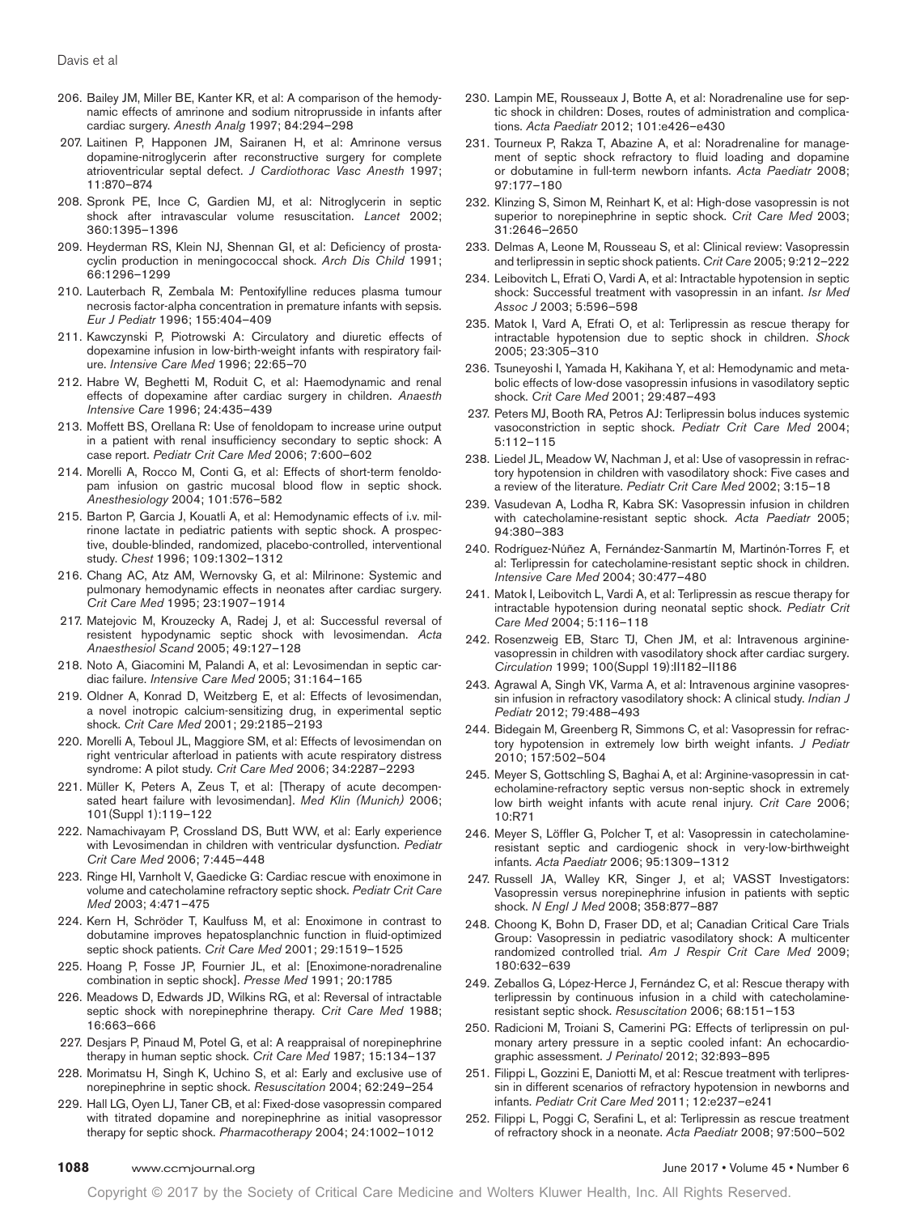206. Bailey JM, Miller BE, Kanter KR, et al: A comparison of the hemodynamic effects of amrinone and sodium nitroprusside in infants after cardiac surgery. *Anesth Analg* 1997; 84:294–298
207. Laitinen P, Happonen JM, Sairanen H, et al: Amrinone versus dopamine-nitroglycerin after reconstructive surgery for complete atrioventricular septal defect. *J Cardiothorac Vasc Anesth* 1997; 11:870–874
208. Spronk PE, Ince C, Gardien MJ, et al: Nitroglycerin in septic shock after intravascular volume resuscitation. *Lancet* 2002; 360:1395–1396
209. Heyderman RS, Klein NJ, Shennan GI, et al: Deficiency of prostacyclin production in meningococcal shock. *Arch Dis Child* 1991; 66:1296–1299
210. Lauterbach R, Zembala M: Pentoxifylline reduces plasma tumour necrosis factor-alpha concentration in premature infants with sepsis. *Eur J Pediatr* 1996; 155:404–409
211. Kawczynski P, Piotrowski A: Circulatory and diuretic effects of dopexamine infusion in low-birth-weight infants with respiratory failure. *Intensive Care Med* 1996; 22:65–70
212. Habre W, Beghetti M, Roduit C, et al: Haemodynamic and renal effects of dopexamine after cardiac surgery in children. *Anaesth Intensive Care* 1996; 24:435–439
213. Moffett BS, Orellana R: Use of fenoldopam to increase urine output in a patient with renal insufficiency secondary to septic shock: A case report. *Pediatr Crit Care Med* 2006; 7:600–602
214. Morelli A, Rocco M, Conti G, et al: Effects of short-term fenoldopam infusion on gastric mucosal blood flow in septic shock. *Anesthesiology* 2004; 101:576–582
215. Barton P, Garcia J, Kouatli A, et al: Hemodynamic effects of i.v. milrinone lactate in pediatric patients with septic shock. A prospective, double-blinded, randomized, placebo-controlled, interventional study. *Chest* 1996; 109:1302–1312
216. Chang AC, Atz AM, Wernovsky G, et al: Milrinone: Systemic and pulmonary hemodynamic effects in neonates after cardiac surgery. *Crit Care Med* 1995; 23:1907–1914
217. Matejovic M, Krouzecky A, Radej J, et al: Successful reversal of resistent hypodynamic septic shock with levosimendan. *Acta Anaesthesiol Scand* 2005; 49:127–128
218. Noto A, Giacomini M, Palandi A, et al: Levosimendan in septic cardiac failure. *Intensive Care Med* 2005; 31:164–165
219. Oldner A, Konrad D, Weitzberg E, et al: Effects of levosimendan, a novel inotropic calcium-sensitizing drug, in experimental septic shock. *Crit Care Med* 2001; 29:2185–2193
220. Morelli A, Teboul JL, Maggiore SM, et al: Effects of levosimendan on right ventricular afterload in patients with acute respiratory distress syndrome: A pilot study. *Crit Care Med* 2006; 34:2287–2293
221. Müller K, Peters A, Zeus T, et al: [Therapy of acute decompensated heart failure with levosimendan]. *Med Klin (Munich)* 2006; 101(Suppl 1):119–122
222. Namachivayam P, Crossland DS, Butt WW, et al: Early experience with Levosimendan in children with ventricular dysfunction. *Pediatr Crit Care Med* 2006; 7:445–448
223. Ringe HI, Varnholt V, Gaedicke G: Cardiac rescue with enoximone in volume and catecholamine refractory septic shock. *Pediatr Crit Care Med* 2003; 4:471–475
224. Kern H, Schröder T, Kaulfuss M, et al: Enoximone in contrast to dobutamine improves hepatosplanchnic function in fluid-optimized septic shock patients. *Crit Care Med* 2001; 29:1519–1525
225. Hoang P, Fosse JP, Fournier JL, et al: [Enoximone-noradrenaline combination in septic shock]. *Presse Med* 1991; 20:1785
226. Meadows D, Edwards JD, Wilkins RG, et al: Reversal of intractable septic shock with norepinephrine therapy. *Crit Care Med* 1988; 16:663–666
227. Desjars P, Pinaud M, Potel G, et al: A reappraisal of norepinephrine therapy in human septic shock. *Crit Care Med* 1987; 15:134–137
228. Morimatsu H, Singh K, Uchino S, et al: Early and exclusive use of norepinephrine in septic shock. *Resuscitation* 2004; 62:249–254
229. Hall LG, Oyen LJ, Taner CB, et al: Fixed-dose vasopressin compared with titrated dopamine and norepinephrine as initial vasopressor therapy for septic shock. *Pharmacotherapy* 2004; 24:1002–1012
230. Lampin ME, Rousseaux J, Botte A, et al: Noradrenaline use for septic shock in children: Doses, routes of administration and complications. *Acta Paediatr* 2012; 101:e426–e430
231. Tourneux P, Rakza T, Abazine A, et al: Noradrenaline for management of septic shock refractory to fluid loading and dopamine or dobutamine in full-term newborn infants. *Acta Paediatr* 2008; 97:177–180
232. Klinzing S, Simon M, Reinhart K, et al: High-dose vasopressin is not superior to norepinephrine in septic shock. *Crit Care Med* 2003; 31:2646–2650
233. Delmas A, Leone M, Rousseau S, et al: Clinical review: Vasopressin and terlipressin in septic shock patients. *Crit Care* 2005; 9:212–222
234. Leibovitch L, Efrati O, Vardi A, et al: Intractable hypotension in septic shock: Successful treatment with vasopressin in an infant. *Isr Med Assoc J* 2003; 5:596–598
235. Matok I, Vard A, Efrati O, et al: Terlipressin as rescue therapy for intractable hypotension due to septic shock in children. *Shock* 2005; 23:305–310
236. Tsuneyoshi I, Yamada H, Kakihana Y, et al: Hemodynamic and metabolic effects of low-dose vasopressin infusions in vasodilatory septic shock. *Crit Care Med* 2001; 29:487–493
237. Peters MJ, Booth RA, Petros AJ: Terlipressin bolus induces systemic vasoconstriction in septic shock. *Pediatr Crit Care Med* 2004; 5:112–115
238. Liedel JL, Meadow W, Nachman J, et al: Use of vasopressin in refractory hypotension in children with vasodilatory shock: Five cases and a review of the literature. *Pediatr Crit Care Med* 2002; 3:15–18
239. Vasudevan A, Lodha R, Kabra SK: Vasopressin infusion in children with catecholamine-resistant septic shock. *Acta Paediatr* 2005; 94:380–383
240. Rodríguez-Núñez A, Fernández-Sanmartín M, Martinón-Torres F, et al: Terlipressin for catecholamine-resistant septic shock in children. *Intensive Care Med* 2004; 30:477–480
241. Matok I, Leibovitch L, Vardi A, et al: Terlipressin as rescue therapy for intractable hypotension during neonatal septic shock. *Pediatr Crit Care Med* 2004; 5:116–118
242. Rosenzweig EB, Starc TJ, Chen JM, et al: Intravenous arginine-vasopressin in children with vasodilatory shock after cardiac surgery. *Circulation* 1999; 100(Suppl 19):II182–II186
243. Agrawal A, Singh VK, Varma A, et al: Intravenous arginine vasopressin infusion in refractory vasodilatory shock: A clinical study. *Indian J Pediatr* 2012; 79:488–493
244. Bidegain M, Greenberg R, Simmons C, et al: Vasopressin for refractory hypotension in extremely low birth weight infants. *J Pediatr* 2010; 157:502–504
245. Meyer S, Gottschling S, Baghai A, et al: Arginine-vasopressin in catecholamine-refractory septic versus non-septic shock in extremely low birth weight infants with acute renal injury. *Crit Care* 2006; 10:R71
246. Meyer S, Löffler G, Polcher T, et al: Vasopressin in catecholamine-resistant septic and cardiogenic shock in very-low-birthweight infants. *Acta Paediatr* 2006; 95:1309–1312
247. Russell JA, Walley KR, Singer J, et al; VASST Investigators: Vasopressin versus norepinephrine infusion in patients with septic shock. *N Engl J Med* 2008; 358:877–887
248. Choong K, Bohn D, Fraser DD, et al; Canadian Critical Care Trials Group: Vasopressin in pediatric vasodilatory shock: A multicenter randomized controlled trial. *Am J Respir Crit Care Med* 2009; 180:632–639
249. Zeballos G, López-Herce J, Fernández C, et al: Rescue therapy with terlipressin by continuous infusion in a child with catecholamine-resistant septic shock. *Resuscitation* 2006; 68:151–153
250. Radicioni M, Troiani S, Camerini PG: Effects of terlipressin on pulmonary artery pressure in a septic cooled infant: An echocardiographic assessment. *J Perinatol* 2012; 32:893–895
251. Filippi L, Gozzini E, Daniotti M, et al: Rescue treatment with terlipressin in different scenarios of refractory hypotension in newborns and infants. *Pediatr Crit Care Med* 2011; 12:e237–e241
252. Filippi L, Poggi C, Serafini L, et al: Terlipressin as rescue treatment of refractory shock in a neonate. *Acta Paediatr* 2008; 97:500–502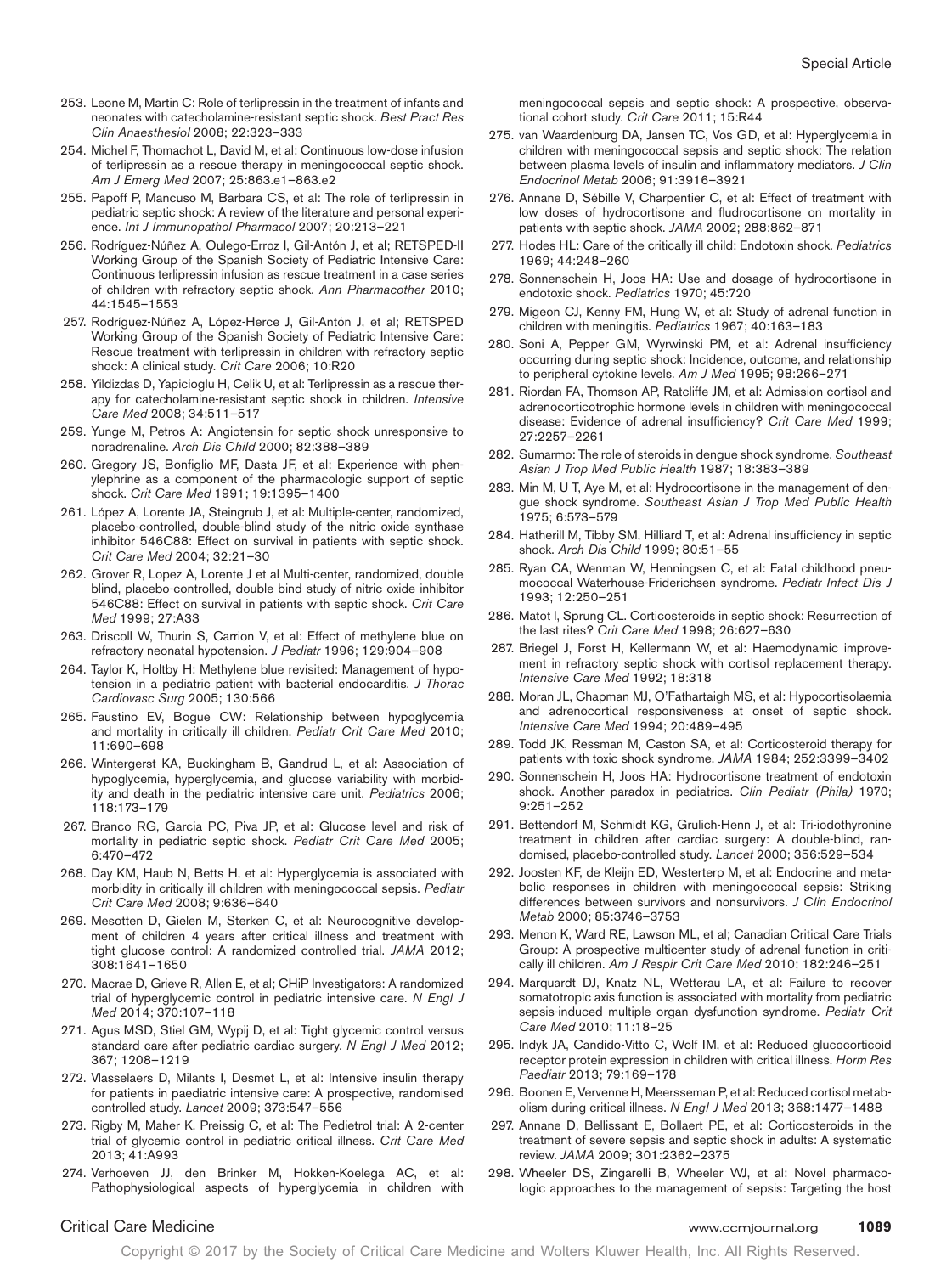253. Leone M, Martin C: Role of terlipressin in the treatment of infants and neonates with catecholamine-resistant septic shock. *Best Pract Res Clin Anaesthesiol* 2008; 22:323–333

254. Michel F, Thomachot L, David M, et al: Continuous low-dose infusion of terlipressin as a rescue therapy in meningococcal septic shock. *Am J Emerg Med* 2007; 25:863.e1–863.e2

255. Papoff P, Mancuso M, Barbara CS, et al: The role of terlipressin in pediatric septic shock: A review of the literature and personal experience. *Int J Immunopathol Pharmacol* 2007; 20:213–221

256. Rodríguez-Núñez A, Oulego-Erroz I, Gil-Antón J, et al; RETSPED-II Working Group of the Spanish Society of Pediatric Intensive Care: Continuous terlipressin infusion as rescue treatment in a case series of children with refractory septic shock. *Ann Pharmacother* 2010; 44:1545–1553

257. Rodríguez-Núñez A, López-Herce J, Gil-Antón J, et al; RETSPED Working Group of the Spanish Society of Pediatric Intensive Care: Rescue treatment with terlipressin in children with refractory septic shock: A clinical study. *Crit Care* 2006; 10:R20

258. Yildizdas D, Yapicioglu H, Celik U, et al: Terlipressin as a rescue therapy for catecholamine-resistant septic shock in children. *Intensive Care Med* 2008; 34:511–517

259. Yunge M, Petros A: Angiotensin for septic shock unresponsive to noradrenaline. *Arch Dis Child* 2000; 82:388–389

260. Gregory JS, Bonfiglio MF, Dasta JF, et al: Experience with phenylephrine as a component of the pharmacologic support of septic shock. *Crit Care Med* 1991; 19:1395–1400

261. López A, Lorente JA, Steingrub J, et al: Multiple-center, randomized, placebo-controlled, double-blind study of the nitric oxide synthase inhibitor 546C88: Effect on survival in patients with septic shock. *Crit Care Med* 2004; 32:21–30

262. Grover R, Lopez A, Lorente J et al Multi-center, randomized, double blind, placebo-controlled, double bind study of nitric oxide inhibitor 546C88: Effect on survival in patients with septic shock. *Crit Care Med* 1999; 27:A33

263. Driscoll W, Thurin S, Carrion V, et al: Effect of methylene blue on refractory neonatal hypotension. *J Pediatr* 1996; 129:904–908

264. Taylor K, Holtby H: Methylene blue revisited: Management of hypotension in a pediatric patient with bacterial endocarditis. *J Thorac Cardiovasc Surg* 2005; 130:566

265. Faustino EV, Bogue CW: Relationship between hypoglycemia and mortality in critically ill children. *Pediatr Crit Care Med* 2010; 11:690–698

266. Wintergerst KA, Buckingham B, Gandrud L, et al: Association of hypoglycemia, hyperglycemia, and glucose variability with morbidity and death in the pediatric intensive care unit. *Pediatrics* 2006; 118:173–179

267. Branco RG, Garcia PC, Piva JP, et al: Glucose level and risk of mortality in pediatric septic shock. *Pediatr Crit Care Med* 2005; 6:470–472

268. Day KM, Haub N, Betts H, et al: Hyperglycemia is associated with morbidity in critically ill children with meningococcal sepsis. *Pediatr Crit Care Med* 2008; 9:636–640

269. Mesotten D, Gielen M, Sterken C, et al: Neurocognitive development of children 4 years after critical illness and treatment with tight glucose control: A randomized controlled trial. *JAMA* 2012; 308:1641–1650

270. Macrae D, Grieve R, Allen E, et al; CHiP Investigators: A randomized trial of hyperglycemic control in pediatric intensive care. *N Engl J Med* 2014; 370:107–118

271. Agus MSD, Stiel GM, Wypij D, et al: Tight glycemic control versus standard care after pediatric cardiac surgery. *N Engl J Med* 2012; 367; 1208–1219

272. Vlasselaers D, Milants I, Desmet L, et al: Intensive insulin therapy for patients in paediatric intensive care: A prospective, randomised controlled study. *Lancet* 2009; 373:547–556

273. Rigby M, Maher K, Preissig C, et al: The Pedietrol trial: A 2-center trial of glycemic control in pediatric critical illness. *Crit Care Med* 2013; 41:A993

274. Verhoeven JJ, den Brinker M, Hokken-Koelega AC, et al: Pathophysiological aspects of hyperglycemia in children with meningococcal sepsis and septic shock: A prospective, observational cohort study. *Crit Care* 2011; 15:R44

275. van Waardenburg DA, Jansen TC, Vos GD, et al: Hyperglycemia in children with meningococcal sepsis and septic shock: The relation between plasma levels of insulin and inflammatory mediators. *J Clin Endocrinol Metab* 2006; 91:3916–3921

276. Annane D, Sébille V, Charpentier C, et al: Effect of treatment with low doses of hydrocortisone and fludrocortisone on mortality in patients with septic shock. *JAMA* 2002; 288:862–871

277. Hodes HL: Care of the critically ill child: Endotoxin shock. *Pediatrics* 1969; 44:248–260

278. Sonnenschein H, Joos HA: Use and dosage of hydrocortisone in endotoxic shock. *Pediatrics* 1970; 45:720

279. Migeon CJ, Kenny FM, Hung W, et al: Study of adrenal function in children with meningitis. *Pediatrics* 1967; 40:163–183

280. Soni A, Pepper GM, Wyrwinski PM, et al: Adrenal insufficiency occurring during septic shock: Incidence, outcome, and relationship to peripheral cytokine levels. *Am J Med* 1995; 98:266–271

281. Riordan FA, Thomson AP, Ratcliffe JM, et al: Admission cortisol and adrenocorticotrophic hormone levels in children with meningococcal disease: Evidence of adrenal insufficiency? *Crit Care Med* 1999; 27:2257–2261

282. Sumarmo: The role of steroids in dengue shock syndrome. *Southeast Asian J Trop Med Public Health* 1987; 18:383–389

283. Min M, U T, Aye M, et al: Hydrocortisone in the management of dengue shock syndrome. *Southeast Asian J Trop Med Public Health* 1975; 6:573–579

284. Hatherill M, Tibby SM, Hilliard T, et al: Adrenal insufficiency in septic shock. *Arch Dis Child* 1999; 80:51–55

285. Ryan CA, Wenman W, Henningsen C, et al: Fatal childhood pneumococcal Waterhouse-Friderichsen syndrome. *Pediatr Infect Dis J* 1993; 12:250–251

286. Matot I, Sprung CL. Corticosteroids in septic shock: Resurrection of the last rites? *Crit Care Med* 1998; 26:627–630

287. Briegel J, Forst H, Kellermann W, et al: Haemodynamic improvement in refractory septic shock with cortisol replacement therapy. *Intensive Care Med* 1992; 18:318

288. Moran JL, Chapman MJ, O'Fathartaigh MS, et al: Hypocortisolaemia and adrenocortical responsiveness at onset of septic shock. *Intensive Care Med* 1994; 20:489–495

289. Todd JK, Ressman M, Caston SA, et al: Corticosteroid therapy for patients with toxic shock syndrome. *JAMA* 1984; 252:3399–3402

290. Sonnenschein H, Joos HA: Hydrocortisone treatment of endotoxin shock. Another paradox in pediatrics. *Clin Pediatr (Phila)* 1970; 9:251–252

291. Bettendorf M, Schmidt KG, Grulich-Henn J, et al: Tri-iodothyronine treatment in children after cardiac surgery: A double-blind, randomised, placebo-controlled study. *Lancet* 2000; 356:529–534

292. Joosten KF, de Kleijn ED, Westerterp M, et al: Endocrine and metabolic responses in children with meningoccocal sepsis: Striking differences between survivors and nonsurvivors. *J Clin Endocrinol Metab* 2000; 85:3746–3753

293. Menon K, Ward RE, Lawson ML, et al; Canadian Critical Care Trials Group: A prospective multicenter study of adrenal function in critically ill children. *Am J Respir Crit Care Med* 2010; 182:246–251

294. Marquardt DJ, Knatz NL, Wetterau LA, et al: Failure to recover somatotropic axis function is associated with mortality from pediatric sepsis-induced multiple organ dysfunction syndrome. *Pediatr Crit Care Med* 2010; 11:18–25

295. Indyk JA, Candido-Vitto C, Wolf IM, et al: Reduced glucocorticoid receptor protein expression in children with critical illness. *Horm Res Paediatr* 2013; 79:169–178

296. Boonen E, Vervenne H, Meersseman P, et al: Reduced cortisol metabolism during critical illness. *N Engl J Med* 2013; 368:1477–1488

297. Annane D, Bellissant E, Bollaert PE, et al: Corticosteroids in the treatment of severe sepsis and septic shock in adults: A systematic review. *JAMA* 2009; 301:2362–2375

298. Wheeler DS, Zingarelli B, Wheeler WJ, et al: Novel pharmacologic approaches to the management of sepsis: Targeting the host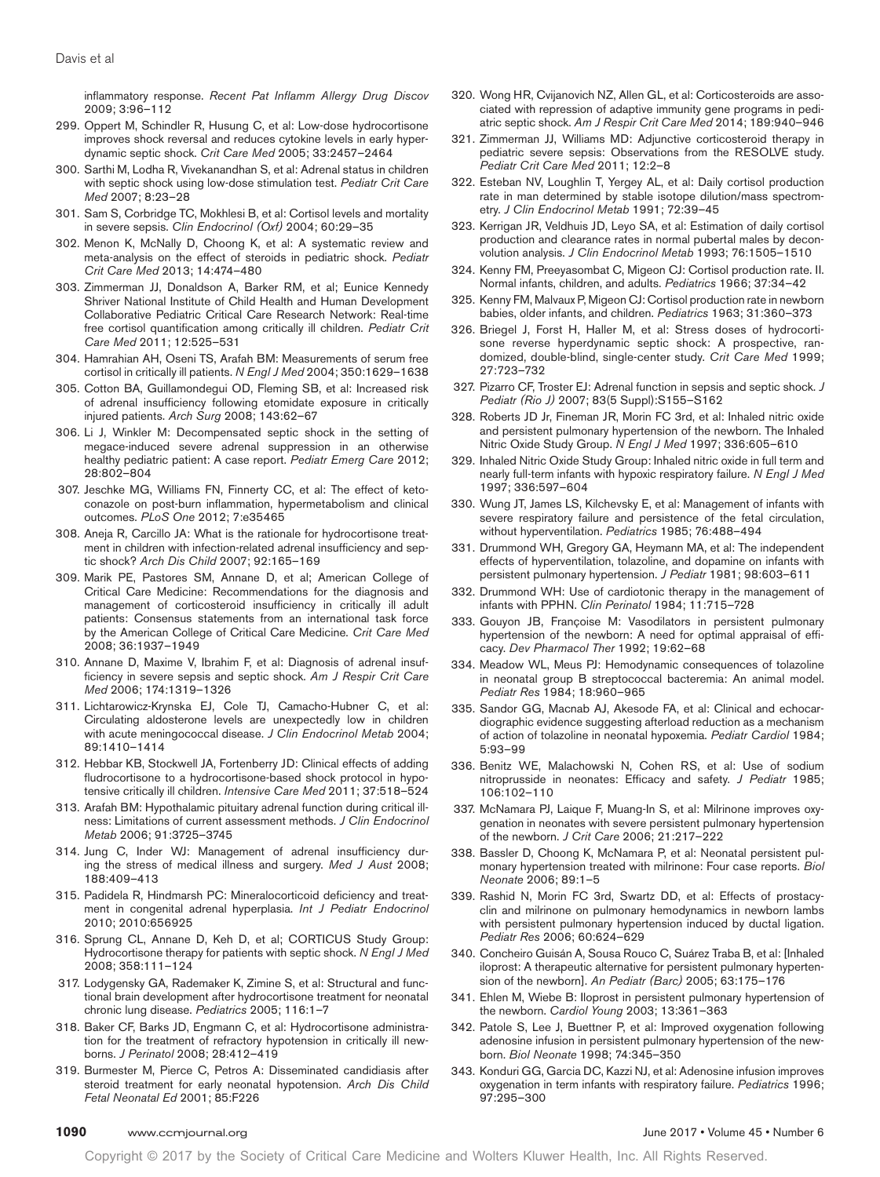inflammatory response. *Recent Pat Inflamm Allergy Drug Discov* 2009; 3:96–112

299. Oppert M, Schindler R, Husung C, et al: Low-dose hydrocortisone improves shock reversal and reduces cytokine levels in early hyperdynamic septic shock. *Crit Care Med* 2005; 33:2457–2464
300. Sarthi M, Lodha R, Vivekanandhan S, et al: Adrenal status in children with septic shock using low-dose stimulation test. *Pediatr Crit Care Med* 2007; 8:23–28
301. Sam S, Corbridge TC, Mokhlesi B, et al: Cortisol levels and mortality in severe sepsis. *Clin Endocrinol (Oxf)* 2004; 60:29–35
302. Menon K, McNally D, Choong K, et al: A systematic review and meta-analysis on the effect of steroids in pediatric shock. *Pediatr Crit Care Med* 2013; 14:474–480
303. Zimmerman JJ, Donaldson A, Barker RM, et al; Eunice Kennedy Shriver National Institute of Child Health and Human Development Collaborative Pediatric Critical Care Research Network: Real-time free cortisol quantification among critically ill children. *Pediatr Crit Care Med* 2011; 12:525–531
304. Hamrahian AH, Oseni TS, Arafah BM: Measurements of serum free cortisol in critically ill patients. *N Engl J Med* 2004; 350:1629–1638
305. Cotton BA, Guillamondegui OD, Fleming SB, et al: Increased risk of adrenal insufficiency following etomidate exposure in critically injured patients. *Arch Surg* 2008; 143:62–67
306. Li J, Winkler M: Decompensated septic shock in the setting of megace-induced severe adrenal suppression in an otherwise healthy pediatric patient: A case report. *Pediatr Emerg Care* 2012; 28:802–804
307. Jeschke MG, Williams FN, Finnerty CC, et al: The effect of ketoconazole on post-burn inflammation, hypermetabolism and clinical outcomes. *PLoS One* 2012; 7:e35465
308. Aneja R, Carcillo JA: What is the rationale for hydrocortisone treatment in children with infection-related adrenal insufficiency and septic shock? *Arch Dis Child* 2007; 92:165–169
309. Marik PE, Pastores SM, Annane D, et al; American College of Critical Care Medicine: Recommendations for the diagnosis and management of corticosteroid insufficiency in critically ill adult patients: Consensus statements from an international task force by the American College of Critical Care Medicine. *Crit Care Med* 2008; 36:1937–1949
310. Annane D, Maxime V, Ibrahim F, et al: Diagnosis of adrenal insufficiency in severe sepsis and septic shock. *Am J Respir Crit Care Med* 2006; 174:1319–1326
311. Lichtarowicz-Krynska EJ, Cole TJ, Camacho-Hubner C, et al: Circulating aldosterone levels are unexpectedly low in children with acute meningococcal disease. *J Clin Endocrinol Metab* 2004; 89:1410–1414
312. Hebbar KB, Stockwell JA, Fortenberry JD: Clinical effects of adding fludrocortisone to a hydrocortisone-based shock protocol in hypotensive critically ill children. *Intensive Care Med* 2011; 37:518–524
313. Arafah BM: Hypothalamic pituitary adrenal function during critical illness: Limitations of current assessment methods. *J Clin Endocrinol Metab* 2006; 91:3725–3745
314. Jung C, Inder WJ: Management of adrenal insufficiency during the stress of medical illness and surgery. *Med J Aust* 2008; 188:409–413
315. Padidela R, Hindmarsh PC: Mineralocorticoid deficiency and treatment in congenital adrenal hyperplasia. *Int J Pediatr Endocrinol* 2010; 2010:656925
316. Sprung CL, Annane D, Keh D, et al; CORTICUS Study Group: Hydrocortisone therapy for patients with septic shock. *N Engl J Med* 2008; 358:111–124
317. Lodygensky GA, Rademaker K, Zimine S, et al: Structural and functional brain development after hydrocortisone treatment for neonatal chronic lung disease. *Pediatrics* 2005; 116:1–7
318. Baker CF, Barks JD, Engmann C, et al: Hydrocortisone administration for the treatment of refractory hypotension in critically ill newborns. *J Perinatol* 2008; 28:412–419
319. Burmester M, Pierce C, Petros A: Disseminated candidiasis after steroid treatment for early neonatal hypotension. *Arch Dis Child Fetal Neonatal Ed* 2001; 85:F226
320. Wong HR, Cvijanovich NZ, Allen GL, et al: Corticosteroids are associated with repression of adaptive immunity gene programs in pediatric septic shock. *Am J Respir Crit Care Med* 2014; 189:940–946
321. Zimmerman JJ, Williams MD: Adjunctive corticosteroid therapy in pediatric severe sepsis: Observations from the RESOLVE study. *Pediatr Crit Care Med* 2011; 12:2–8
322. Esteban NV, Loughlin T, Yergey AL, et al: Daily cortisol production rate in man determined by stable isotope dilution/mass spectrometry. *J Clin Endocrinol Metab* 1991; 72:39–45
323. Kerrigan JR, Veldhuis JD, Leyo SA, et al: Estimation of daily cortisol production and clearance rates in normal pubertal males by deconvolution analysis. *J Clin Endocrinol Metab* 1993; 76:1505–1510
324. Kenny FM, Preeyasombat C, Migeon CJ: Cortisol production rate. II. Normal infants, children, and adults. *Pediatrics* 1966; 37:34–42
325. Kenny FM, Malvaux P, Migeon CJ: Cortisol production rate in newborn babies, older infants, and children. *Pediatrics* 1963; 31:360–373
326. Briegel J, Forst H, Haller M, et al: Stress doses of hydrocortisone reverse hyperdynamic septic shock: A prospective, randomized, double-blind, single-center study. *Crit Care Med* 1999; 27:723–732
327. Pizarro CF, Troster EJ: Adrenal function in sepsis and septic shock. *J Pediatr (Rio J)* 2007; 83(5 Suppl):S155–S162
328. Roberts JD Jr, Fineman JR, Morin FC 3rd, et al: Inhaled nitric oxide and persistent pulmonary hypertension of the newborn. The Inhaled Nitric Oxide Study Group. *N Engl J Med* 1997; 336:605–610
329. Inhaled Nitric Oxide Study Group: Inhaled nitric oxide in full term and nearly full-term infants with hypoxic respiratory failure. *N Engl J Med* 1997; 336:597–604
330. Wung JT, James LS, Kilchevsky E, et al: Management of infants with severe respiratory failure and persistence of the fetal circulation, without hyperventilation. *Pediatrics* 1985; 76:488–494
331. Drummond WH, Gregory GA, Heymann MA, et al: The independent effects of hyperventilation, tolazoline, and dopamine on infants with persistent pulmonary hypertension. *J Pediatr* 1981; 98:603–611
332. Drummond WH: Use of cardiotonic therapy in the management of infants with PPHN. *Clin Perinatol* 1984; 11:715–728
333. Gouyon JB, Françoise M: Vasodilators in persistent pulmonary hypertension of the newborn: A need for optimal appraisal of efficacy. *Dev Pharmacol Ther* 1992; 19:62–68
334. Meadow WL, Meus PJ: Hemodynamic consequences of tolazoline in neonatal group B streptococcal bacteremia: An animal model. *Pediatr Res* 1984; 18:960–965
335. Sandor GG, Macnab AJ, Akesode FA, et al: Clinical and echocardiographic evidence suggesting afterload reduction as a mechanism of action of tolazoline in neonatal hypoxemia. *Pediatr Cardiol* 1984; 5:93–99
336. Benitz WE, Malachowski N, Cohen RS, et al: Use of sodium nitroprusside in neonates: Efficacy and safety. *J Pediatr* 1985; 106:102–110
337. McNamara PJ, Laique F, Muang-In S, et al: Milrinone improves oxygenation in neonates with severe persistent pulmonary hypertension of the newborn. *J Crit Care* 2006; 21:217–222
338. Bassler D, Choong K, McNamara P, et al: Neonatal persistent pulmonary hypertension treated with milrinone: Four case reports. *Biol Neonate* 2006; 89:1–5
339. Rashid N, Morin FC 3rd, Swartz DD, et al: Effects of prostacyclin and milrinone on pulmonary hemodynamics in newborn lambs with persistent pulmonary hypertension induced by ductal ligation. *Pediatr Res* 2006; 60:624–629
340. Concheiro Guisán A, Sousa Rouco C, Suárez Traba B, et al: [Inhaled iloprost: A therapeutic alternative for persistent pulmonary hypertension of the newborn]. *An Pediatr (Barc)* 2005; 63:175–176
341. Ehlen M, Wiebe B: Iloprost in persistent pulmonary hypertension of the newborn. *Cardiol Young* 2003; 13:361–363
342. Patole S, Lee J, Buettner P, et al: Improved oxygenation following adenosine infusion in persistent pulmonary hypertension of the newborn. *Biol Neonate* 1998; 74:345–350
343. Konduri GG, Garcia DC, Kazzi NJ, et al: Adenosine infusion improves oxygenation in term infants with respiratory failure. *Pediatrics* 1996; 97:295–300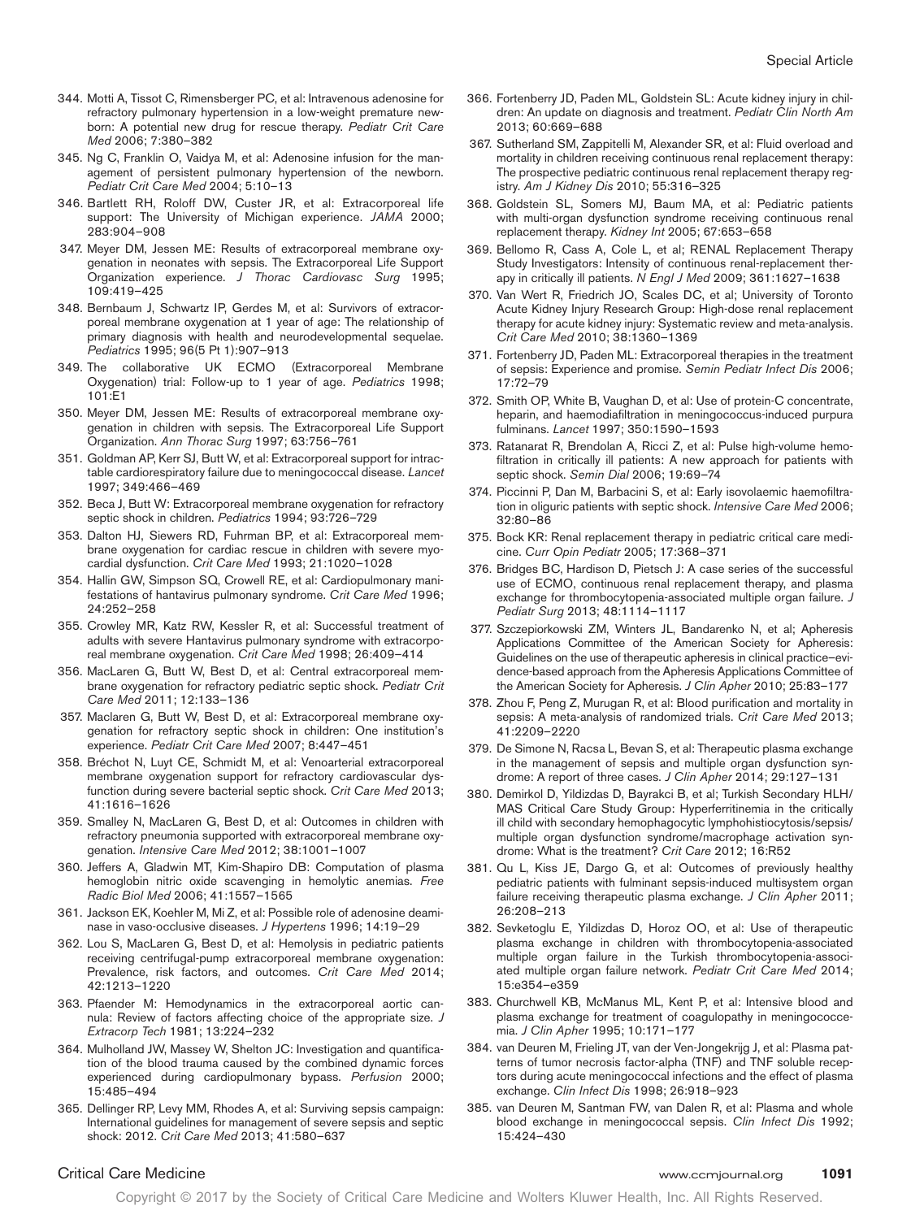344. Motti A, Tissot C, Rimensberger PC, et al: Intravenous adenosine for refractory pulmonary hypertension in a low-weight premature newborn: A potential new drug for rescue therapy. *Pediatr Crit Care Med* 2006; 7:380–382

345. Ng C, Franklin O, Vaidya M, et al: Adenosine infusion for the management of persistent pulmonary hypertension of the newborn. *Pediatr Crit Care Med* 2004; 5:10–13

346. Bartlett RH, Roloff DW, Custer JR, et al: Extracorporeal life support: The University of Michigan experience. *JAMA* 2000; 283:904–908

347. Meyer DM, Jessen ME: Results of extracorporeal membrane oxygenation in neonates with sepsis. The Extracorporeal Life Support Organization experience. *J Thorac Cardiovasc Surg* 1995; 109:419–425

348. Bernbaum J, Schwartz IP, Gerdes M, et al: Survivors of extracorporeal membrane oxygenation at 1 year of age: The relationship of primary diagnosis with health and neurodevelopmental sequelae. *Pediatrics* 1995; 96(5 Pt 1):907–913

349. The collaborative UK ECMO (Extracorporeal Membrane Oxygenation) trial: Follow-up to 1 year of age. *Pediatrics* 1998; 101:E1

350. Meyer DM, Jessen ME: Results of extracorporeal membrane oxygenation in children with sepsis. The Extracorporeal Life Support Organization. *Ann Thorac Surg* 1997; 63:756–761

351. Goldman AP, Kerr SJ, Butt W, et al: Extracorporeal support for intractable cardiorespiratory failure due to meningococcal disease. *Lancet* 1997; 349:466–469

352. Beca J, Butt W: Extracorporeal membrane oxygenation for refractory septic shock in children. *Pediatrics* 1994; 93:726–729

353. Dalton HJ, Siewers RD, Fuhrman BP, et al: Extracorporeal membrane oxygenation for cardiac rescue in children with severe myocardial dysfunction. *Crit Care Med* 1993; 21:1020–1028

354. Hallin GW, Simpson SQ, Crowell RE, et al: Cardiopulmonary manifestations of hantavirus pulmonary syndrome. *Crit Care Med* 1996; 24:252–258

355. Crowley MR, Katz RW, Kessler R, et al: Successful treatment of adults with severe Hantavirus pulmonary syndrome with extracorporeal membrane oxygenation. *Crit Care Med* 1998; 26:409–414

356. MacLaren G, Butt W, Best D, et al: Central extracorporeal membrane oxygenation for refractory pediatric septic shock. *Pediatr Crit Care Med* 2011; 12:133–136

357. Maclaren G, Butt W, Best D, et al: Extracorporeal membrane oxygenation for refractory septic shock in children: One institution's experience. *Pediatr Crit Care Med* 2007; 8:447–451

358. Bréchot N, Luyt CE, Schmidt M, et al: Venoarterial extracorporeal membrane oxygenation support for refractory cardiovascular dysfunction during severe bacterial septic shock. *Crit Care Med* 2013; 41:1616–1626

359. Smalley N, MacLaren G, Best D, et al: Outcomes in children with refractory pneumonia supported with extracorporeal membrane oxygenation. *Intensive Care Med* 2012; 38:1001–1007

360. Jeffers A, Gladwin MT, Kim-Shapiro DB: Computation of plasma hemoglobin nitric oxide scavenging in hemolytic anemias. *Free Radic Biol Med* 2006; 41:1557–1565

361. Jackson EK, Koehler M, Mi Z, et al: Possible role of adenosine deaminase in vaso-occlusive diseases. *J Hypertens* 1996; 14:19–29

362. Lou S, MacLaren G, Best D, et al: Hemolysis in pediatric patients receiving centrifugal-pump extracorporeal membrane oxygenation: Prevalence, risk factors, and outcomes. *Crit Care Med* 2014; 42:1213–1220

363. Pfaender M: Hemodynamics in the extracorporeal aortic cannula: Review of factors affecting choice of the appropriate size. *J Extracorp Tech* 1981; 13:224–232

364. Mulholland JW, Massey W, Shelton JC: Investigation and quantification of the blood trauma caused by the combined dynamic forces experienced during cardiopulmonary bypass. *Perfusion* 2000; 15:485–494

365. Dellinger RP, Levy MM, Rhodes A, et al: Surviving sepsis campaign: International guidelines for management of severe sepsis and septic shock: 2012. *Crit Care Med* 2013; 41:580–637

366. Fortenberry JD, Paden ML, Goldstein SL: Acute kidney injury in children: An update on diagnosis and treatment. *Pediatr Clin North Am* 2013; 60:669–688

367. Sutherland SM, Zappitelli M, Alexander SR, et al: Fluid overload and mortality in children receiving continuous renal replacement therapy: The prospective pediatric continuous renal replacement therapy registry. *Am J Kidney Dis* 2010; 55:316–325

368. Goldstein SL, Somers MJ, Baum MA, et al: Pediatric patients with multi-organ dysfunction syndrome receiving continuous renal replacement therapy. *Kidney Int* 2005; 67:653–658

369. Bellomo R, Cass A, Cole L, et al; RENAL Replacement Therapy Study Investigators: Intensity of continuous renal-replacement therapy in critically ill patients. *N Engl J Med* 2009; 361:1627–1638

370. Van Wert R, Friedrich JO, Scales DC, et al; University of Toronto Acute Kidney Injury Research Group: High-dose renal replacement therapy for acute kidney injury: Systematic review and meta-analysis. *Crit Care Med* 2010; 38:1360–1369

371. Fortenberry JD, Paden ML: Extracorporeal therapies in the treatment of sepsis: Experience and promise. *Semin Pediatr Infect Dis* 2006; 17:72–79

372. Smith OP, White B, Vaughan D, et al: Use of protein-C concentrate, heparin, and haemodiafiltration in meningococcus-induced purpura fulminans. *Lancet* 1997; 350:1590–1593

373. Ratanarat R, Brendolan A, Ricci Z, et al: Pulse high-volume hemofiltration in critically ill patients: A new approach for patients with septic shock. *Semin Dial* 2006; 19:69–74

374. Piccinni P, Dan M, Barbacini S, et al: Early isovolaemic haemofiltration in oliguric patients with septic shock. *Intensive Care Med* 2006; 32:80–86

375. Bock KR: Renal replacement therapy in pediatric critical care medicine. *Curr Opin Pediatr* 2005; 17:368–371

376. Bridges BC, Hardison D, Pietsch J: A case series of the successful use of ECMO, continuous renal replacement therapy, and plasma exchange for thrombocytopenia-associated multiple organ failure. *J Pediatr Surg* 2013; 48:1114–1117

377. Szczepiorkowski ZM, Winters JL, Bandarenko N, et al; Apheresis Applications Committee of the American Society for Apheresis: Guidelines on the use of therapeutic apheresis in clinical practice–evidence-based approach from the Apheresis Applications Committee of the American Society for Apheresis. *J Clin Apher* 2010; 25:83–177

378. Zhou F, Peng Z, Murugan R, et al: Blood purification and mortality in sepsis: A meta-analysis of randomized trials. *Crit Care Med* 2013; 41:2209–2220

379. De Simone N, Racsa L, Bevan S, et al: Therapeutic plasma exchange in the management of sepsis and multiple organ dysfunction syndrome: A report of three cases. *J Clin Apher* 2014; 29:127–131

380. Demirkol D, Yildizdas D, Bayrakci B, et al; Turkish Secondary HLH/MAS Critical Care Study Group: Hyperferritinemia in the critically ill child with secondary hemophagocytic lymphohistiocytosis/sepsis/multiple organ dysfunction syndrome/macrophage activation syndrome: What is the treatment? *Crit Care* 2012; 16:R52

381. Qu L, Kiss JE, Dargo G, et al: Outcomes of previously healthy pediatric patients with fulminant sepsis-induced multisystem organ failure receiving therapeutic plasma exchange. *J Clin Apher* 2011; 26:208–213

382. Sevketoglu E, Yildizdas D, Horoz OO, et al: Use of therapeutic plasma exchange in children with thrombocytopenia-associated multiple organ failure in the Turkish thrombocytopenia-associated multiple organ failure network. *Pediatr Crit Care Med* 2014; 15:e354–e359

383. Churchwell KB, McManus ML, Kent P, et al: Intensive blood and plasma exchange for treatment of coagulopathy in meningococcemia. *J Clin Apher* 1995; 10:171–177

384. van Deuren M, Frieling JT, van der Ven-Jongekrijg J, et al: Plasma patterns of tumor necrosis factor-alpha (TNF) and TNF soluble receptors during acute meningococcal infections and the effect of plasma exchange. *Clin Infect Dis* 1998; 26:918–923

385. van Deuren M, Santman FW, van Dalen R, et al: Plasma and whole blood exchange in meningococcal sepsis. *Clin Infect Dis* 1992; 15:424–430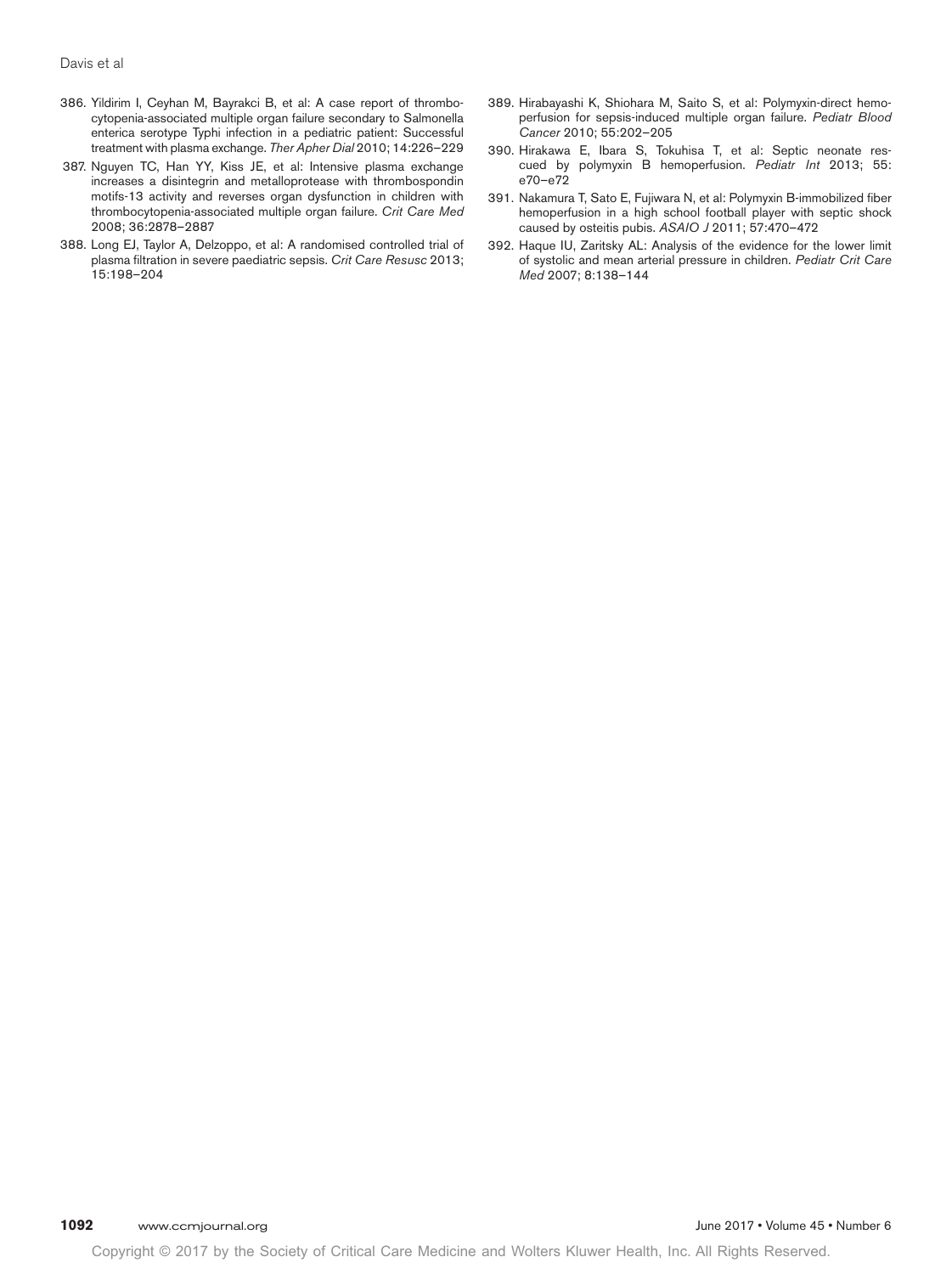386. Yildirim I, Ceyhan M, Bayrakci B, et al: A case report of thrombocytopenia-associated multiple organ failure secondary to Salmonella enterica serotype Typhi infection in a pediatric patient: Successful treatment with plasma exchange. *Ther Apher Dial* 2010; 14:226–229
387. Nguyen TC, Han YY, Kiss JE, et al: Intensive plasma exchange increases a disintegrin and metalloprotease with thrombospondin motifs-13 activity and reverses organ dysfunction in children with thrombocytopenia-associated multiple organ failure. *Crit Care Med* 2008; 36:2878–2887
388. Long EJ, Taylor A, Delzoppo, et al: A randomised controlled trial of plasma filtration in severe paediatric sepsis. *Crit Care Resusc* 2013; 15:198–204
389. Hirabayashi K, Shiohara M, Saito S, et al: Polymyxin-direct hemoperfusion for sepsis-induced multiple organ failure. *Pediatr Blood Cancer* 2010; 55:202–205
390. Hirakawa E, Ibara S, Tokuhisa T, et al: Septic neonate rescued by polymyxin B hemoperfusion. *Pediatr Int* 2013; 55: e70–e72
391. Nakamura T, Sato E, Fujiwara N, et al: Polymyxin B-immobilized fiber hemoperfusion in a high school football player with septic shock caused by osteitis pubis. *ASAIO J* 2011; 57:470–472
392. Haque IU, Zaritsky AL: Analysis of the evidence for the lower limit of systolic and mean arterial pressure in children. *Pediatr Crit Care Med* 2007; 8:138–144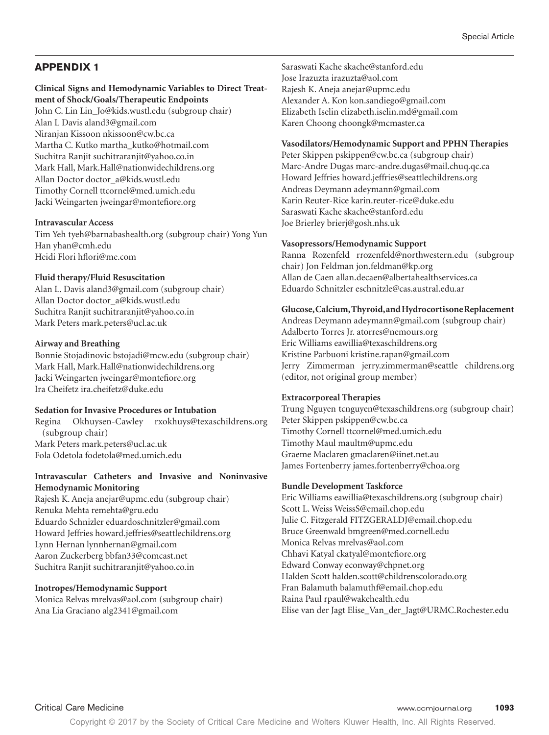## APPENDIX 1

**Clinical Signs and Hemodynamic Variables to Direct Treatment of Shock/Goals/Therapeutic Endpoints**
John C. Lin Lin_Jo@kids.wustl.edu (subgroup chair)
Alan L Davis aland3@gmail.com
Niranjan Kissoon nkissoon@cw.bc.ca
Martha C. Kutko martha_kutko@hotmail.com
Suchitra Ranjit suchitraranjit@yahoo.co.in
Mark Hall, Mark.Hall@nationwidechildrens.org
Allan Doctor doctor_a@kids.wustl.edu
Timothy Cornell ttcornel@med.umich.edu
Jacki Weingarten jweingar@montefiore.org

**Intravascular Access**
Tim Yeh tyeh@barnabashealth.org (subgroup chair) Yong Yun Han yhan@cmh.edu
Heidi Flori hflori@me.com

**Fluid therapy/Fluid Resuscitation**
Alan L. Davis aland3@gmail.com (subgroup chair)
Allan Doctor doctor_a@kids.wustl.edu
Suchitra Ranjit suchitraranjit@yahoo.co.in
Mark Peters mark.peters@ucl.ac.uk

**Airway and Breathing**
Bonnie Stojadinovic bstojadi@mcw.edu (subgroup chair)
Mark Hall, Mark.Hall@nationwidechildrens.org
Jacki Weingarten jweingar@montefiore.org
Ira Cheifetz ira.cheifetz@duke.edu

**Sedation for Invasive Procedures or Intubation**
Regina Okhuysen-Cawley rxokhuys@texaschildrens.org (subgroup chair)
Mark Peters mark.peters@ucl.ac.uk
Fola Odetola fodetola@med.umich.edu

**Intravascular Catheters and Invasive and Noninvasive Hemodynamic Monitoring**
Rajesh K. Aneja anejar@upmc.edu (subgroup chair)
Renuka Mehta remehta@gru.edu
Eduardo Schnizler eduardoschnitzler@gmail.com
Howard Jeffries howard.jeffries@seattlechildrens.org
Lynn Hernan lynnhernan@gmail.com
Aaron Zuckerberg bbfan33@comcast.net
Suchitra Ranjit suchitraranjit@yahoo.co.in

**Inotropes/Hemodynamic Support**
Monica Relvas mrelvas@aol.com (subgroup chair)
Ana Lia Graciano alg2341@gmail.com
Saraswati Kache skache@stanford.edu
Jose Irazuzta irazuzta@aol.com
Rajesh K. Aneja anejar@upmc.edu
Alexander A. Kon kon.sandiego@gmail.com
Elizabeth Iselin elizabeth.iselin.md@gmail.com
Karen Choong choongk@mcmaster.ca

**Vasodilators/Hemodynamic Support and PPHN Therapies**
Peter Skippen pskippen@cw.bc.ca (subgroup chair)
Marc-Andre Dugas marc-andre.dugas@mail.chuq.qc.ca
Howard Jeffries howard.jeffries@seattlechildrens.org
Andreas Deymann adeymann@gmail.com
Karin Reuter-Rice karin.reuter-rice@duke.edu
Saraswati Kache skache@stanford.edu
Joe Brierley brierj@gosh.nhs.uk

**Vasopressors/Hemodynamic Support**
Ranna Rozenfeld rrozenfeld@northwestern.edu (subgroup chair) Jon Feldman jon.feldman@kp.org
Allan de Caen allan.decaen@albertahealthservices.ca
Eduardo Schnitzler eschnitzle@cas.austral.edu.ar

**Glucose, Calcium, Thyroid, and Hydrocortisone Replacement**
Andreas Deymann adeymann@gmail.com (subgroup chair)
Adalberto Torres Jr. atorres@nemours.org
Eric Williams eawillia@texaschildrens.org
Kristine Parbuoni kristine.rapan@gmail.com
Jerry Zimmerman jerry.zimmerman@seattle childrens.org (editor, not original group member)

**Extracorporeal Therapies**
Trung Nguyen tcnguyen@texaschildrens.org (subgroup chair)
Peter Skippen pskippen@cw.bc.ca
Timothy Cornell ttcornel@med.umich.edu
Timothy Maul maultm@upmc.edu
Graeme Maclaren gmaclaren@iinet.net.au
James Fortenberry james.fortenberry@choa.org

**Bundle Development Taskforce**
Eric Williams eawillia@texaschildrens.org (subgroup chair)
Scott L. Weiss WeissS@email.chop.edu
Julie C. Fitzgerald FITZGERALDJ@email.chop.edu
Bruce Greenwald bmgreen@med.cornell.edu
Monica Relvas mrelvas@aol.com
Chhavi Katyal ckatyal@montefiore.org
Edward Conway econway@chpnet.org
Halden Scott halden.scott@childrenscolorado.org
Fran Balamuth balamuthf@email.chop.edu
Raina Paul rpaul@wakehealth.edu
Elise van der Jagt Elise_Van_der_Jagt@URMC.Rochester.edu